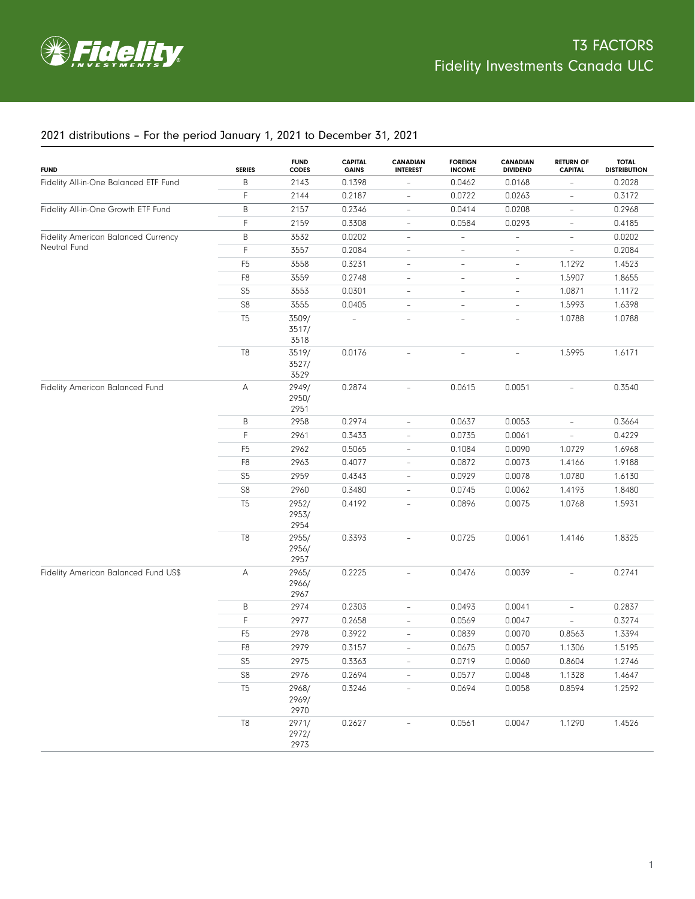# T3 FACTORS
## Fidelity Investments Canada ULC

### 2021 distributions – For the period January 1, 2021 to December 31, 2021

| FUND | SERIES | FUND CODES | CAPITAL GAINS | CANADIAN INTEREST | FOREIGN INCOME | CANADIAN DIVIDEND | RETURN OF CAPITAL | TOTAL DISTRIBUTION |
|---|---|---|---|---|---|---|---|---|
| Fidelity All-in-One Balanced ETF Fund | B | 2143 | 0.1398 | – | 0.0462 | 0.0168 | – | 0.2028 |
| | F | 2144 | 0.2187 | – | 0.0722 | 0.0263 | – | 0.3172 |
| Fidelity All-in-One Growth ETF Fund | B | 2157 | 0.2346 | – | 0.0414 | 0.0208 | – | 0.2968 |
| | F | 2159 | 0.3308 | – | 0.0584 | 0.0293 | – | 0.4185 |
| Fidelity American Balanced Currency Neutral Fund | B | 3532 | 0.0202 | – | – | – | – | 0.0202 |
| | F | 3557 | 0.2084 | – | – | – | – | 0.2084 |
| | F5 | 3558 | 0.3231 | – | – | – | 1.1292 | 1.4523 |
| | F8 | 3559 | 0.2748 | – | – | – | 1.5907 | 1.8655 |
| | S5 | 3553 | 0.0301 | – | – | – | 1.0871 | 1.1172 |
| | S8 | 3555 | 0.0405 | – | – | – | 1.5993 | 1.6398 |
| | T5 | 3509/ 3517/ 3518 | – | – | – | – | 1.0788 | 1.0788 |
| | T8 | 3519/ 3527/ 3529 | 0.0176 | – | – | – | 1.5995 | 1.6171 |
| Fidelity American Balanced Fund | A | 2949/ 2950/ 2951 | 0.2874 | – | 0.0615 | 0.0051 | – | 0.3540 |
| | B | 2958 | 0.2974 | – | 0.0637 | 0.0053 | – | 0.3664 |
| | F | 2961 | 0.3433 | – | 0.0735 | 0.0061 | – | 0.4229 |
| | F5 | 2962 | 0.5065 | – | 0.1084 | 0.0090 | 1.0729 | 1.6968 |
| | F8 | 2963 | 0.4077 | – | 0.0872 | 0.0073 | 1.4166 | 1.9188 |
| | S5 | 2959 | 0.4343 | – | 0.0929 | 0.0078 | 1.0780 | 1.6130 |
| | S8 | 2960 | 0.3480 | – | 0.0745 | 0.0062 | 1.4193 | 1.8480 |
| | T5 | 2952/ 2953/ 2954 | 0.4192 | – | 0.0896 | 0.0075 | 1.0768 | 1.5931 |
| | T8 | 2955/ 2956/ 2957 | 0.3393 | – | 0.0725 | 0.0061 | 1.4146 | 1.8325 |
| Fidelity American Balanced Fund US$ | A | 2965/ 2966/ 2967 | 0.2225 | – | 0.0476 | 0.0039 | – | 0.2741 |
| | B | 2974 | 0.2303 | – | 0.0493 | 0.0041 | – | 0.2837 |
| | F | 2977 | 0.2658 | – | 0.0569 | 0.0047 | – | 0.3274 |
| | F5 | 2978 | 0.3922 | – | 0.0839 | 0.0070 | 0.8563 | 1.3394 |
| | F8 | 2979 | 0.3157 | – | 0.0675 | 0.0057 | 1.1306 | 1.5195 |
| | S5 | 2975 | 0.3363 | – | 0.0719 | 0.0060 | 0.8604 | 1.2746 |
| | S8 | 2976 | 0.2694 | – | 0.0577 | 0.0048 | 1.1328 | 1.4647 |
| | T5 | 2968/ 2969/ 2970 | 0.3246 | – | 0.0694 | 0.0058 | 0.8594 | 1.2592 |
| | T8 | 2971/ 2972/ 2973 | 0.2627 | – | 0.0561 | 0.0047 | 1.1290 | 1.4526 |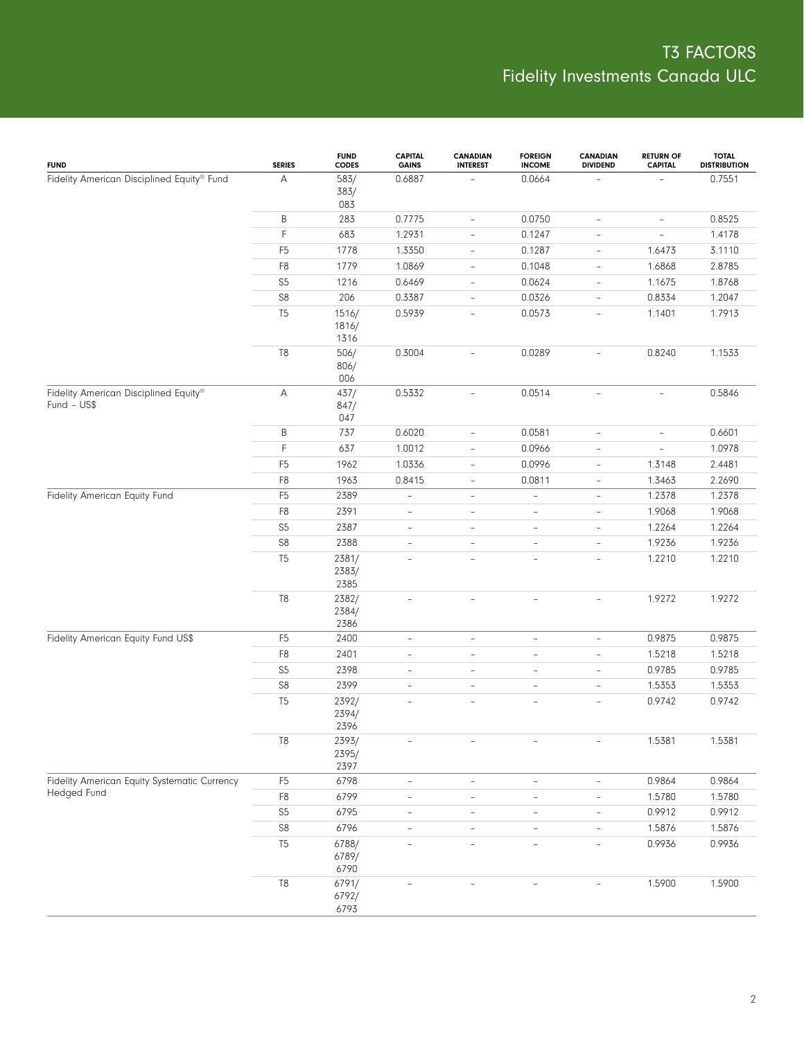# T3 FACTORS
## Fidelity Investments Canada ULC

| FUND | SERIES | FUND CODES | CAPITAL GAINS | CANADIAN INTEREST | FOREIGN INCOME | CANADIAN DIVIDEND | RETURN OF CAPITAL | TOTAL DISTRIBUTION |
|---|---|---|---|---|---|---|---|---|
| Fidelity American Disciplined Equity® Fund | A | 583/ 383/ 083 | 0.6887 | – | 0.0664 | – | – | 0.7551 |
| | B | 283 | 0.7775 | – | 0.0750 | – | – | 0.8525 |
| | F | 683 | 1.2931 | – | 0.1247 | – | – | 1.4178 |
| | F5 | 1778 | 1.3350 | – | 0.1287 | – | 1.6473 | 3.1110 |
| | F8 | 1779 | 1.0869 | – | 0.1048 | – | 1.6868 | 2.8785 |
| | S5 | 1216 | 0.6469 | – | 0.0624 | – | 1.1675 | 1.8768 |
| | S8 | 206 | 0.3387 | – | 0.0326 | – | 0.8334 | 1.2047 |
| | T5 | 1516/ 1816/ 1316 | 0.5939 | – | 0.0573 | – | 1.1401 | 1.7913 |
| | T8 | 506/ 806/ 006 | 0.3004 | – | 0.0289 | – | 0.8240 | 1.1533 |
| Fidelity American Disciplined Equity® Fund – US$ | A | 437/ 847/ 047 | 0.5332 | – | 0.0514 | – | – | 0.5846 |
| | B | 737 | 0.6020 | – | 0.0581 | – | – | 0.6601 |
| | F | 637 | 1.0012 | – | 0.0966 | – | – | 1.0978 |
| | F5 | 1962 | 1.0336 | – | 0.0996 | – | 1.3148 | 2.4481 |
| | F8 | 1963 | 0.8415 | – | 0.0811 | – | 1.3463 | 2.2690 |
| Fidelity American Equity Fund | F5 | 2389 | – | – | – | – | 1.2378 | 1.2378 |
| | F8 | 2391 | – | – | – | – | 1.9068 | 1.9068 |
| | S5 | 2387 | – | – | – | – | 1.2264 | 1.2264 |
| | S8 | 2388 | – | – | – | – | 1.9236 | 1.9236 |
| | T5 | 2381/ 2383/ 2385 | – | – | – | – | 1.2210 | 1.2210 |
| | T8 | 2382/ 2384/ 2386 | – | – | – | – | 1.9272 | 1.9272 |
| Fidelity American Equity Fund US$ | F5 | 2400 | – | – | – | – | 0.9875 | 0.9875 |
| | F8 | 2401 | – | – | – | – | 1.5218 | 1.5218 |
| | S5 | 2398 | – | – | – | – | 0.9785 | 0.9785 |
| | S8 | 2399 | – | – | – | – | 1.5353 | 1.5353 |
| | T5 | 2392/ 2394/ 2396 | – | – | – | – | 0.9742 | 0.9742 |
| | T8 | 2393/ 2395/ 2397 | – | – | – | – | 1.5381 | 1.5381 |
| Fidelity American Equity Systematic Currency Hedged Fund | F5 | 6798 | – | – | – | – | 0.9864 | 0.9864 |
| | F8 | 6799 | – | – | – | – | 1.5780 | 1.5780 |
| | S5 | 6795 | – | – | – | – | 0.9912 | 0.9912 |
| | S8 | 6796 | – | – | – | – | 1.5876 | 1.5876 |
| | T5 | 6788/ 6789/ 6790 | – | – | – | – | 0.9936 | 0.9936 |
| | T8 | 6791/ 6792/ 6793 | – | – | – | – | 1.5900 | 1.5900 |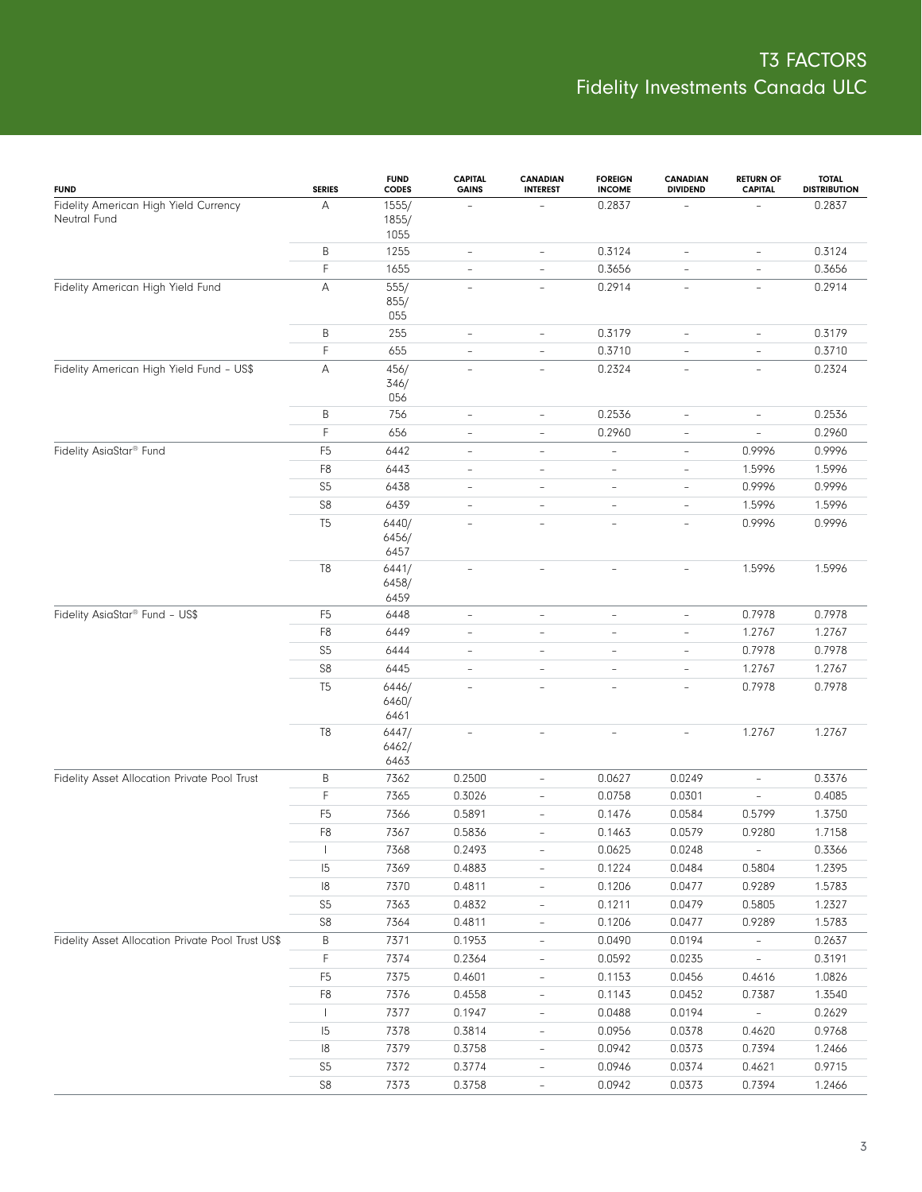| FUND | SERIES | FUND CODES | CAPITAL GAINS | CANADIAN INTEREST | FOREIGN INCOME | CANADIAN DIVIDEND | RETURN OF CAPITAL | TOTAL DISTRIBUTION |
|---|---|---|---|---|---|---|---|---|
| Fidelity American High Yield Currency Neutral Fund | A | 1555/ 1855/ 1055 | – | – | 0.2837 | – | – | 0.2837 |
| | B | 1255 | – | – | 0.3124 | – | – | 0.3124 |
| | F | 1655 | – | – | 0.3656 | – | – | 0.3656 |
| Fidelity American High Yield Fund | A | 555/ 855/ 055 | – | – | 0.2914 | – | – | 0.2914 |
| | B | 255 | – | – | 0.3179 | – | – | 0.3179 |
| | F | 655 | – | – | 0.3710 | – | – | 0.3710 |
| Fidelity American High Yield Fund – US$ | A | 456/ 346/ 056 | – | – | 0.2324 | – | – | 0.2324 |
| | B | 756 | – | – | 0.2536 | – | – | 0.2536 |
| | F | 656 | – | – | 0.2960 | – | – | 0.2960 |
| Fidelity AsiaStar® Fund | F5 | 6442 | – | – | – | – | 0.9996 | 0.9996 |
| | F8 | 6443 | – | – | – | – | 1.5996 | 1.5996 |
| | S5 | 6438 | – | – | – | – | 0.9996 | 0.9996 |
| | S8 | 6439 | – | – | – | – | 1.5996 | 1.5996 |
| | T5 | 6440/ 6456/ 6457 | – | – | – | – | 0.9996 | 0.9996 |
| | T8 | 6441/ 6458/ 6459 | – | – | – | – | 1.5996 | 1.5996 |
| Fidelity AsiaStar® Fund – US$ | F5 | 6448 | – | – | – | – | 0.7978 | 0.7978 |
| | F8 | 6449 | – | – | – | – | 1.2767 | 1.2767 |
| | S5 | 6444 | – | – | – | – | 0.7978 | 0.7978 |
| | S8 | 6445 | – | – | – | – | 1.2767 | 1.2767 |
| | T5 | 6446/ 6460/ 6461 | – | – | – | – | 0.7978 | 0.7978 |
| | T8 | 6447/ 6462/ 6463 | – | – | – | – | 1.2767 | 1.2767 |
| Fidelity Asset Allocation Private Pool Trust | B | 7362 | 0.2500 | – | 0.0627 | 0.0249 | – | 0.3376 |
| | F | 7365 | 0.3026 | – | 0.0758 | 0.0301 | – | 0.4085 |
| | F5 | 7366 | 0.5891 | – | 0.1476 | 0.0584 | 0.5799 | 1.3750 |
| | F8 | 7367 | 0.5836 | – | 0.1463 | 0.0579 | 0.9280 | 1.7158 |
| | I | 7368 | 0.2493 | – | 0.0625 | 0.0248 | – | 0.3366 |
| | I5 | 7369 | 0.4883 | – | 0.1224 | 0.0484 | 0.5804 | 1.2395 |
| | I8 | 7370 | 0.4811 | – | 0.1206 | 0.0477 | 0.9289 | 1.5783 |
| | S5 | 7363 | 0.4832 | – | 0.1211 | 0.0479 | 0.5805 | 1.2327 |
| | S8 | 7364 | 0.4811 | – | 0.1206 | 0.0477 | 0.9289 | 1.5783 |
| Fidelity Asset Allocation Private Pool Trust US$ | B | 7371 | 0.1953 | – | 0.0490 | 0.0194 | – | 0.2637 |
| | F | 7374 | 0.2364 | – | 0.0592 | 0.0235 | – | 0.3191 |
| | F5 | 7375 | 0.4601 | – | 0.1153 | 0.0456 | 0.4616 | 1.0826 |
| | F8 | 7376 | 0.4558 | – | 0.1143 | 0.0452 | 0.7387 | 1.3540 |
| | I | 7377 | 0.1947 | – | 0.0488 | 0.0194 | – | 0.2629 |
| | I5 | 7378 | 0.3814 | – | 0.0956 | 0.0378 | 0.4620 | 0.9768 |
| | I8 | 7379 | 0.3758 | – | 0.0942 | 0.0373 | 0.7394 | 1.2466 |
| | S5 | 7372 | 0.3774 | – | 0.0946 | 0.0374 | 0.4621 | 0.9715 |
| | S8 | 7373 | 0.3758 | – | 0.0942 | 0.0373 | 0.7394 | 1.2466 |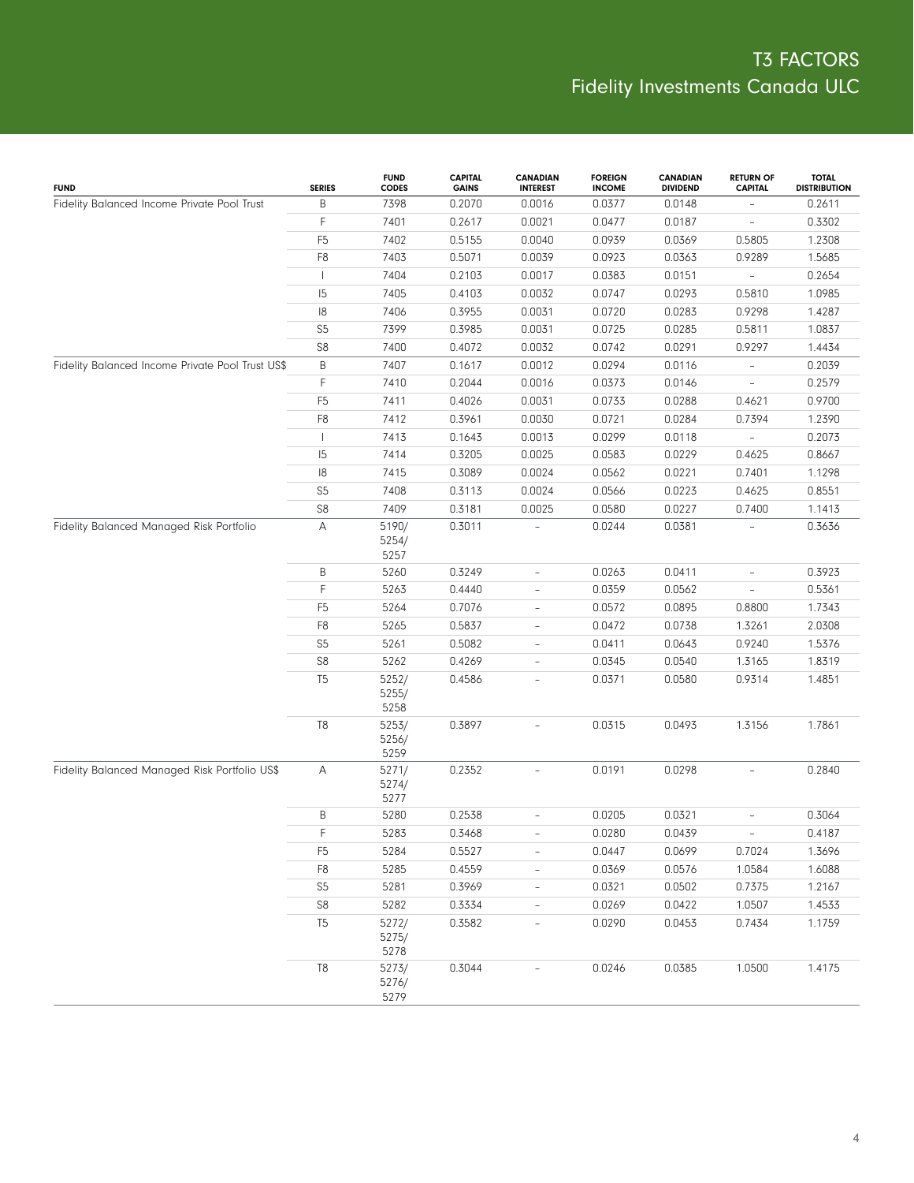# T3 FACTORS
## Fidelity Investments Canada ULC

| FUND | SERIES | FUND CODES | CAPITAL GAINS | CANADIAN INTEREST | FOREIGN INCOME | CANADIAN DIVIDEND | RETURN OF CAPITAL | TOTAL DISTRIBUTION |
|---|---|---|---|---|---|---|---|---|
| Fidelity Balanced Income Private Pool Trust | B | 7398 | 0.2070 | 0.0016 | 0.0377 | 0.0148 | – | 0.2611 |
| | F | 7401 | 0.2617 | 0.0021 | 0.0477 | 0.0187 | – | 0.3302 |
| | F5 | 7402 | 0.5155 | 0.0040 | 0.0939 | 0.0369 | 0.5805 | 1.2308 |
| | F8 | 7403 | 0.5071 | 0.0039 | 0.0923 | 0.0363 | 0.9289 | 1.5685 |
| | I | 7404 | 0.2103 | 0.0017 | 0.0383 | 0.0151 | – | 0.2654 |
| | I5 | 7405 | 0.4103 | 0.0032 | 0.0747 | 0.0293 | 0.5810 | 1.0985 |
| | I8 | 7406 | 0.3955 | 0.0031 | 0.0720 | 0.0283 | 0.9298 | 1.4287 |
| | S5 | 7399 | 0.3985 | 0.0031 | 0.0725 | 0.0285 | 0.5811 | 1.0837 |
| | S8 | 7400 | 0.4072 | 0.0032 | 0.0742 | 0.0291 | 0.9297 | 1.4434 |
| Fidelity Balanced Income Private Pool Trust US$ | B | 7407 | 0.1617 | 0.0012 | 0.0294 | 0.0116 | – | 0.2039 |
| | F | 7410 | 0.2044 | 0.0016 | 0.0373 | 0.0146 | – | 0.2579 |
| | F5 | 7411 | 0.4026 | 0.0031 | 0.0733 | 0.0288 | 0.4621 | 0.9700 |
| | F8 | 7412 | 0.3961 | 0.0030 | 0.0721 | 0.0284 | 0.7394 | 1.2390 |
| | I | 7413 | 0.1643 | 0.0013 | 0.0299 | 0.0118 | – | 0.2073 |
| | I5 | 7414 | 0.3205 | 0.0025 | 0.0583 | 0.0229 | 0.4625 | 0.8667 |
| | I8 | 7415 | 0.3089 | 0.0024 | 0.0562 | 0.0221 | 0.7401 | 1.1298 |
| | S5 | 7408 | 0.3113 | 0.0024 | 0.0566 | 0.0223 | 0.4625 | 0.8551 |
| | S8 | 7409 | 0.3181 | 0.0025 | 0.0580 | 0.0227 | 0.7400 | 1.1413 |
| Fidelity Balanced Managed Risk Portfolio | A | 5190/ 5254/ 5257 | 0.3011 | – | 0.0244 | 0.0381 | – | 0.3636 |
| | B | 5260 | 0.3249 | – | 0.0263 | 0.0411 | – | 0.3923 |
| | F | 5263 | 0.4440 | – | 0.0359 | 0.0562 | – | 0.5361 |
| | F5 | 5264 | 0.7076 | – | 0.0572 | 0.0895 | 0.8800 | 1.7343 |
| | F8 | 5265 | 0.5837 | – | 0.0472 | 0.0738 | 1.3261 | 2.0308 |
| | S5 | 5261 | 0.5082 | – | 0.0411 | 0.0643 | 0.9240 | 1.5376 |
| | S8 | 5262 | 0.4269 | – | 0.0345 | 0.0540 | 1.3165 | 1.8319 |
| | T5 | 5252/ 5255/ 5258 | 0.4586 | – | 0.0371 | 0.0580 | 0.9314 | 1.4851 |
| | T8 | 5253/ 5256/ 5259 | 0.3897 | – | 0.0315 | 0.0493 | 1.3156 | 1.7861 |
| Fidelity Balanced Managed Risk Portfolio US$ | A | 5271/ 5274/ 5277 | 0.2352 | – | 0.0191 | 0.0298 | – | 0.2840 |
| | B | 5280 | 0.2538 | – | 0.0205 | 0.0321 | – | 0.3064 |
| | F | 5283 | 0.3468 | – | 0.0280 | 0.0439 | – | 0.4187 |
| | F5 | 5284 | 0.5527 | – | 0.0447 | 0.0699 | 0.7024 | 1.3696 |
| | F8 | 5285 | 0.4559 | – | 0.0369 | 0.0576 | 1.0584 | 1.6088 |
| | S5 | 5281 | 0.3969 | – | 0.0321 | 0.0502 | 0.7375 | 1.2167 |
| | S8 | 5282 | 0.3334 | – | 0.0269 | 0.0422 | 1.0507 | 1.4533 |
| | T5 | 5272/ 5275/ 5278 | 0.3582 | – | 0.0290 | 0.0453 | 0.7434 | 1.1759 |
| | T8 | 5273/ 5276/ 5279 | 0.3044 | – | 0.0246 | 0.0385 | 1.0500 | 1.4175 |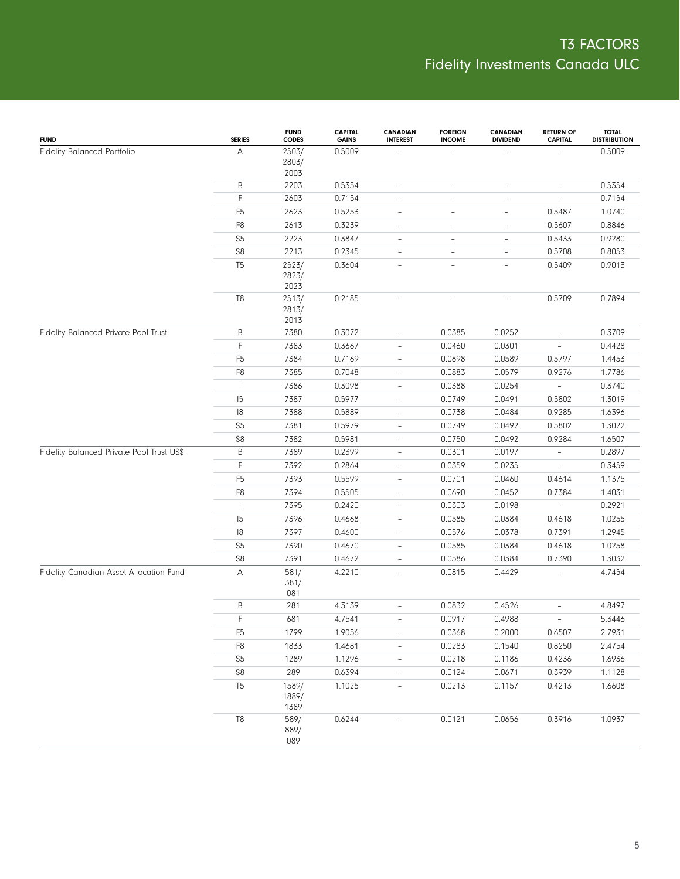# T3 FACTORS
## Fidelity Investments Canada ULC

| FUND | SERIES | FUND CODES | CAPITAL GAINS | CANADIAN INTEREST | FOREIGN INCOME | CANADIAN DIVIDEND | RETURN OF CAPITAL | TOTAL DISTRIBUTION |
|---|---|---|---|---|---|---|---|---|
| Fidelity Balanced Portfolio | A | 2503/ 2803/ 2003 | 0.5009 | – | – | – | – | 0.5009 |
| | B | 2203 | 0.5354 | – | – | – | – | 0.5354 |
| | F | 2603 | 0.7154 | – | – | – | – | 0.7154 |
| | F5 | 2623 | 0.5253 | – | – | – | 0.5487 | 1.0740 |
| | F8 | 2613 | 0.3239 | – | – | – | 0.5607 | 0.8846 |
| | S5 | 2223 | 0.3847 | – | – | – | 0.5433 | 0.9280 |
| | S8 | 2213 | 0.2345 | – | – | – | 0.5708 | 0.8053 |
| | T5 | 2523/ 2823/ 2023 | 0.3604 | – | – | – | 0.5409 | 0.9013 |
| | T8 | 2513/ 2813/ 2013 | 0.2185 | – | – | – | 0.5709 | 0.7894 |
| Fidelity Balanced Private Pool Trust | B | 7380 | 0.3072 | – | 0.0385 | 0.0252 | – | 0.3709 |
| | F | 7383 | 0.3667 | – | 0.0460 | 0.0301 | – | 0.4428 |
| | F5 | 7384 | 0.7169 | – | 0.0898 | 0.0589 | 0.5797 | 1.4453 |
| | F8 | 7385 | 0.7048 | – | 0.0883 | 0.0579 | 0.9276 | 1.7786 |
| | I | 7386 | 0.3098 | – | 0.0388 | 0.0254 | – | 0.3740 |
| | I5 | 7387 | 0.5977 | – | 0.0749 | 0.0491 | 0.5802 | 1.3019 |
| | I8 | 7388 | 0.5889 | – | 0.0738 | 0.0484 | 0.9285 | 1.6396 |
| | S5 | 7381 | 0.5979 | – | 0.0749 | 0.0492 | 0.5802 | 1.3022 |
| | S8 | 7382 | 0.5981 | – | 0.0750 | 0.0492 | 0.9284 | 1.6507 |
| Fidelity Balanced Private Pool Trust US$ | B | 7389 | 0.2399 | – | 0.0301 | 0.0197 | – | 0.2897 |
| | F | 7392 | 0.2864 | – | 0.0359 | 0.0235 | – | 0.3459 |
| | F5 | 7393 | 0.5599 | – | 0.0701 | 0.0460 | 0.4614 | 1.1375 |
| | F8 | 7394 | 0.5505 | – | 0.0690 | 0.0452 | 0.7384 | 1.4031 |
| | I | 7395 | 0.2420 | – | 0.0303 | 0.0198 | – | 0.2921 |
| | I5 | 7396 | 0.4668 | – | 0.0585 | 0.0384 | 0.4618 | 1.0255 |
| | I8 | 7397 | 0.4600 | – | 0.0576 | 0.0378 | 0.7391 | 1.2945 |
| | S5 | 7390 | 0.4670 | – | 0.0585 | 0.0384 | 0.4618 | 1.0258 |
| | S8 | 7391 | 0.4672 | – | 0.0586 | 0.0384 | 0.7390 | 1.3032 |
| Fidelity Canadian Asset Allocation Fund | A | 581/ 381/ 081 | 4.2210 | – | 0.0815 | 0.4429 | – | 4.7454 |
| | B | 281 | 4.3139 | – | 0.0832 | 0.4526 | – | 4.8497 |
| | F | 681 | 4.7541 | – | 0.0917 | 0.4988 | – | 5.3446 |
| | F5 | 1799 | 1.9056 | – | 0.0368 | 0.2000 | 0.6507 | 2.7931 |
| | F8 | 1833 | 1.4681 | – | 0.0283 | 0.1540 | 0.8250 | 2.4754 |
| | S5 | 1289 | 1.1296 | – | 0.0218 | 0.1186 | 0.4236 | 1.6936 |
| | S8 | 289 | 0.6394 | – | 0.0124 | 0.0671 | 0.3939 | 1.1128 |
| | T5 | 1589/ 1889/ 1389 | 1.1025 | – | 0.0213 | 0.1157 | 0.4213 | 1.6608 |
| | T8 | 589/ 889/ 089 | 0.6244 | – | 0.0121 | 0.0656 | 0.3916 | 1.0937 |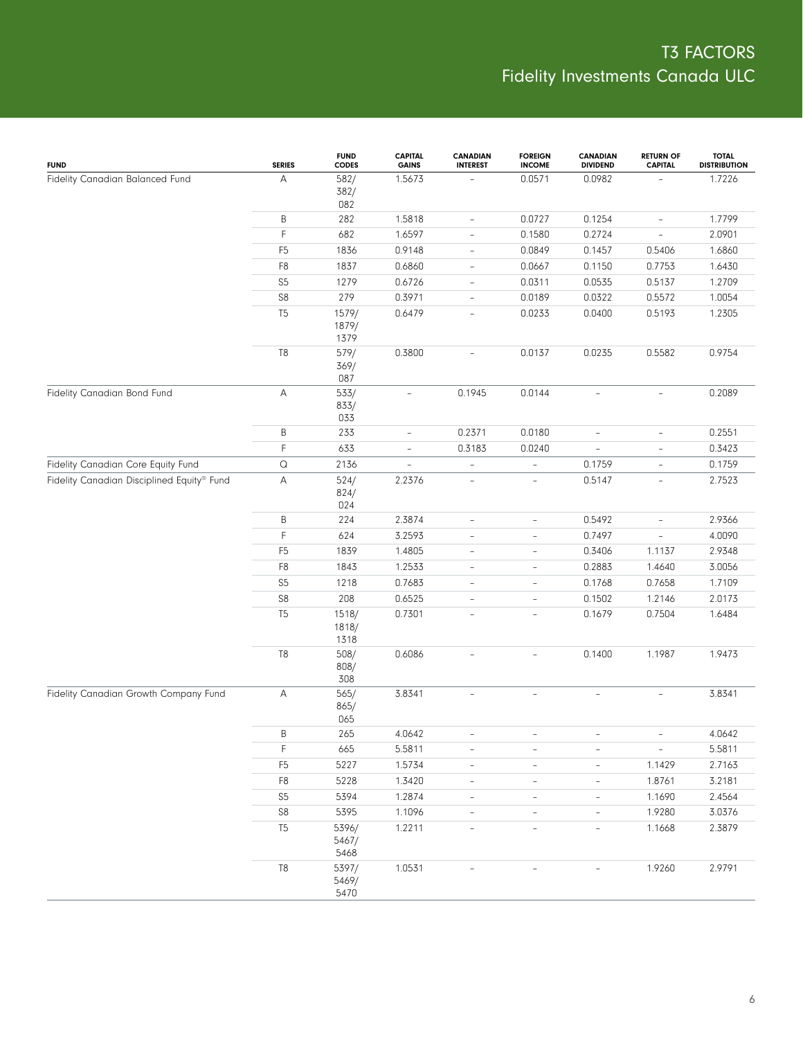# T3 FACTORS
## Fidelity Investments Canada ULC

| FUND | SERIES | FUND CODES | CAPITAL GAINS | CANADIAN INTEREST | FOREIGN INCOME | CANADIAN DIVIDEND | RETURN OF CAPITAL | TOTAL DISTRIBUTION |
|---|---|---|---|---|---|---|---|---|
| Fidelity Canadian Balanced Fund | A | 582/ 382/ 082 | 1.5673 | – | 0.0571 | 0.0982 | – | 1.7226 |
| | B | 282 | 1.5818 | – | 0.0727 | 0.1254 | – | 1.7799 |
| | F | 682 | 1.6597 | – | 0.1580 | 0.2724 | – | 2.0901 |
| | F5 | 1836 | 0.9148 | – | 0.0849 | 0.1457 | 0.5406 | 1.6860 |
| | F8 | 1837 | 0.6860 | – | 0.0667 | 0.1150 | 0.7753 | 1.6430 |
| | S5 | 1279 | 0.6726 | – | 0.0311 | 0.0535 | 0.5137 | 1.2709 |
| | S8 | 279 | 0.3971 | – | 0.0189 | 0.0322 | 0.5572 | 1.0054 |
| | T5 | 1579/ 1879/ 1379 | 0.6479 | – | 0.0233 | 0.0400 | 0.5193 | 1.2305 |
| | T8 | 579/ 369/ 087 | 0.3800 | – | 0.0137 | 0.0235 | 0.5582 | 0.9754 |
| Fidelity Canadian Bond Fund | A | 533/ 833/ 033 | – | 0.1945 | 0.0144 | – | – | 0.2089 |
| | B | 233 | – | 0.2371 | 0.0180 | – | – | 0.2551 |
| | F | 633 | – | 0.3183 | 0.0240 | – | – | 0.3423 |
| Fidelity Canadian Core Equity Fund | Q | 2136 | – | – | – | 0.1759 | – | 0.1759 |
| Fidelity Canadian Disciplined Equity® Fund | A | 524/ 824/ 024 | 2.2376 | – | – | 0.5147 | – | 2.7523 |
| | B | 224 | 2.3874 | – | – | 0.5492 | – | 2.9366 |
| | F | 624 | 3.2593 | – | – | 0.7497 | – | 4.0090 |
| | F5 | 1839 | 1.4805 | – | – | 0.3406 | 1.1137 | 2.9348 |
| | F8 | 1843 | 1.2533 | – | – | 0.2883 | 1.4640 | 3.0056 |
| | S5 | 1218 | 0.7683 | – | – | 0.1768 | 0.7658 | 1.7109 |
| | S8 | 208 | 0.6525 | – | – | 0.1502 | 1.2146 | 2.0173 |
| | T5 | 1518/ 1818/ 1318 | 0.7301 | – | – | 0.1679 | 0.7504 | 1.6484 |
| | T8 | 508/ 808/ 308 | 0.6086 | – | – | 0.1400 | 1.1987 | 1.9473 |
| Fidelity Canadian Growth Company Fund | A | 565/ 865/ 065 | 3.8341 | – | – | – | – | 3.8341 |
| | B | 265 | 4.0642 | – | – | – | – | 4.0642 |
| | F | 665 | 5.5811 | – | – | – | – | 5.5811 |
| | F5 | 5227 | 1.5734 | – | – | – | 1.1429 | 2.7163 |
| | F8 | 5228 | 1.3420 | – | – | – | 1.8761 | 3.2181 |
| | S5 | 5394 | 1.2874 | – | – | – | 1.1690 | 2.4564 |
| | S8 | 5395 | 1.1096 | – | – | – | 1.9280 | 3.0376 |
| | T5 | 5396/ 5467/ 5468 | 1.2211 | – | – | – | 1.1668 | 2.3879 |
| | T8 | 5397/ 5469/ 5470 | 1.0531 | – | – | – | 1.9260 | 2.9791 |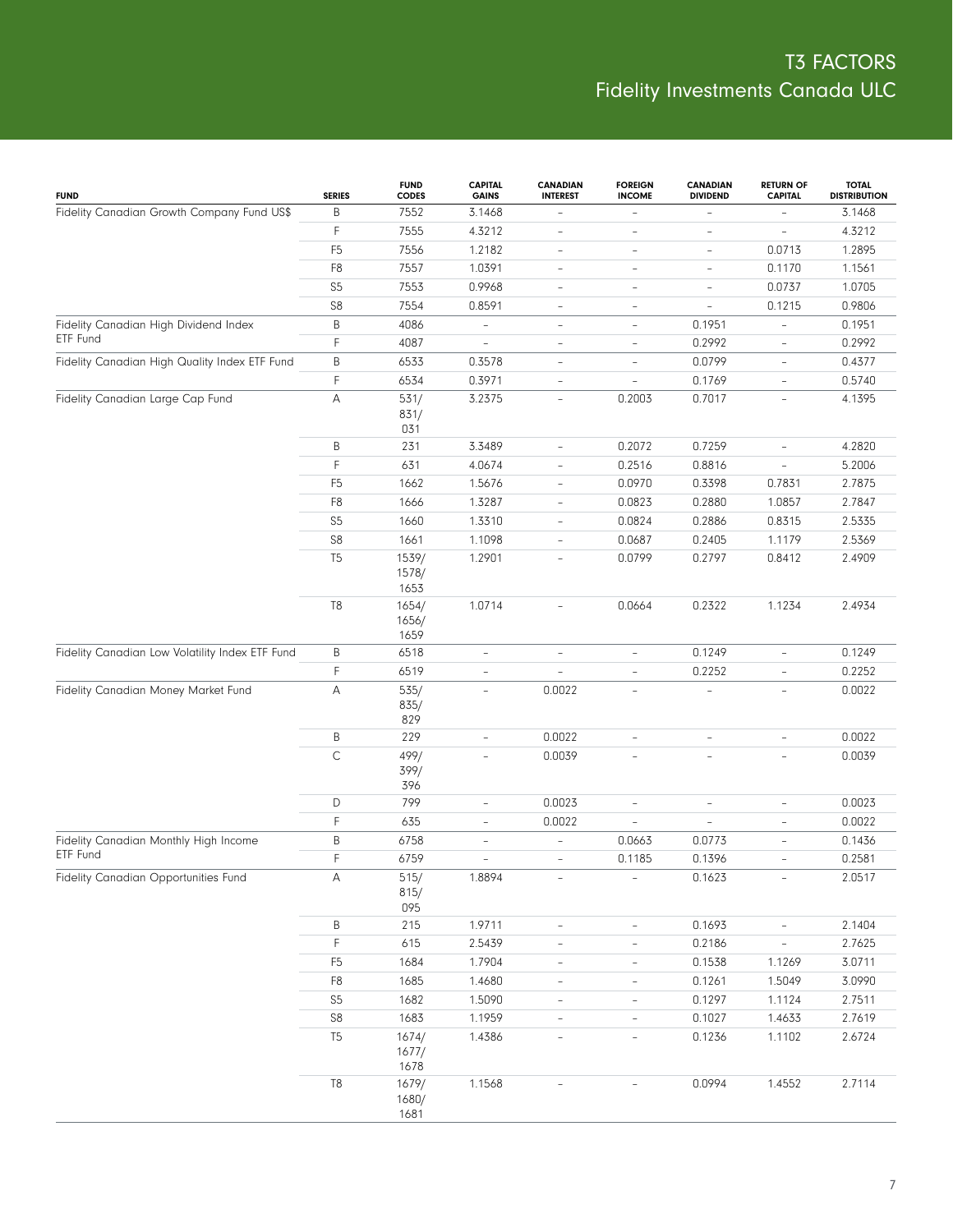# T3 FACTORS
## Fidelity Investments Canada ULC

| FUND | SERIES | FUND CODES | CAPITAL GAINS | CANADIAN INTEREST | FOREIGN INCOME | CANADIAN DIVIDEND | RETURN OF CAPITAL | TOTAL DISTRIBUTION |
|---|---|---|---|---|---|---|---|---|
| Fidelity Canadian Growth Company Fund US$ | B | 7552 | 3.1468 | – | – | – | – | 3.1468 |
| | F | 7555 | 4.3212 | – | – | – | – | 4.3212 |
| | F5 | 7556 | 1.2182 | – | – | – | 0.0713 | 1.2895 |
| | F8 | 7557 | 1.0391 | – | – | – | 0.1170 | 1.1561 |
| | S5 | 7553 | 0.9968 | – | – | – | 0.0737 | 1.0705 |
| | S8 | 7554 | 0.8591 | – | – | – | 0.1215 | 0.9806 |
| Fidelity Canadian High Dividend Index ETF Fund | B | 4086 | – | – | – | 0.1951 | – | 0.1951 |
| | F | 4087 | – | – | – | 0.2992 | – | 0.2992 |
| Fidelity Canadian High Quality Index ETF Fund | B | 6533 | 0.3578 | – | – | 0.0799 | – | 0.4377 |
| | F | 6534 | 0.3971 | – | – | 0.1769 | – | 0.5740 |
| Fidelity Canadian Large Cap Fund | A | 531/ 831/ 031 | 3.2375 | – | 0.2003 | 0.7017 | – | 4.1395 |
| | B | 231 | 3.3489 | – | 0.2072 | 0.7259 | – | 4.2820 |
| | F | 631 | 4.0674 | – | 0.2516 | 0.8816 | – | 5.2006 |
| | F5 | 1662 | 1.5676 | – | 0.0970 | 0.3398 | 0.7831 | 2.7875 |
| | F8 | 1666 | 1.3287 | – | 0.0823 | 0.2880 | 1.0857 | 2.7847 |
| | S5 | 1660 | 1.3310 | – | 0.0824 | 0.2886 | 0.8315 | 2.5335 |
| | S8 | 1661 | 1.1098 | – | 0.0687 | 0.2405 | 1.1179 | 2.5369 |
| | T5 | 1539/ 1578/ 1653 | 1.2901 | – | 0.0799 | 0.2797 | 0.8412 | 2.4909 |
| | T8 | 1654/ 1656/ 1659 | 1.0714 | – | 0.0664 | 0.2322 | 1.1234 | 2.4934 |
| Fidelity Canadian Low Volatility Index ETF Fund | B | 6518 | – | – | – | 0.1249 | – | 0.1249 |
| | F | 6519 | – | – | – | 0.2252 | – | 0.2252 |
| Fidelity Canadian Money Market Fund | A | 535/ 835/ 829 | – | 0.0022 | – | – | – | 0.0022 |
| | B | 229 | – | 0.0022 | – | – | – | 0.0022 |
| | C | 499/ 399/ 396 | – | 0.0039 | – | – | – | 0.0039 |
| | D | 799 | – | 0.0023 | – | – | – | 0.0023 |
| | F | 635 | – | 0.0022 | – | – | – | 0.0022 |
| Fidelity Canadian Monthly High Income ETF Fund | B | 6758 | – | – | 0.0663 | 0.0773 | – | 0.1436 |
| | F | 6759 | – | – | 0.1185 | 0.1396 | – | 0.2581 |
| Fidelity Canadian Opportunities Fund | A | 515/ 815/ 095 | 1.8894 | – | – | 0.1623 | – | 2.0517 |
| | B | 215 | 1.9711 | – | – | 0.1693 | – | 2.1404 |
| | F | 615 | 2.5439 | – | – | 0.2186 | – | 2.7625 |
| | F5 | 1684 | 1.7904 | – | – | 0.1538 | 1.1269 | 3.0711 |
| | F8 | 1685 | 1.4680 | – | – | 0.1261 | 1.5049 | 3.0990 |
| | S5 | 1682 | 1.5090 | – | – | 0.1297 | 1.1124 | 2.7511 |
| | S8 | 1683 | 1.1959 | – | – | 0.1027 | 1.4633 | 2.7619 |
| | T5 | 1674/ 1677/ 1678 | 1.4386 | – | – | 0.1236 | 1.1102 | 2.6724 |
| | T8 | 1679/ 1680/ 1681 | 1.1568 | – | – | 0.0994 | 1.4552 | 2.7114 |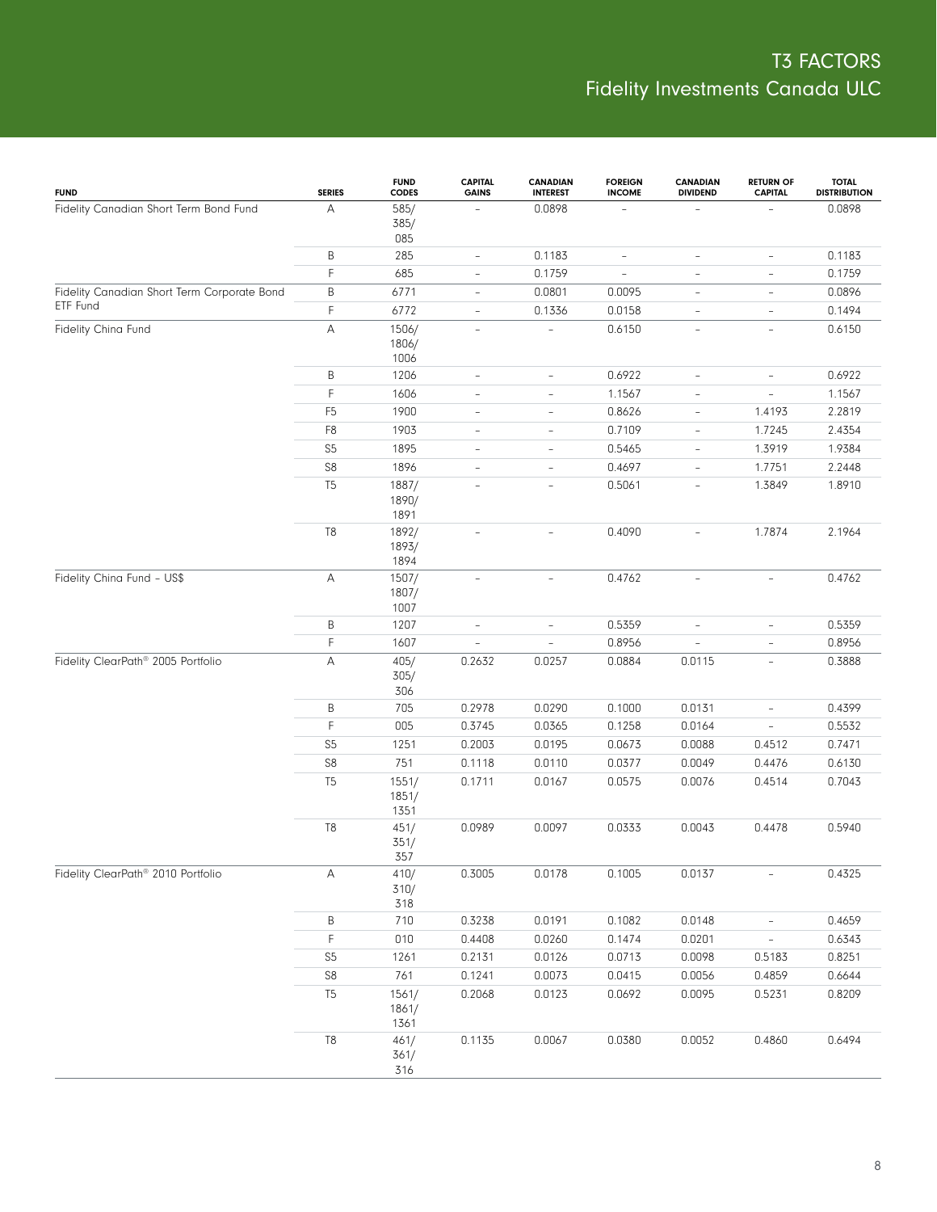# T3 FACTORS
## Fidelity Investments Canada ULC

| FUND | SERIES | FUND CODES | CAPITAL GAINS | CANADIAN INTEREST | FOREIGN INCOME | CANADIAN DIVIDEND | RETURN OF CAPITAL | TOTAL DISTRIBUTION |
|---|---|---|---|---|---|---|---|---|
| Fidelity Canadian Short Term Bond Fund | A | 585/ 385/ 085 | – | 0.0898 | – | – | – | 0.0898 |
| | B | 285 | – | 0.1183 | – | – | – | 0.1183 |
| | F | 685 | – | 0.1759 | – | – | – | 0.1759 |
| Fidelity Canadian Short Term Corporate Bond ETF Fund | B | 6771 | – | 0.0801 | 0.0095 | – | – | 0.0896 |
| | F | 6772 | – | 0.1336 | 0.0158 | – | – | 0.1494 |
| Fidelity China Fund | A | 1506/ 1806/ 1006 | – | – | 0.6150 | – | – | 0.6150 |
| | B | 1206 | – | – | 0.6922 | – | – | 0.6922 |
| | F | 1606 | – | – | 1.1567 | – | – | 1.1567 |
| | F5 | 1900 | – | – | 0.8626 | – | 1.4193 | 2.2819 |
| | F8 | 1903 | – | – | 0.7109 | – | 1.7245 | 2.4354 |
| | S5 | 1895 | – | – | 0.5465 | – | 1.3919 | 1.9384 |
| | S8 | 1896 | – | – | 0.4697 | – | 1.7751 | 2.2448 |
| | T5 | 1887/ 1890/ 1891 | – | – | 0.5061 | – | 1.3849 | 1.8910 |
| | T8 | 1892/ 1893/ 1894 | – | – | 0.4090 | – | 1.7874 | 2.1964 |
| Fidelity China Fund – US$ | A | 1507/ 1807/ 1007 | – | – | 0.4762 | – | – | 0.4762 |
| | B | 1207 | – | – | 0.5359 | – | – | 0.5359 |
| | F | 1607 | – | – | 0.8956 | – | – | 0.8956 |
| Fidelity ClearPath® 2005 Portfolio | A | 405/ 305/ 306 | 0.2632 | 0.0257 | 0.0884 | 0.0115 | – | 0.3888 |
| | B | 705 | 0.2978 | 0.0290 | 0.1000 | 0.0131 | – | 0.4399 |
| | F | 005 | 0.3745 | 0.0365 | 0.1258 | 0.0164 | – | 0.5532 |
| | S5 | 1251 | 0.2003 | 0.0195 | 0.0673 | 0.0088 | 0.4512 | 0.7471 |
| | S8 | 751 | 0.1118 | 0.0110 | 0.0377 | 0.0049 | 0.4476 | 0.6130 |
| | T5 | 1551/ 1851/ 1351 | 0.1711 | 0.0167 | 0.0575 | 0.0076 | 0.4514 | 0.7043 |
| | T8 | 451/ 351/ 357 | 0.0989 | 0.0097 | 0.0333 | 0.0043 | 0.4478 | 0.5940 |
| Fidelity ClearPath® 2010 Portfolio | A | 410/ 310/ 318 | 0.3005 | 0.0178 | 0.1005 | 0.0137 | – | 0.4325 |
| | B | 710 | 0.3238 | 0.0191 | 0.1082 | 0.0148 | – | 0.4659 |
| | F | 010 | 0.4408 | 0.0260 | 0.1474 | 0.0201 | – | 0.6343 |
| | S5 | 1261 | 0.2131 | 0.0126 | 0.0713 | 0.0098 | 0.5183 | 0.8251 |
| | S8 | 761 | 0.1241 | 0.0073 | 0.0415 | 0.0056 | 0.4859 | 0.6644 |
| | T5 | 1561/ 1861/ 1361 | 0.2068 | 0.0123 | 0.0692 | 0.0095 | 0.5231 | 0.8209 |
| | T8 | 461/ 361/ 316 | 0.1135 | 0.0067 | 0.0380 | 0.0052 | 0.4860 | 0.6494 |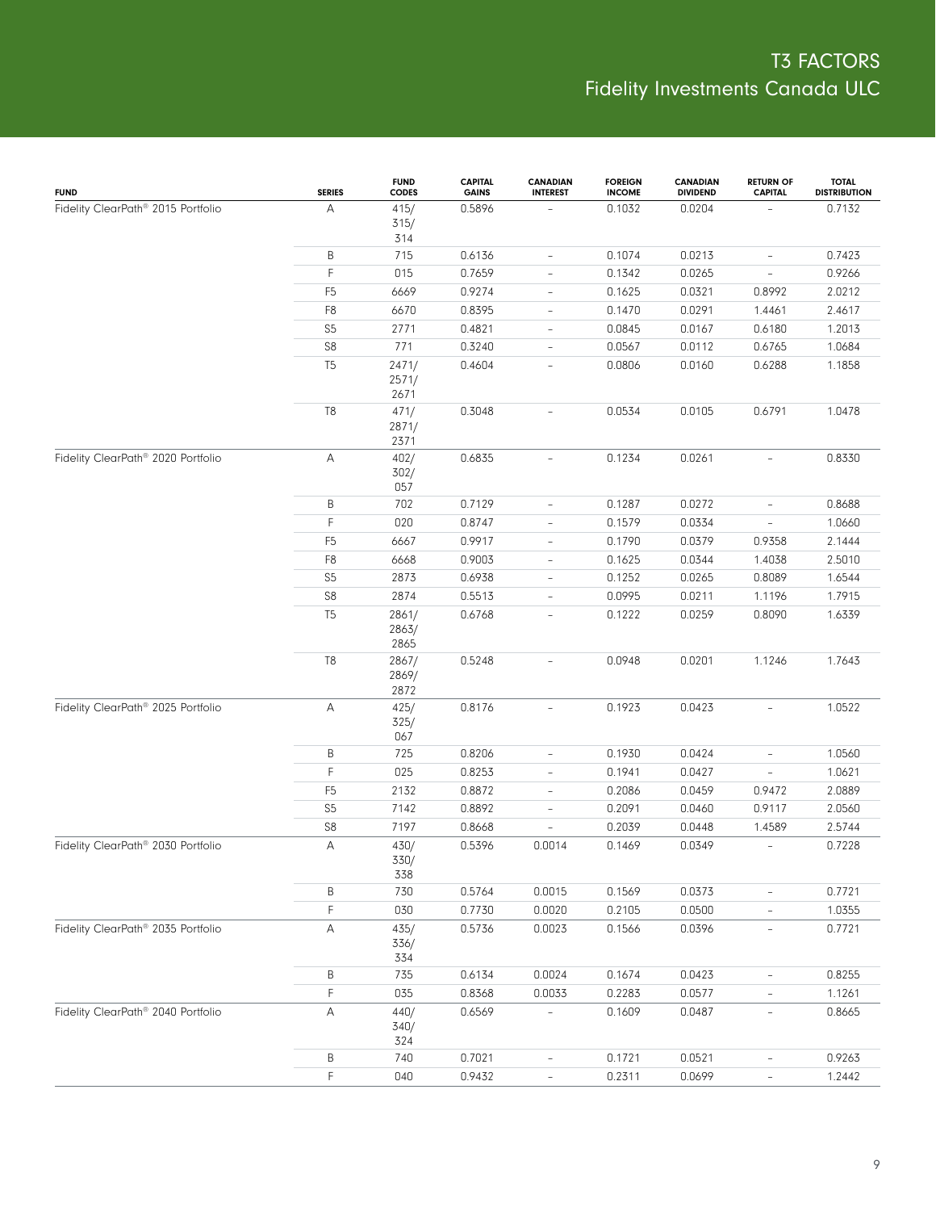# T3 FACTORS
## Fidelity Investments Canada ULC

| FUND | SERIES | FUND CODES | CAPITAL GAINS | CANADIAN INTEREST | FOREIGN INCOME | CANADIAN DIVIDEND | RETURN OF CAPITAL | TOTAL DISTRIBUTION |
|---|---|---|---|---|---|---|---|---|
| Fidelity ClearPath® 2015 Portfolio | A | 415/ 315/ 314 | 0.5896 | – | 0.1032 | 0.0204 | – | 0.7132 |
| | B | 715 | 0.6136 | – | 0.1074 | 0.0213 | – | 0.7423 |
| | F | 015 | 0.7659 | – | 0.1342 | 0.0265 | – | 0.9266 |
| | F5 | 6669 | 0.9274 | – | 0.1625 | 0.0321 | 0.8992 | 2.0212 |
| | F8 | 6670 | 0.8395 | – | 0.1470 | 0.0291 | 1.4461 | 2.4617 |
| | S5 | 2771 | 0.4821 | – | 0.0845 | 0.0167 | 0.6180 | 1.2013 |
| | S8 | 771 | 0.3240 | – | 0.0567 | 0.0112 | 0.6765 | 1.0684 |
| | T5 | 2471/ 2571/ 2671 | 0.4604 | – | 0.0806 | 0.0160 | 0.6288 | 1.1858 |
| | T8 | 471/ 2871/ 2371 | 0.3048 | – | 0.0534 | 0.0105 | 0.6791 | 1.0478 |
| Fidelity ClearPath® 2020 Portfolio | A | 402/ 302/ 057 | 0.6835 | – | 0.1234 | 0.0261 | – | 0.8330 |
| | B | 702 | 0.7129 | – | 0.1287 | 0.0272 | – | 0.8688 |
| | F | 020 | 0.8747 | – | 0.1579 | 0.0334 | – | 1.0660 |
| | F5 | 6667 | 0.9917 | – | 0.1790 | 0.0379 | 0.9358 | 2.1444 |
| | F8 | 6668 | 0.9003 | – | 0.1625 | 0.0344 | 1.4038 | 2.5010 |
| | S5 | 2873 | 0.6938 | – | 0.1252 | 0.0265 | 0.8089 | 1.6544 |
| | S8 | 2874 | 0.5513 | – | 0.0995 | 0.0211 | 1.1196 | 1.7915 |
| | T5 | 2861/ 2863/ 2865 | 0.6768 | – | 0.1222 | 0.0259 | 0.8090 | 1.6339 |
| | T8 | 2867/ 2869/ 2872 | 0.5248 | – | 0.0948 | 0.0201 | 1.1246 | 1.7643 |
| Fidelity ClearPath® 2025 Portfolio | A | 425/ 325/ 067 | 0.8176 | – | 0.1923 | 0.0423 | – | 1.0522 |
| | B | 725 | 0.8206 | – | 0.1930 | 0.0424 | – | 1.0560 |
| | F | 025 | 0.8253 | – | 0.1941 | 0.0427 | – | 1.0621 |
| | F5 | 2132 | 0.8872 | – | 0.2086 | 0.0459 | 0.9472 | 2.0889 |
| | S5 | 7142 | 0.8892 | – | 0.2091 | 0.0460 | 0.9117 | 2.0560 |
| | S8 | 7197 | 0.8668 | – | 0.2039 | 0.0448 | 1.4589 | 2.5744 |
| Fidelity ClearPath® 2030 Portfolio | A | 430/ 330/ 338 | 0.5396 | 0.0014 | 0.1469 | 0.0349 | – | 0.7228 |
| | B | 730 | 0.5764 | 0.0015 | 0.1569 | 0.0373 | – | 0.7721 |
| | F | 030 | 0.7730 | 0.0020 | 0.2105 | 0.0500 | – | 1.0355 |
| Fidelity ClearPath® 2035 Portfolio | A | 435/ 336/ 334 | 0.5736 | 0.0023 | 0.1566 | 0.0396 | – | 0.7721 |
| | B | 735 | 0.6134 | 0.0024 | 0.1674 | 0.0423 | – | 0.8255 |
| | F | 035 | 0.8368 | 0.0033 | 0.2283 | 0.0577 | – | 1.1261 |
| Fidelity ClearPath® 2040 Portfolio | A | 440/ 340/ 324 | 0.6569 | – | 0.1609 | 0.0487 | – | 0.8665 |
| | B | 740 | 0.7021 | – | 0.1721 | 0.0521 | – | 0.9263 |
| | F | 040 | 0.9432 | – | 0.2311 | 0.0699 | – | 1.2442 |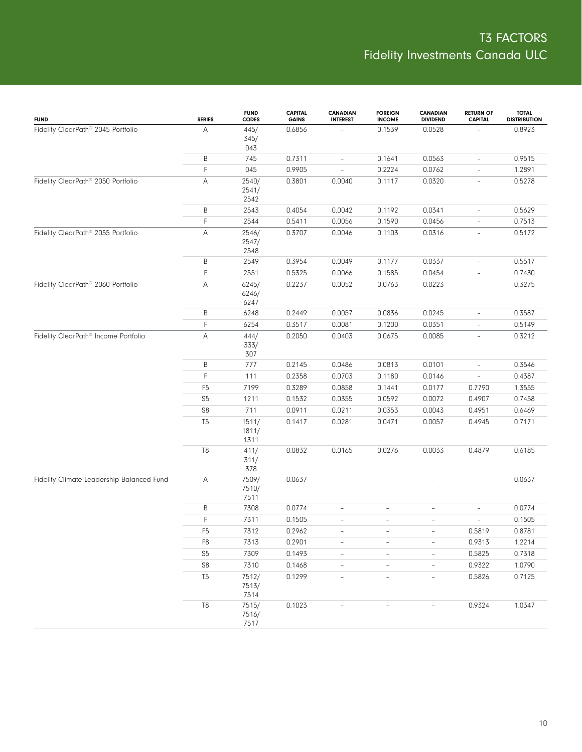# T3 FACTORS
## Fidelity Investments Canada ULC

| FUND | SERIES | FUND CODES | CAPITAL GAINS | CANADIAN INTEREST | FOREIGN INCOME | CANADIAN DIVIDEND | RETURN OF CAPITAL | TOTAL DISTRIBUTION |
|---|---|---|---|---|---|---|---|---|
| Fidelity ClearPath® 2045 Portfolio | A | 445/ 345/ 043 | 0.6856 | – | 0.1539 | 0.0528 | – | 0.8923 |
| | B | 745 | 0.7311 | – | 0.1641 | 0.0563 | – | 0.9515 |
| | F | 045 | 0.9905 | – | 0.2224 | 0.0762 | – | 1.2891 |
| Fidelity ClearPath® 2050 Portfolio | A | 2540/ 2541/ 2542 | 0.3801 | 0.0040 | 0.1117 | 0.0320 | – | 0.5278 |
| | B | 2543 | 0.4054 | 0.0042 | 0.1192 | 0.0341 | – | 0.5629 |
| | F | 2544 | 0.5411 | 0.0056 | 0.1590 | 0.0456 | – | 0.7513 |
| Fidelity ClearPath® 2055 Portfolio | A | 2546/ 2547/ 2548 | 0.3707 | 0.0046 | 0.1103 | 0.0316 | – | 0.5172 |
| | B | 2549 | 0.3954 | 0.0049 | 0.1177 | 0.0337 | – | 0.5517 |
| | F | 2551 | 0.5325 | 0.0066 | 0.1585 | 0.0454 | – | 0.7430 |
| Fidelity ClearPath® 2060 Portfolio | A | 6245/ 6246/ 6247 | 0.2237 | 0.0052 | 0.0763 | 0.0223 | – | 0.3275 |
| | B | 6248 | 0.2449 | 0.0057 | 0.0836 | 0.0245 | – | 0.3587 |
| | F | 6254 | 0.3517 | 0.0081 | 0.1200 | 0.0351 | – | 0.5149 |
| Fidelity ClearPath® Income Portfolio | A | 444/ 333/ 307 | 0.2050 | 0.0403 | 0.0675 | 0.0085 | – | 0.3212 |
| | B | 777 | 0.2145 | 0.0486 | 0.0813 | 0.0101 | – | 0.3546 |
| | F | 111 | 0.2358 | 0.0703 | 0.1180 | 0.0146 | – | 0.4387 |
| | F5 | 7199 | 0.3289 | 0.0858 | 0.1441 | 0.0177 | 0.7790 | 1.3555 |
| | S5 | 1211 | 0.1532 | 0.0355 | 0.0592 | 0.0072 | 0.4907 | 0.7458 |
| | S8 | 711 | 0.0911 | 0.0211 | 0.0353 | 0.0043 | 0.4951 | 0.6469 |
| | T5 | 1511/ 1811/ 1311 | 0.1417 | 0.0281 | 0.0471 | 0.0057 | 0.4945 | 0.7171 |
| | T8 | 411/ 311/ 378 | 0.0832 | 0.0165 | 0.0276 | 0.0033 | 0.4879 | 0.6185 |
| Fidelity Climate Leadership Balanced Fund | A | 7509/ 7510/ 7511 | 0.0637 | – | – | – | – | 0.0637 |
| | B | 7308 | 0.0774 | – | – | – | – | 0.0774 |
| | F | 7311 | 0.1505 | – | – | – | – | 0.1505 |
| | F5 | 7312 | 0.2962 | – | – | – | 0.5819 | 0.8781 |
| | F8 | 7313 | 0.2901 | – | – | – | 0.9313 | 1.2214 |
| | S5 | 7309 | 0.1493 | – | – | – | 0.5825 | 0.7318 |
| | S8 | 7310 | 0.1468 | – | – | – | 0.9322 | 1.0790 |
| | T5 | 7512/ 7513/ 7514 | 0.1299 | – | – | – | 0.5826 | 0.7125 |
| | T8 | 7515/ 7516/ 7517 | 0.1023 | – | – | – | 0.9324 | 1.0347 |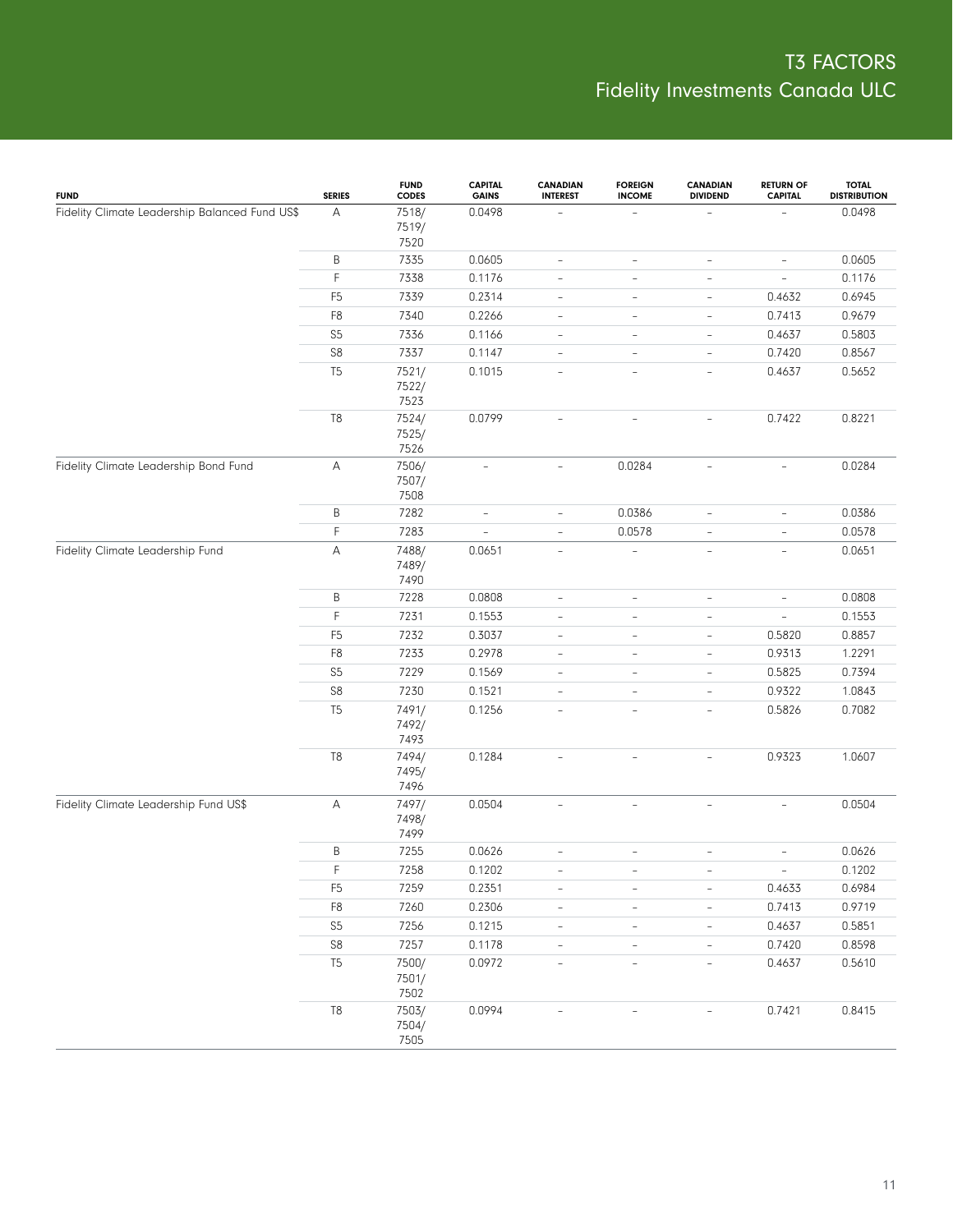# T3 FACTORS

## Fidelity Investments Canada ULC

| FUND | SERIES | FUND CODES | CAPITAL GAINS | CANADIAN INTEREST | FOREIGN INCOME | CANADIAN DIVIDEND | RETURN OF CAPITAL | TOTAL DISTRIBUTION |
|---|---|---|---|---|---|---|---|---|
| Fidelity Climate Leadership Balanced Fund US$ | A | 7518/ 7519/ 7520 | 0.0498 | – | – | – | – | 0.0498 |
| | B | 7335 | 0.0605 | – | – | – | – | 0.0605 |
| | F | 7338 | 0.1176 | – | – | – | – | 0.1176 |
| | F5 | 7339 | 0.2314 | – | – | – | 0.4632 | 0.6945 |
| | F8 | 7340 | 0.2266 | – | – | – | 0.7413 | 0.9679 |
| | S5 | 7336 | 0.1166 | – | – | – | 0.4637 | 0.5803 |
| | S8 | 7337 | 0.1147 | – | – | – | 0.7420 | 0.8567 |
| | T5 | 7521/ 7522/ 7523 | 0.1015 | – | – | – | 0.4637 | 0.5652 |
| | T8 | 7524/ 7525/ 7526 | 0.0799 | – | – | – | 0.7422 | 0.8221 |
| Fidelity Climate Leadership Bond Fund | A | 7506/ 7507/ 7508 | – | – | 0.0284 | – | – | 0.0284 |
| | B | 7282 | – | – | 0.0386 | – | – | 0.0386 |
| | F | 7283 | – | – | 0.0578 | – | – | 0.0578 |
| Fidelity Climate Leadership Fund | A | 7488/ 7489/ 7490 | 0.0651 | – | – | – | – | 0.0651 |
| | B | 7228 | 0.0808 | – | – | – | – | 0.0808 |
| | F | 7231 | 0.1553 | – | – | – | – | 0.1553 |
| | F5 | 7232 | 0.3037 | – | – | – | 0.5820 | 0.8857 |
| | F8 | 7233 | 0.2978 | – | – | – | 0.9313 | 1.2291 |
| | S5 | 7229 | 0.1569 | – | – | – | 0.5825 | 0.7394 |
| | S8 | 7230 | 0.1521 | – | – | – | 0.9322 | 1.0843 |
| | T5 | 7491/ 7492/ 7493 | 0.1256 | – | – | – | 0.5826 | 0.7082 |
| | T8 | 7494/ 7495/ 7496 | 0.1284 | – | – | – | 0.9323 | 1.0607 |
| Fidelity Climate Leadership Fund US$ | A | 7497/ 7498/ 7499 | 0.0504 | – | – | – | – | 0.0504 |
| | B | 7255 | 0.0626 | – | – | – | – | 0.0626 |
| | F | 7258 | 0.1202 | – | – | – | – | 0.1202 |
| | F5 | 7259 | 0.2351 | – | – | – | 0.4633 | 0.6984 |
| | F8 | 7260 | 0.2306 | – | – | – | 0.7413 | 0.9719 |
| | S5 | 7256 | 0.1215 | – | – | – | 0.4637 | 0.5851 |
| | S8 | 7257 | 0.1178 | – | – | – | 0.7420 | 0.8598 |
| | T5 | 7500/ 7501/ 7502 | 0.0972 | – | – | – | 0.4637 | 0.5610 |
| | T8 | 7503/ 7504/ 7505 | 0.0994 | – | – | – | 0.7421 | 0.8415 |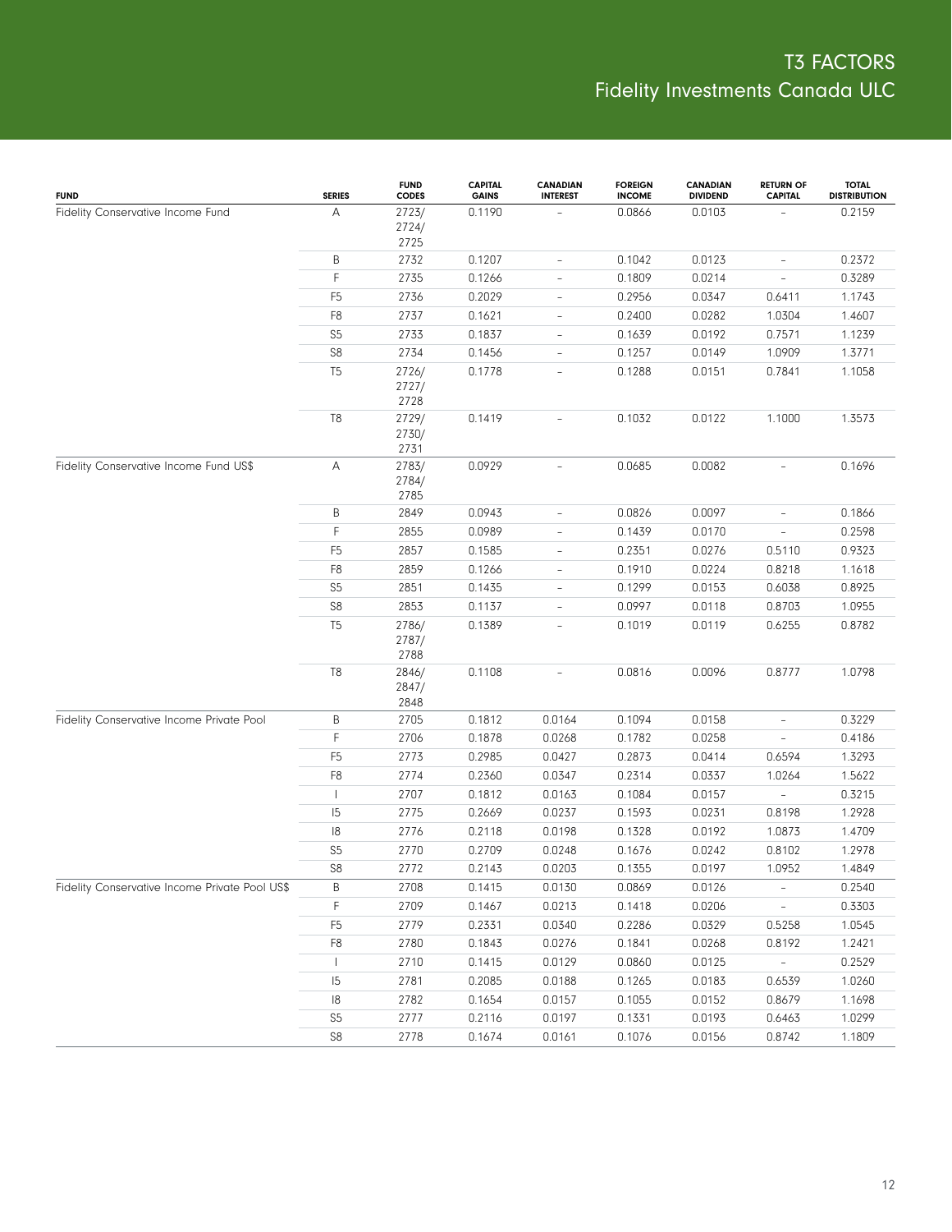# T3 FACTORS
## Fidelity Investments Canada ULC

| FUND | SERIES | FUND CODES | CAPITAL GAINS | CANADIAN INTEREST | FOREIGN INCOME | CANADIAN DIVIDEND | RETURN OF CAPITAL | TOTAL DISTRIBUTION |
|---|---|---|---|---|---|---|---|---|
| Fidelity Conservative Income Fund | A | 2723/ 2724/ 2725 | 0.1190 | – | 0.0866 | 0.0103 | – | 0.2159 |
| | B | 2732 | 0.1207 | – | 0.1042 | 0.0123 | – | 0.2372 |
| | F | 2735 | 0.1266 | – | 0.1809 | 0.0214 | – | 0.3289 |
| | F5 | 2736 | 0.2029 | – | 0.2956 | 0.0347 | 0.6411 | 1.1743 |
| | F8 | 2737 | 0.1621 | – | 0.2400 | 0.0282 | 1.0304 | 1.4607 |
| | S5 | 2733 | 0.1837 | – | 0.1639 | 0.0192 | 0.7571 | 1.1239 |
| | S8 | 2734 | 0.1456 | – | 0.1257 | 0.0149 | 1.0909 | 1.3771 |
| | T5 | 2726/ 2727/ 2728 | 0.1778 | – | 0.1288 | 0.0151 | 0.7841 | 1.1058 |
| | T8 | 2729/ 2730/ 2731 | 0.1419 | – | 0.1032 | 0.0122 | 1.1000 | 1.3573 |
| Fidelity Conservative Income Fund US$ | A | 2783/ 2784/ 2785 | 0.0929 | – | 0.0685 | 0.0082 | – | 0.1696 |
| | B | 2849 | 0.0943 | – | 0.0826 | 0.0097 | – | 0.1866 |
| | F | 2855 | 0.0989 | – | 0.1439 | 0.0170 | – | 0.2598 |
| | F5 | 2857 | 0.1585 | – | 0.2351 | 0.0276 | 0.5110 | 0.9323 |
| | F8 | 2859 | 0.1266 | – | 0.1910 | 0.0224 | 0.8218 | 1.1618 |
| | S5 | 2851 | 0.1435 | – | 0.1299 | 0.0153 | 0.6038 | 0.8925 |
| | S8 | 2853 | 0.1137 | – | 0.0997 | 0.0118 | 0.8703 | 1.0955 |
| | T5 | 2786/ 2787/ 2788 | 0.1389 | – | 0.1019 | 0.0119 | 0.6255 | 0.8782 |
| | T8 | 2846/ 2847/ 2848 | 0.1108 | – | 0.0816 | 0.0096 | 0.8777 | 1.0798 |
| Fidelity Conservative Income Private Pool | B | 2705 | 0.1812 | 0.0164 | 0.1094 | 0.0158 | – | 0.3229 |
| | F | 2706 | 0.1878 | 0.0268 | 0.1782 | 0.0258 | – | 0.4186 |
| | F5 | 2773 | 0.2985 | 0.0427 | 0.2873 | 0.0414 | 0.6594 | 1.3293 |
| | F8 | 2774 | 0.2360 | 0.0347 | 0.2314 | 0.0337 | 1.0264 | 1.5622 |
| | I | 2707 | 0.1812 | 0.0163 | 0.1084 | 0.0157 | – | 0.3215 |
| | I5 | 2775 | 0.2669 | 0.0237 | 0.1593 | 0.0231 | 0.8198 | 1.2928 |
| | I8 | 2776 | 0.2118 | 0.0198 | 0.1328 | 0.0192 | 1.0873 | 1.4709 |
| | S5 | 2770 | 0.2709 | 0.0248 | 0.1676 | 0.0242 | 0.8102 | 1.2978 |
| | S8 | 2772 | 0.2143 | 0.0203 | 0.1355 | 0.0197 | 1.0952 | 1.4849 |
| Fidelity Conservative Income Private Pool US$ | B | 2708 | 0.1415 | 0.0130 | 0.0869 | 0.0126 | – | 0.2540 |
| | F | 2709 | 0.1467 | 0.0213 | 0.1418 | 0.0206 | – | 0.3303 |
| | F5 | 2779 | 0.2331 | 0.0340 | 0.2286 | 0.0329 | 0.5258 | 1.0545 |
| | F8 | 2780 | 0.1843 | 0.0276 | 0.1841 | 0.0268 | 0.8192 | 1.2421 |
| | I | 2710 | 0.1415 | 0.0129 | 0.0860 | 0.0125 | – | 0.2529 |
| | I5 | 2781 | 0.2085 | 0.0188 | 0.1265 | 0.0183 | 0.6539 | 1.0260 |
| | I8 | 2782 | 0.1654 | 0.0157 | 0.1055 | 0.0152 | 0.8679 | 1.1698 |
| | S5 | 2777 | 0.2116 | 0.0197 | 0.1331 | 0.0193 | 0.6463 | 1.0299 |
| | S8 | 2778 | 0.1674 | 0.0161 | 0.1076 | 0.0156 | 0.8742 | 1.1809 |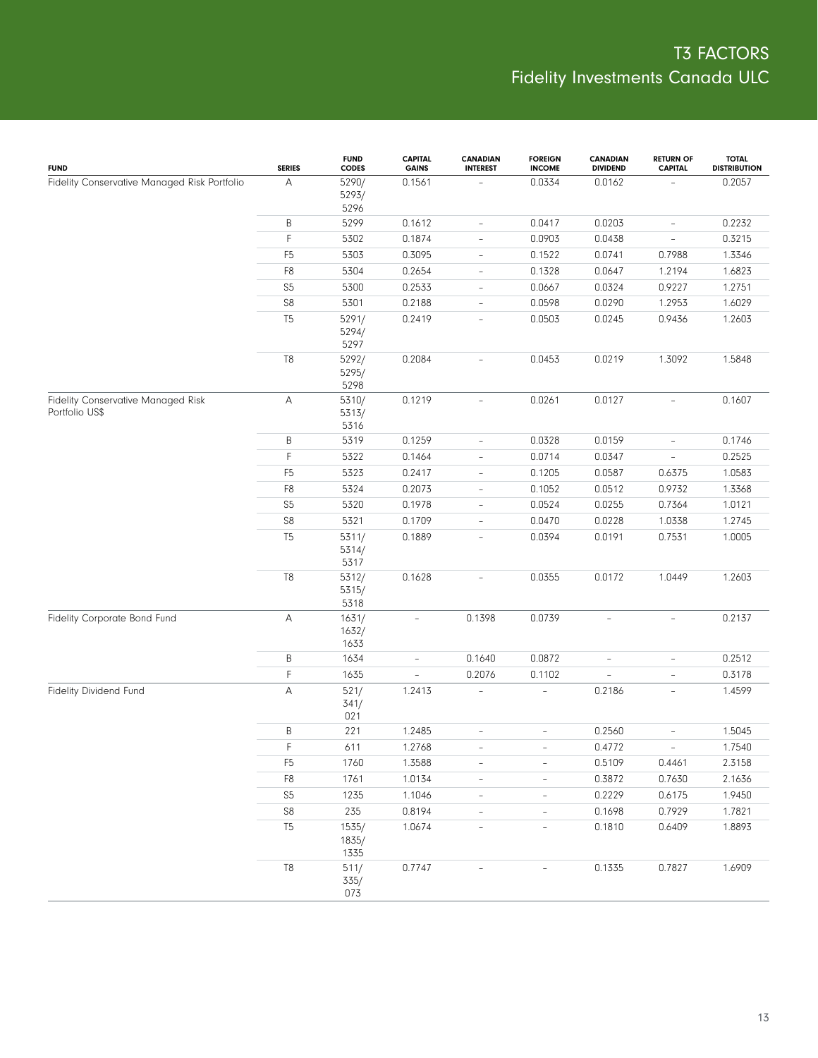# T3 FACTORS
## Fidelity Investments Canada ULC

| FUND | SERIES | FUND CODES | CAPITAL GAINS | CANADIAN INTEREST | FOREIGN INCOME | CANADIAN DIVIDEND | RETURN OF CAPITAL | TOTAL DISTRIBUTION |
|---|---|---|---|---|---|---|---|---|
| Fidelity Conservative Managed Risk Portfolio | A | 5290/ 5293/ 5296 | 0.1561 | – | 0.0334 | 0.0162 | – | 0.2057 |
| | B | 5299 | 0.1612 | – | 0.0417 | 0.0203 | – | 0.2232 |
| | F | 5302 | 0.1874 | – | 0.0903 | 0.0438 | – | 0.3215 |
| | F5 | 5303 | 0.3095 | – | 0.1522 | 0.0741 | 0.7988 | 1.3346 |
| | F8 | 5304 | 0.2654 | – | 0.1328 | 0.0647 | 1.2194 | 1.6823 |
| | S5 | 5300 | 0.2533 | – | 0.0667 | 0.0324 | 0.9227 | 1.2751 |
| | S8 | 5301 | 0.2188 | – | 0.0598 | 0.0290 | 1.2953 | 1.6029 |
| | T5 | 5291/ 5294/ 5297 | 0.2419 | – | 0.0503 | 0.0245 | 0.9436 | 1.2603 |
| | T8 | 5292/ 5295/ 5298 | 0.2084 | – | 0.0453 | 0.0219 | 1.3092 | 1.5848 |
| Fidelity Conservative Managed Risk Portfolio US$ | A | 5310/ 5313/ 5316 | 0.1219 | – | 0.0261 | 0.0127 | – | 0.1607 |
| | B | 5319 | 0.1259 | – | 0.0328 | 0.0159 | – | 0.1746 |
| | F | 5322 | 0.1464 | – | 0.0714 | 0.0347 | – | 0.2525 |
| | F5 | 5323 | 0.2417 | – | 0.1205 | 0.0587 | 0.6375 | 1.0583 |
| | F8 | 5324 | 0.2073 | – | 0.1052 | 0.0512 | 0.9732 | 1.3368 |
| | S5 | 5320 | 0.1978 | – | 0.0524 | 0.0255 | 0.7364 | 1.0121 |
| | S8 | 5321 | 0.1709 | – | 0.0470 | 0.0228 | 1.0338 | 1.2745 |
| | T5 | 5311/ 5314/ 5317 | 0.1889 | – | 0.0394 | 0.0191 | 0.7531 | 1.0005 |
| | T8 | 5312/ 5315/ 5318 | 0.1628 | – | 0.0355 | 0.0172 | 1.0449 | 1.2603 |
| Fidelity Corporate Bond Fund | A | 1631/ 1632/ 1633 | – | 0.1398 | 0.0739 | – | – | 0.2137 |
| | B | 1634 | – | 0.1640 | 0.0872 | – | – | 0.2512 |
| | F | 1635 | – | 0.2076 | 0.1102 | – | – | 0.3178 |
| Fidelity Dividend Fund | A | 521/ 341/ 021 | 1.2413 | – | – | 0.2186 | – | 1.4599 |
| | B | 221 | 1.2485 | – | – | 0.2560 | – | 1.5045 |
| | F | 611 | 1.2768 | – | – | 0.4772 | – | 1.7540 |
| | F5 | 1760 | 1.3588 | – | – | 0.5109 | 0.4461 | 2.3158 |
| | F8 | 1761 | 1.0134 | – | – | 0.3872 | 0.7630 | 2.1636 |
| | S5 | 1235 | 1.1046 | – | – | 0.2229 | 0.6175 | 1.9450 |
| | S8 | 235 | 0.8194 | – | – | 0.1698 | 0.7929 | 1.7821 |
| | T5 | 1535/ 1835/ 1335 | 1.0674 | – | – | 0.1810 | 0.6409 | 1.8893 |
| | T8 | 511/ 335/ 073 | 0.7747 | – | – | 0.1335 | 0.7827 | 1.6909 |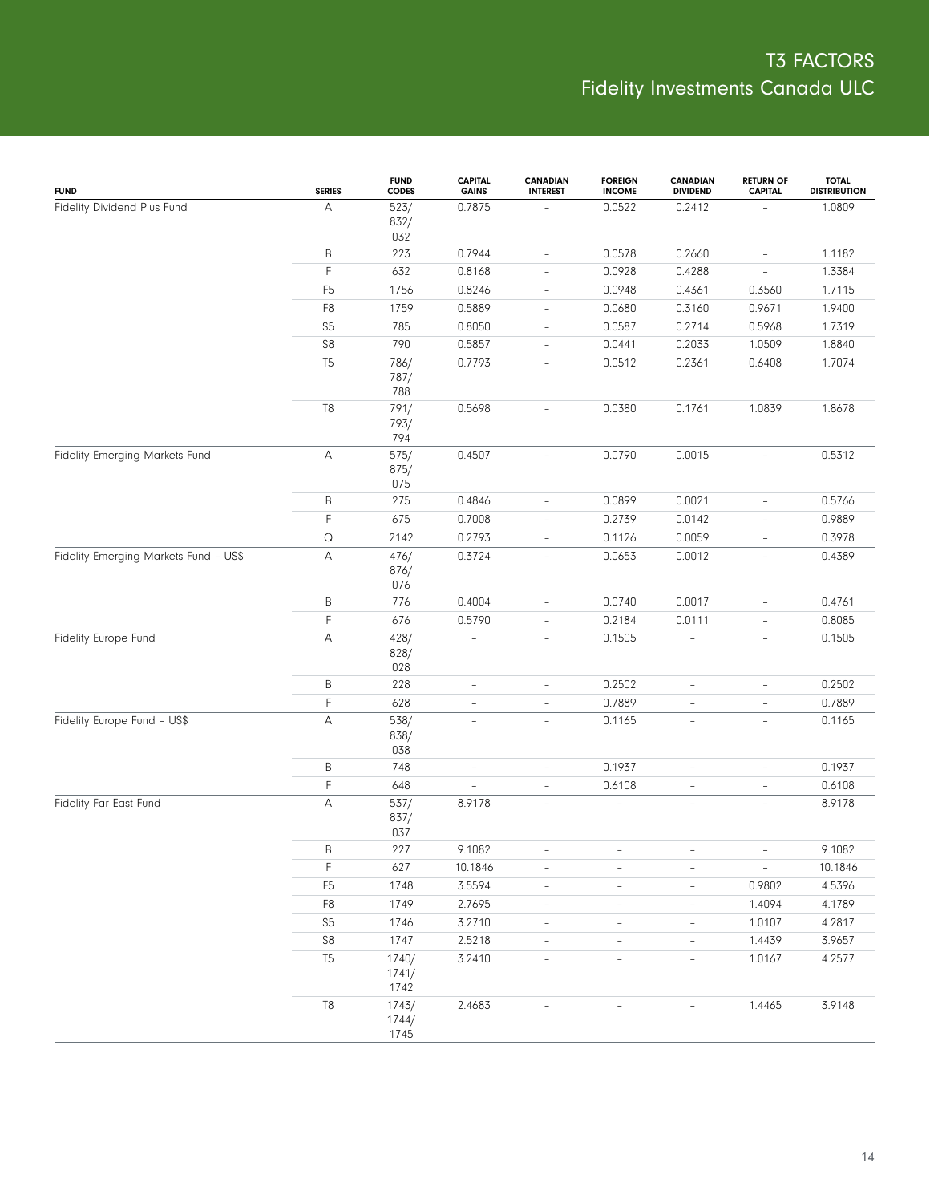# T3 FACTORS
## Fidelity Investments Canada ULC

| FUND | SERIES | FUND CODES | CAPITAL GAINS | CANADIAN INTEREST | FOREIGN INCOME | CANADIAN DIVIDEND | RETURN OF CAPITAL | TOTAL DISTRIBUTION |
|---|---|---|---|---|---|---|---|---|
| Fidelity Dividend Plus Fund | A | 523/ 832/ 032 | 0.7875 | – | 0.0522 | 0.2412 | – | 1.0809 |
| | B | 223 | 0.7944 | – | 0.0578 | 0.2660 | – | 1.1182 |
| | F | 632 | 0.8168 | – | 0.0928 | 0.4288 | – | 1.3384 |
| | F5 | 1756 | 0.8246 | – | 0.0948 | 0.4361 | 0.3560 | 1.7115 |
| | F8 | 1759 | 0.5889 | – | 0.0680 | 0.3160 | 0.9671 | 1.9400 |
| | S5 | 785 | 0.8050 | – | 0.0587 | 0.2714 | 0.5968 | 1.7319 |
| | S8 | 790 | 0.5857 | – | 0.0441 | 0.2033 | 1.0509 | 1.8840 |
| | T5 | 786/ 787/ 788 | 0.7793 | – | 0.0512 | 0.2361 | 0.6408 | 1.7074 |
| | T8 | 791/ 793/ 794 | 0.5698 | – | 0.0380 | 0.1761 | 1.0839 | 1.8678 |
| Fidelity Emerging Markets Fund | A | 575/ 875/ 075 | 0.4507 | – | 0.0790 | 0.0015 | – | 0.5312 |
| | B | 275 | 0.4846 | – | 0.0899 | 0.0021 | – | 0.5766 |
| | F | 675 | 0.7008 | – | 0.2739 | 0.0142 | – | 0.9889 |
| | Q | 2142 | 0.2793 | – | 0.1126 | 0.0059 | – | 0.3978 |
| Fidelity Emerging Markets Fund – US$ | A | 476/ 876/ 076 | 0.3724 | – | 0.0653 | 0.0012 | – | 0.4389 |
| | B | 776 | 0.4004 | – | 0.0740 | 0.0017 | – | 0.4761 |
| | F | 676 | 0.5790 | – | 0.2184 | 0.0111 | – | 0.8085 |
| Fidelity Europe Fund | A | 428/ 828/ 028 | – | – | 0.1505 | – | – | 0.1505 |
| | B | 228 | – | – | 0.2502 | – | – | 0.2502 |
| | F | 628 | – | – | 0.7889 | – | – | 0.7889 |
| Fidelity Europe Fund – US$ | A | 538/ 838/ 038 | – | – | 0.1165 | – | – | 0.1165 |
| | B | 748 | – | – | 0.1937 | – | – | 0.1937 |
| | F | 648 | – | – | 0.6108 | – | – | 0.6108 |
| Fidelity Far East Fund | A | 537/ 837/ 037 | 8.9178 | – | – | – | – | 8.9178 |
| | B | 227 | 9.1082 | – | – | – | – | 9.1082 |
| | F | 627 | 10.1846 | – | – | – | – | 10.1846 |
| | F5 | 1748 | 3.5594 | – | – | – | 0.9802 | 4.5396 |
| | F8 | 1749 | 2.7695 | – | – | – | 1.4094 | 4.1789 |
| | S5 | 1746 | 3.2710 | – | – | – | 1.0107 | 4.2817 |
| | S8 | 1747 | 2.5218 | – | – | – | 1.4439 | 3.9657 |
| | T5 | 1740/ 1741/ 1742 | 3.2410 | – | – | – | 1.0167 | 4.2577 |
| | T8 | 1743/ 1744/ 1745 | 2.4683 | – | – | – | 1.4465 | 3.9148 |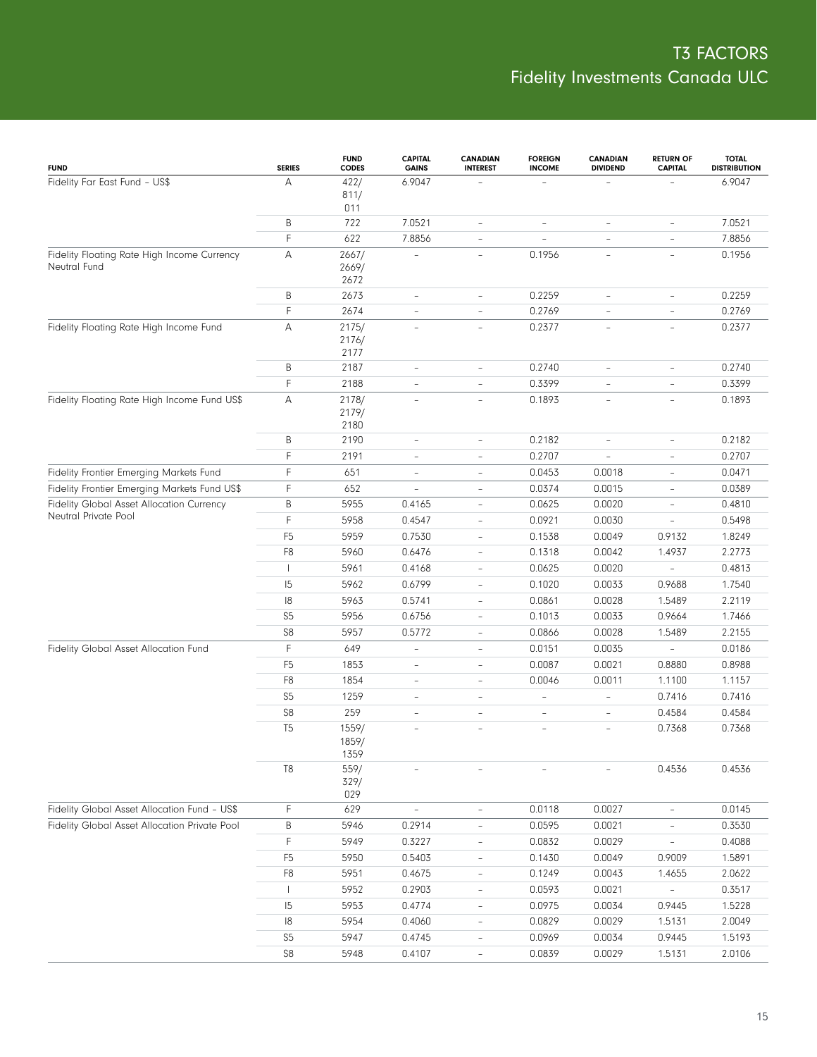# T3 FACTORS
## Fidelity Investments Canada ULC

| FUND | SERIES | FUND CODES | CAPITAL GAINS | CANADIAN INTEREST | FOREIGN INCOME | CANADIAN DIVIDEND | RETURN OF CAPITAL | TOTAL DISTRIBUTION |
|---|---|---|---|---|---|---|---|---|
| Fidelity Far East Fund – US$ | A | 422/ 811/ 011 | 6.9047 | – | – | – | – | 6.9047 |
| | B | 722 | 7.0521 | – | – | – | – | 7.0521 |
| | F | 622 | 7.8856 | – | – | – | – | 7.8856 |
| Fidelity Floating Rate High Income Currency Neutral Fund | A | 2667/ 2669/ 2672 | – | – | 0.1956 | – | – | 0.1956 |
| | B | 2673 | – | – | 0.2259 | – | – | 0.2259 |
| | F | 2674 | – | – | 0.2769 | – | – | 0.2769 |
| Fidelity Floating Rate High Income Fund | A | 2175/ 2176/ 2177 | – | – | 0.2377 | – | – | 0.2377 |
| | B | 2187 | – | – | 0.2740 | – | – | 0.2740 |
| | F | 2188 | – | – | 0.3399 | – | – | 0.3399 |
| Fidelity Floating Rate High Income Fund US$ | A | 2178/ 2179/ 2180 | – | – | 0.1893 | – | – | 0.1893 |
| | B | 2190 | – | – | 0.2182 | – | – | 0.2182 |
| | F | 2191 | – | – | 0.2707 | – | – | 0.2707 |
| Fidelity Frontier Emerging Markets Fund | F | 651 | – | – | 0.0453 | 0.0018 | – | 0.0471 |
| Fidelity Frontier Emerging Markets Fund US$ | F | 652 | – | – | 0.0374 | 0.0015 | – | 0.0389 |
| Fidelity Global Asset Allocation Currency Neutral Private Pool | B | 5955 | 0.4165 | – | 0.0625 | 0.0020 | – | 0.4810 |
| | F | 5958 | 0.4547 | – | 0.0921 | 0.0030 | – | 0.5498 |
| | F5 | 5959 | 0.7530 | – | 0.1538 | 0.0049 | 0.9132 | 1.8249 |
| | F8 | 5960 | 0.6476 | – | 0.1318 | 0.0042 | 1.4937 | 2.2773 |
| | I | 5961 | 0.4168 | – | 0.0625 | 0.0020 | – | 0.4813 |
| | I5 | 5962 | 0.6799 | – | 0.1020 | 0.0033 | 0.9688 | 1.7540 |
| | I8 | 5963 | 0.5741 | – | 0.0861 | 0.0028 | 1.5489 | 2.2119 |
| | S5 | 5956 | 0.6756 | – | 0.1013 | 0.0033 | 0.9664 | 1.7466 |
| | S8 | 5957 | 0.5772 | – | 0.0866 | 0.0028 | 1.5489 | 2.2155 |
| Fidelity Global Asset Allocation Fund | F | 649 | – | – | 0.0151 | 0.0035 | – | 0.0186 |
| | F5 | 1853 | – | – | 0.0087 | 0.0021 | 0.8880 | 0.8988 |
| | F8 | 1854 | – | – | 0.0046 | 0.0011 | 1.1100 | 1.1157 |
| | S5 | 1259 | – | – | – | – | 0.7416 | 0.7416 |
| | S8 | 259 | – | – | – | – | 0.4584 | 0.4584 |
| | T5 | 1559/ 1859/ 1359 | – | – | – | – | 0.7368 | 0.7368 |
| | T8 | 559/ 329/ 029 | – | – | – | – | 0.4536 | 0.4536 |
| Fidelity Global Asset Allocation Fund – US$ | F | 629 | – | – | 0.0118 | 0.0027 | – | 0.0145 |
| Fidelity Global Asset Allocation Private Pool | B | 5946 | 0.2914 | – | 0.0595 | 0.0021 | – | 0.3530 |
| | F | 5949 | 0.3227 | – | 0.0832 | 0.0029 | – | 0.4088 |
| | F5 | 5950 | 0.5403 | – | 0.1430 | 0.0049 | 0.9009 | 1.5891 |
| | F8 | 5951 | 0.4675 | – | 0.1249 | 0.0043 | 1.4655 | 2.0622 |
| | I | 5952 | 0.2903 | – | 0.0593 | 0.0021 | – | 0.3517 |
| | I5 | 5953 | 0.4774 | – | 0.0975 | 0.0034 | 0.9445 | 1.5228 |
| | I8 | 5954 | 0.4060 | – | 0.0829 | 0.0029 | 1.5131 | 2.0049 |
| | S5 | 5947 | 0.4745 | – | 0.0969 | 0.0034 | 0.9445 | 1.5193 |
| | S8 | 5948 | 0.4107 | – | 0.0839 | 0.0029 | 1.5131 | 2.0106 |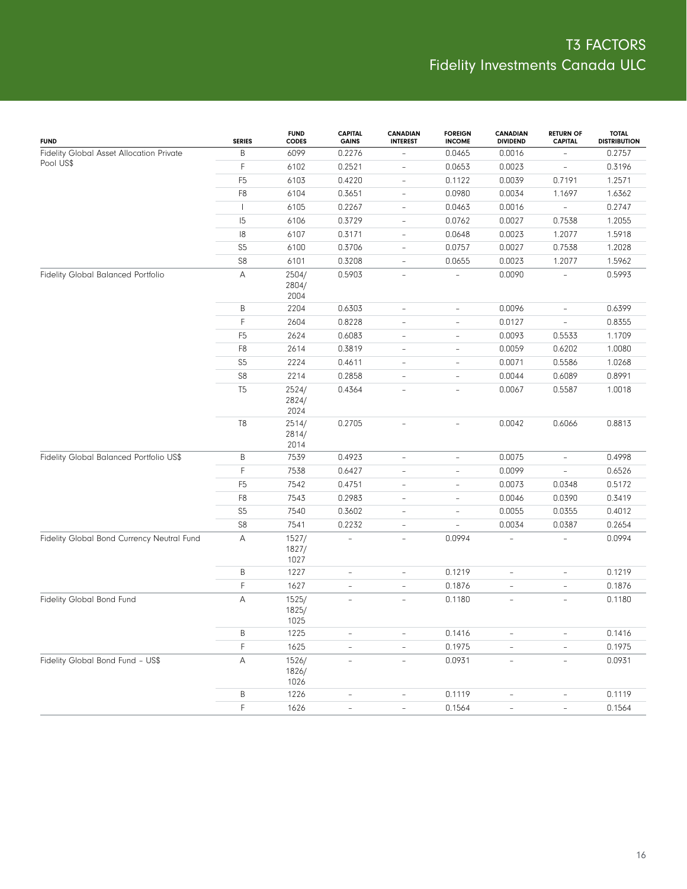# T3 FACTORS
## Fidelity Investments Canada ULC

| FUND | SERIES | FUND CODES | CAPITAL GAINS | CANADIAN INTEREST | FOREIGN INCOME | CANADIAN DIVIDEND | RETURN OF CAPITAL | TOTAL DISTRIBUTION |
|---|---|---|---|---|---|---|---|---|
| Fidelity Global Asset Allocation Private Pool US$ | B | 6099 | 0.2276 | – | 0.0465 | 0.0016 | – | 0.2757 |
| | F | 6102 | 0.2521 | – | 0.0653 | 0.0023 | – | 0.3196 |
| | F5 | 6103 | 0.4220 | – | 0.1122 | 0.0039 | 0.7191 | 1.2571 |
| | F8 | 6104 | 0.3651 | – | 0.0980 | 0.0034 | 1.1697 | 1.6362 |
| | I | 6105 | 0.2267 | – | 0.0463 | 0.0016 | – | 0.2747 |
| | I5 | 6106 | 0.3729 | – | 0.0762 | 0.0027 | 0.7538 | 1.2055 |
| | I8 | 6107 | 0.3171 | – | 0.0648 | 0.0023 | 1.2077 | 1.5918 |
| | S5 | 6100 | 0.3706 | – | 0.0757 | 0.0027 | 0.7538 | 1.2028 |
| | S8 | 6101 | 0.3208 | – | 0.0655 | 0.0023 | 1.2077 | 1.5962 |
| Fidelity Global Balanced Portfolio | A | 2504/ 2804/ 2004 | 0.5903 | – | – | 0.0090 | – | 0.5993 |
| | B | 2204 | 0.6303 | – | – | 0.0096 | – | 0.6399 |
| | F | 2604 | 0.8228 | – | – | 0.0127 | – | 0.8355 |
| | F5 | 2624 | 0.6083 | – | – | 0.0093 | 0.5533 | 1.1709 |
| | F8 | 2614 | 0.3819 | – | – | 0.0059 | 0.6202 | 1.0080 |
| | S5 | 2224 | 0.4611 | – | – | 0.0071 | 0.5586 | 1.0268 |
| | S8 | 2214 | 0.2858 | – | – | 0.0044 | 0.6089 | 0.8991 |
| | T5 | 2524/ 2824/ 2024 | 0.4364 | – | – | 0.0067 | 0.5587 | 1.0018 |
| | T8 | 2514/ 2814/ 2014 | 0.2705 | – | – | 0.0042 | 0.6066 | 0.8813 |
| Fidelity Global Balanced Portfolio US$ | B | 7539 | 0.4923 | – | – | 0.0075 | – | 0.4998 |
| | F | 7538 | 0.6427 | – | – | 0.0099 | – | 0.6526 |
| | F5 | 7542 | 0.4751 | – | – | 0.0073 | 0.0348 | 0.5172 |
| | F8 | 7543 | 0.2983 | – | – | 0.0046 | 0.0390 | 0.3419 |
| | S5 | 7540 | 0.3602 | – | – | 0.0055 | 0.0355 | 0.4012 |
| | S8 | 7541 | 0.2232 | – | – | 0.0034 | 0.0387 | 0.2654 |
| Fidelity Global Bond Currency Neutral Fund | A | 1527/ 1827/ 1027 | – | – | 0.0994 | – | – | 0.0994 |
| | B | 1227 | – | – | 0.1219 | – | – | 0.1219 |
| | F | 1627 | – | – | 0.1876 | – | – | 0.1876 |
| Fidelity Global Bond Fund | A | 1525/ 1825/ 1025 | – | – | 0.1180 | – | – | 0.1180 |
| | B | 1225 | – | – | 0.1416 | – | – | 0.1416 |
| | F | 1625 | – | – | 0.1975 | – | – | 0.1975 |
| Fidelity Global Bond Fund – US$ | A | 1526/ 1826/ 1026 | – | – | 0.0931 | – | – | 0.0931 |
| | B | 1226 | – | – | 0.1119 | – | – | 0.1119 |
| | F | 1626 | – | – | 0.1564 | – | – | 0.1564 |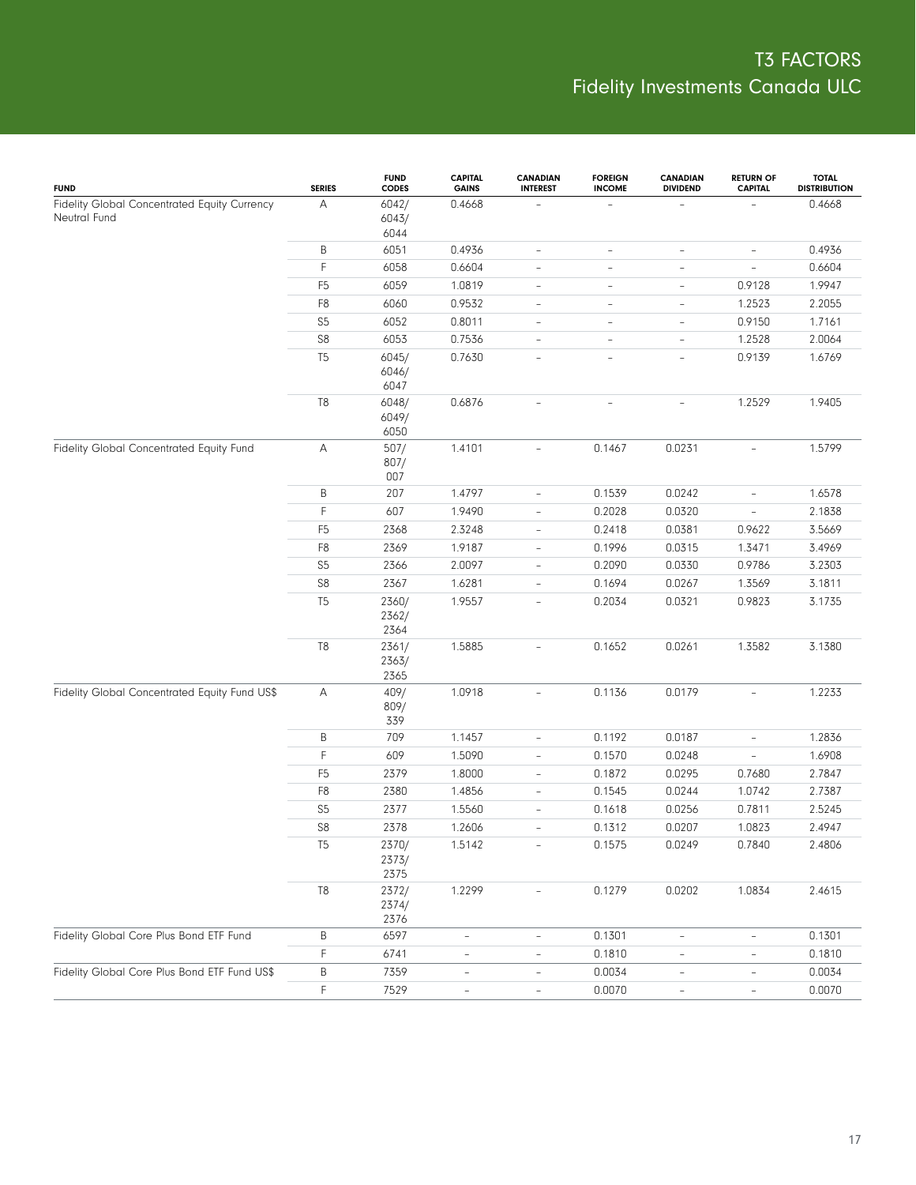# T3 FACTORS
## Fidelity Investments Canada ULC

| FUND | SERIES | FUND CODES | CAPITAL GAINS | CANADIAN INTEREST | FOREIGN INCOME | CANADIAN DIVIDEND | RETURN OF CAPITAL | TOTAL DISTRIBUTION |
|---|---|---|---|---|---|---|---|---|
| Fidelity Global Concentrated Equity Currency Neutral Fund | A | 6042/ 6043/ 6044 | 0.4668 | – | – | – | – | 0.4668 |
| | B | 6051 | 0.4936 | – | – | – | – | 0.4936 |
| | F | 6058 | 0.6604 | – | – | – | – | 0.6604 |
| | F5 | 6059 | 1.0819 | – | – | – | 0.9128 | 1.9947 |
| | F8 | 6060 | 0.9532 | – | – | – | 1.2523 | 2.2055 |
| | S5 | 6052 | 0.8011 | – | – | – | 0.9150 | 1.7161 |
| | S8 | 6053 | 0.7536 | – | – | – | 1.2528 | 2.0064 |
| | T5 | 6045/ 6046/ 6047 | 0.7630 | – | – | – | 0.9139 | 1.6769 |
| | T8 | 6048/ 6049/ 6050 | 0.6876 | – | – | – | 1.2529 | 1.9405 |
| Fidelity Global Concentrated Equity Fund | A | 507/ 807/ 007 | 1.4101 | – | 0.1467 | 0.0231 | – | 1.5799 |
| | B | 207 | 1.4797 | – | 0.1539 | 0.0242 | – | 1.6578 |
| | F | 607 | 1.9490 | – | 0.2028 | 0.0320 | – | 2.1838 |
| | F5 | 2368 | 2.3248 | – | 0.2418 | 0.0381 | 0.9622 | 3.5669 |
| | F8 | 2369 | 1.9187 | – | 0.1996 | 0.0315 | 1.3471 | 3.4969 |
| | S5 | 2366 | 2.0097 | – | 0.2090 | 0.0330 | 0.9786 | 3.2303 |
| | S8 | 2367 | 1.6281 | – | 0.1694 | 0.0267 | 1.3569 | 3.1811 |
| | T5 | 2360/ 2362/ 2364 | 1.9557 | – | 0.2034 | 0.0321 | 0.9823 | 3.1735 |
| | T8 | 2361/ 2363/ 2365 | 1.5885 | – | 0.1652 | 0.0261 | 1.3582 | 3.1380 |
| Fidelity Global Concentrated Equity Fund US$ | A | 409/ 809/ 339 | 1.0918 | – | 0.1136 | 0.0179 | – | 1.2233 |
| | B | 709 | 1.1457 | – | 0.1192 | 0.0187 | – | 1.2836 |
| | F | 609 | 1.5090 | – | 0.1570 | 0.0248 | – | 1.6908 |
| | F5 | 2379 | 1.8000 | – | 0.1872 | 0.0295 | 0.7680 | 2.7847 |
| | F8 | 2380 | 1.4856 | – | 0.1545 | 0.0244 | 1.0742 | 2.7387 |
| | S5 | 2377 | 1.5560 | – | 0.1618 | 0.0256 | 0.7811 | 2.5245 |
| | S8 | 2378 | 1.2606 | – | 0.1312 | 0.0207 | 1.0823 | 2.4947 |
| | T5 | 2370/ 2373/ 2375 | 1.5142 | – | 0.1575 | 0.0249 | 0.7840 | 2.4806 |
| | T8 | 2372/ 2374/ 2376 | 1.2299 | – | 0.1279 | 0.0202 | 1.0834 | 2.4615 |
| Fidelity Global Core Plus Bond ETF Fund | B | 6597 | – | – | 0.1301 | – | – | 0.1301 |
| | F | 6741 | – | – | 0.1810 | – | – | 0.1810 |
| Fidelity Global Core Plus Bond ETF Fund US$ | B | 7359 | – | – | 0.0034 | – | – | 0.0034 |
| | F | 7529 | – | – | 0.0070 | – | – | 0.0070 |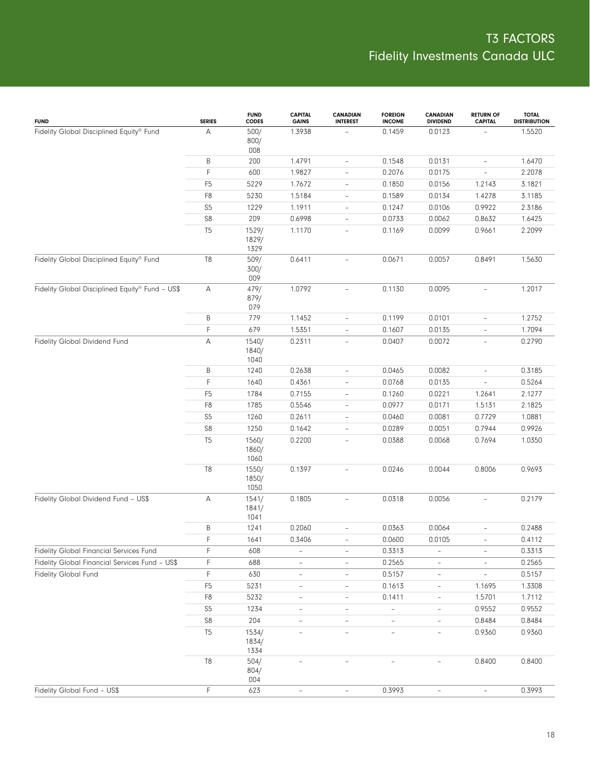| FUND | SERIES | FUND CODES | CAPITAL GAINS | CANADIAN INTEREST | FOREIGN INCOME | CANADIAN DIVIDEND | RETURN OF CAPITAL | TOTAL DISTRIBUTION |
|---|---|---|---|---|---|---|---|---|
| Fidelity Global Disciplined Equity® Fund | A | 500/ 800/ 008 | 1.3938 | – | 0.1459 | 0.0123 | – | 1.5520 |
| | B | 200 | 1.4791 | – | 0.1548 | 0.0131 | – | 1.6470 |
| | F | 600 | 1.9827 | – | 0.2076 | 0.0175 | – | 2.2078 |
| | F5 | 5229 | 1.7672 | – | 0.1850 | 0.0156 | 1.2143 | 3.1821 |
| | F8 | 5230 | 1.5184 | – | 0.1589 | 0.0134 | 1.4278 | 3.1185 |
| | S5 | 1229 | 1.1911 | – | 0.1247 | 0.0106 | 0.9922 | 2.3186 |
| | S8 | 209 | 0.6998 | – | 0.0733 | 0.0062 | 0.8632 | 1.6425 |
| | T5 | 1529/ 1829/ 1329 | 1.1170 | – | 0.1169 | 0.0099 | 0.9661 | 2.2099 |
| Fidelity Global Disciplined Equity® Fund | T8 | 509/ 300/ 009 | 0.6411 | – | 0.0671 | 0.0057 | 0.8491 | 1.5630 |
| Fidelity Global Disciplined Equity® Fund – US$ | A | 479/ 879/ 079 | 1.0792 | – | 0.1130 | 0.0095 | – | 1.2017 |
| | B | 779 | 1.1452 | – | 0.1199 | 0.0101 | – | 1.2752 |
| | F | 679 | 1.5351 | – | 0.1607 | 0.0135 | – | 1.7094 |
| Fidelity Global Dividend Fund | A | 1540/ 1840/ 1040 | 0.2311 | – | 0.0407 | 0.0072 | – | 0.2790 |
| | B | 1240 | 0.2638 | – | 0.0465 | 0.0082 | – | 0.3185 |
| | F | 1640 | 0.4361 | – | 0.0768 | 0.0135 | – | 0.5264 |
| | F5 | 1784 | 0.7155 | – | 0.1260 | 0.0221 | 1.2641 | 2.1277 |
| | F8 | 1785 | 0.5546 | – | 0.0977 | 0.0171 | 1.5131 | 2.1825 |
| | S5 | 1260 | 0.2611 | – | 0.0460 | 0.0081 | 0.7729 | 1.0881 |
| | S8 | 1250 | 0.1642 | – | 0.0289 | 0.0051 | 0.7944 | 0.9926 |
| | T5 | 1560/ 1860/ 1060 | 0.2200 | – | 0.0388 | 0.0068 | 0.7694 | 1.0350 |
| | T8 | 1550/ 1850/ 1050 | 0.1397 | – | 0.0246 | 0.0044 | 0.8006 | 0.9693 |
| Fidelity Global Dividend Fund – US$ | A | 1541/ 1841/ 1041 | 0.1805 | – | 0.0318 | 0.0056 | – | 0.2179 |
| | B | 1241 | 0.2060 | – | 0.0363 | 0.0064 | – | 0.2488 |
| | F | 1641 | 0.3406 | – | 0.0600 | 0.0105 | – | 0.4112 |
| Fidelity Global Financial Services Fund | F | 608 | – | – | 0.3313 | – | – | 0.3313 |
| Fidelity Global Financial Services Fund – US$ | F | 688 | – | – | 0.2565 | – | – | 0.2565 |
| Fidelity Global Fund | F | 630 | – | – | 0.5157 | – | – | 0.5157 |
| | F5 | 5231 | – | – | 0.1613 | – | 1.1695 | 1.3308 |
| | F8 | 5232 | – | – | 0.1411 | – | 1.5701 | 1.7112 |
| | S5 | 1234 | – | – | – | – | 0.9552 | 0.9552 |
| | S8 | 204 | – | – | – | – | 0.8484 | 0.8484 |
| | T5 | 1534/ 1834/ 1334 | – | – | – | – | 0.9360 | 0.9360 |
| | T8 | 504/ 804/ 004 | – | – | – | – | 0.8400 | 0.8400 |
| Fidelity Global Fund – US$ | F | 623 | – | – | 0.3993 | – | – | 0.3993 |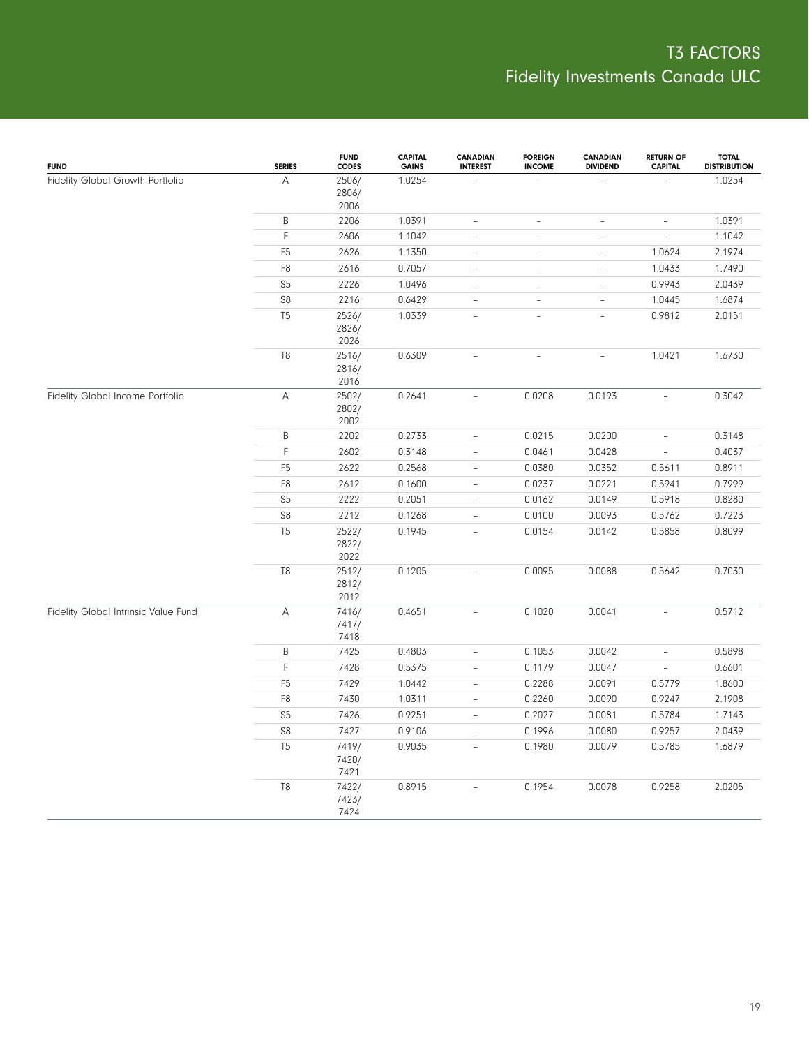# T3 FACTORS
## Fidelity Investments Canada ULC

| FUND | SERIES | FUND CODES | CAPITAL GAINS | CANADIAN INTEREST | FOREIGN INCOME | CANADIAN DIVIDEND | RETURN OF CAPITAL | TOTAL DISTRIBUTION |
|---|---|---|---|---|---|---|---|---|
| Fidelity Global Growth Portfolio | A | 2506/ 2806/ 2006 | 1.0254 | – | – | – | – | 1.0254 |
| | B | 2206 | 1.0391 | – | – | – | – | 1.0391 |
| | F | 2606 | 1.1042 | – | – | – | – | 1.1042 |
| | F5 | 2626 | 1.1350 | – | – | – | 1.0624 | 2.1974 |
| | F8 | 2616 | 0.7057 | – | – | – | 1.0433 | 1.7490 |
| | S5 | 2226 | 1.0496 | – | – | – | 0.9943 | 2.0439 |
| | S8 | 2216 | 0.6429 | – | – | – | 1.0445 | 1.6874 |
| | T5 | 2526/ 2826/ 2026 | 1.0339 | – | – | – | 0.9812 | 2.0151 |
| | T8 | 2516/ 2816/ 2016 | 0.6309 | – | – | – | 1.0421 | 1.6730 |
| Fidelity Global Income Portfolio | A | 2502/ 2802/ 2002 | 0.2641 | – | 0.0208 | 0.0193 | – | 0.3042 |
| | B | 2202 | 0.2733 | – | 0.0215 | 0.0200 | – | 0.3148 |
| | F | 2602 | 0.3148 | – | 0.0461 | 0.0428 | – | 0.4037 |
| | F5 | 2622 | 0.2568 | – | 0.0380 | 0.0352 | 0.5611 | 0.8911 |
| | F8 | 2612 | 0.1600 | – | 0.0237 | 0.0221 | 0.5941 | 0.7999 |
| | S5 | 2222 | 0.2051 | – | 0.0162 | 0.0149 | 0.5918 | 0.8280 |
| | S8 | 2212 | 0.1268 | – | 0.0100 | 0.0093 | 0.5762 | 0.7223 |
| | T5 | 2522/ 2822/ 2022 | 0.1945 | – | 0.0154 | 0.0142 | 0.5858 | 0.8099 |
| | T8 | 2512/ 2812/ 2012 | 0.1205 | – | 0.0095 | 0.0088 | 0.5642 | 0.7030 |
| Fidelity Global Intrinsic Value Fund | A | 7416/ 7417/ 7418 | 0.4651 | – | 0.1020 | 0.0041 | – | 0.5712 |
| | B | 7425 | 0.4803 | – | 0.1053 | 0.0042 | – | 0.5898 |
| | F | 7428 | 0.5375 | – | 0.1179 | 0.0047 | – | 0.6601 |
| | F5 | 7429 | 1.0442 | – | 0.2288 | 0.0091 | 0.5779 | 1.8600 |
| | F8 | 7430 | 1.0311 | – | 0.2260 | 0.0090 | 0.9247 | 2.1908 |
| | S5 | 7426 | 0.9251 | – | 0.2027 | 0.0081 | 0.5784 | 1.7143 |
| | S8 | 7427 | 0.9106 | – | 0.1996 | 0.0080 | 0.9257 | 2.0439 |
| | T5 | 7419/ 7420/ 7421 | 0.9035 | – | 0.1980 | 0.0079 | 0.5785 | 1.6879 |
| | T8 | 7422/ 7423/ 7424 | 0.8915 | – | 0.1954 | 0.0078 | 0.9258 | 2.0205 |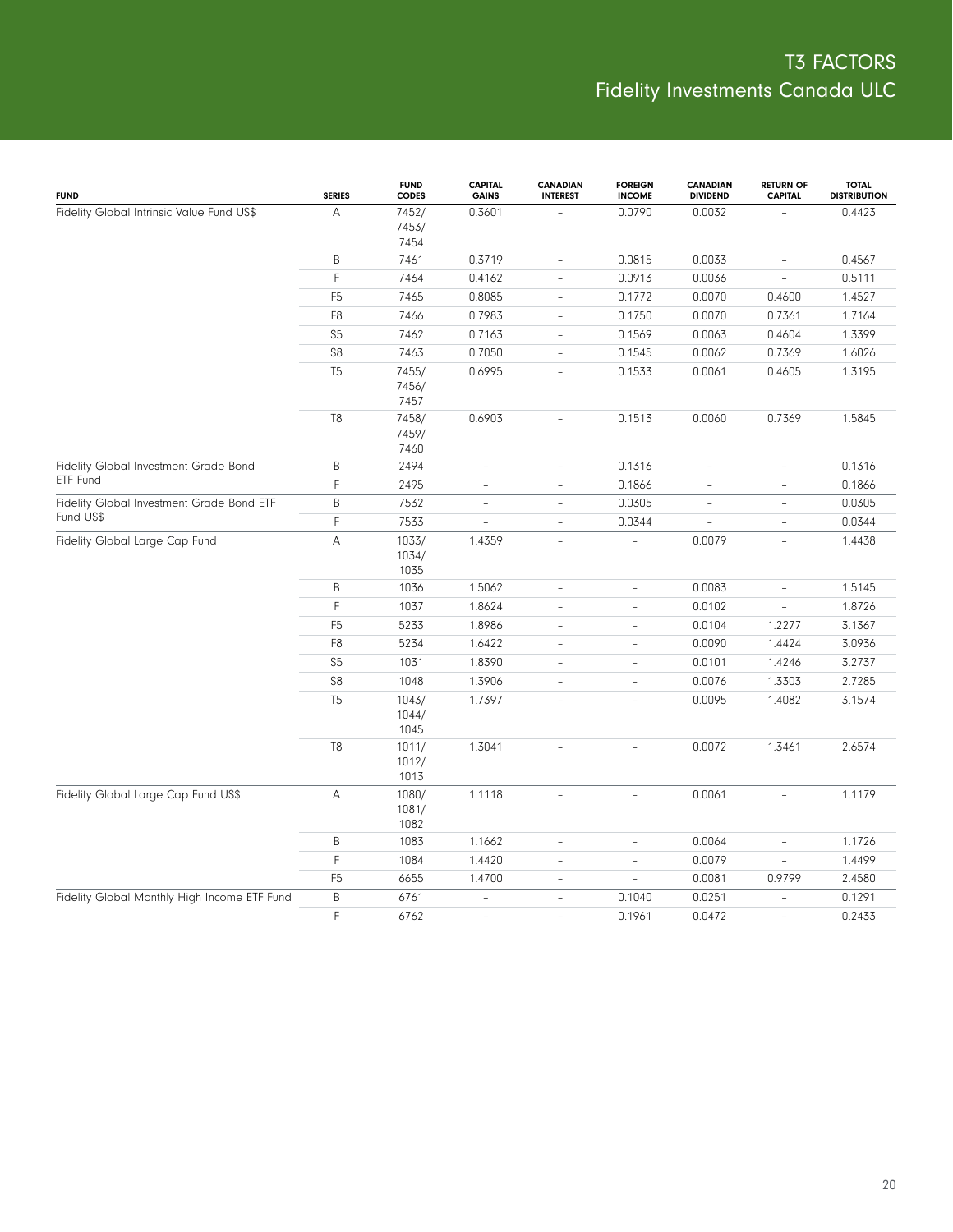# T3 FACTORS
## Fidelity Investments Canada ULC

| FUND | SERIES | FUND CODES | CAPITAL GAINS | CANADIAN INTEREST | FOREIGN INCOME | CANADIAN DIVIDEND | RETURN OF CAPITAL | TOTAL DISTRIBUTION |
|---|---|---|---|---|---|---|---|---|
| Fidelity Global Intrinsic Value Fund US$ | A | 7452/ 7453/ 7454 | 0.3601 | – | 0.0790 | 0.0032 | – | 0.4423 |
| | B | 7461 | 0.3719 | – | 0.0815 | 0.0033 | – | 0.4567 |
| | F | 7464 | 0.4162 | – | 0.0913 | 0.0036 | – | 0.5111 |
| | F5 | 7465 | 0.8085 | – | 0.1772 | 0.0070 | 0.4600 | 1.4527 |
| | F8 | 7466 | 0.7983 | – | 0.1750 | 0.0070 | 0.7361 | 1.7164 |
| | S5 | 7462 | 0.7163 | – | 0.1569 | 0.0063 | 0.4604 | 1.3399 |
| | S8 | 7463 | 0.7050 | – | 0.1545 | 0.0062 | 0.7369 | 1.6026 |
| | T5 | 7455/ 7456/ 7457 | 0.6995 | – | 0.1533 | 0.0061 | 0.4605 | 1.3195 |
| | T8 | 7458/ 7459/ 7460 | 0.6903 | – | 0.1513 | 0.0060 | 0.7369 | 1.5845 |
| Fidelity Global Investment Grade Bond ETF Fund | B | 2494 | – | – | 0.1316 | – | – | 0.1316 |
| | F | 2495 | – | – | 0.1866 | – | – | 0.1866 |
| Fidelity Global Investment Grade Bond ETF Fund US$ | B | 7532 | – | – | 0.0305 | – | – | 0.0305 |
| | F | 7533 | – | – | 0.0344 | – | – | 0.0344 |
| Fidelity Global Large Cap Fund | A | 1033/ 1034/ 1035 | 1.4359 | – | – | 0.0079 | – | 1.4438 |
| | B | 1036 | 1.5062 | – | – | 0.0083 | – | 1.5145 |
| | F | 1037 | 1.8624 | – | – | 0.0102 | – | 1.8726 |
| | F5 | 5233 | 1.8986 | – | – | 0.0104 | 1.2277 | 3.1367 |
| | F8 | 5234 | 1.6422 | – | – | 0.0090 | 1.4424 | 3.0936 |
| | S5 | 1031 | 1.8390 | – | – | 0.0101 | 1.4246 | 3.2737 |
| | S8 | 1048 | 1.3906 | – | – | 0.0076 | 1.3303 | 2.7285 |
| | T5 | 1043/ 1044/ 1045 | 1.7397 | – | – | 0.0095 | 1.4082 | 3.1574 |
| | T8 | 1011/ 1012/ 1013 | 1.3041 | – | – | 0.0072 | 1.3461 | 2.6574 |
| Fidelity Global Large Cap Fund US$ | A | 1080/ 1081/ 1082 | 1.1118 | – | – | 0.0061 | – | 1.1179 |
| | B | 1083 | 1.1662 | – | – | 0.0064 | – | 1.1726 |
| | F | 1084 | 1.4420 | – | – | 0.0079 | – | 1.4499 |
| | F5 | 6655 | 1.4700 | – | – | 0.0081 | 0.9799 | 2.4580 |
| Fidelity Global Monthly High Income ETF Fund | B | 6761 | – | – | 0.1040 | 0.0251 | – | 0.1291 |
| | F | 6762 | – | – | 0.1961 | 0.0472 | – | 0.2433 |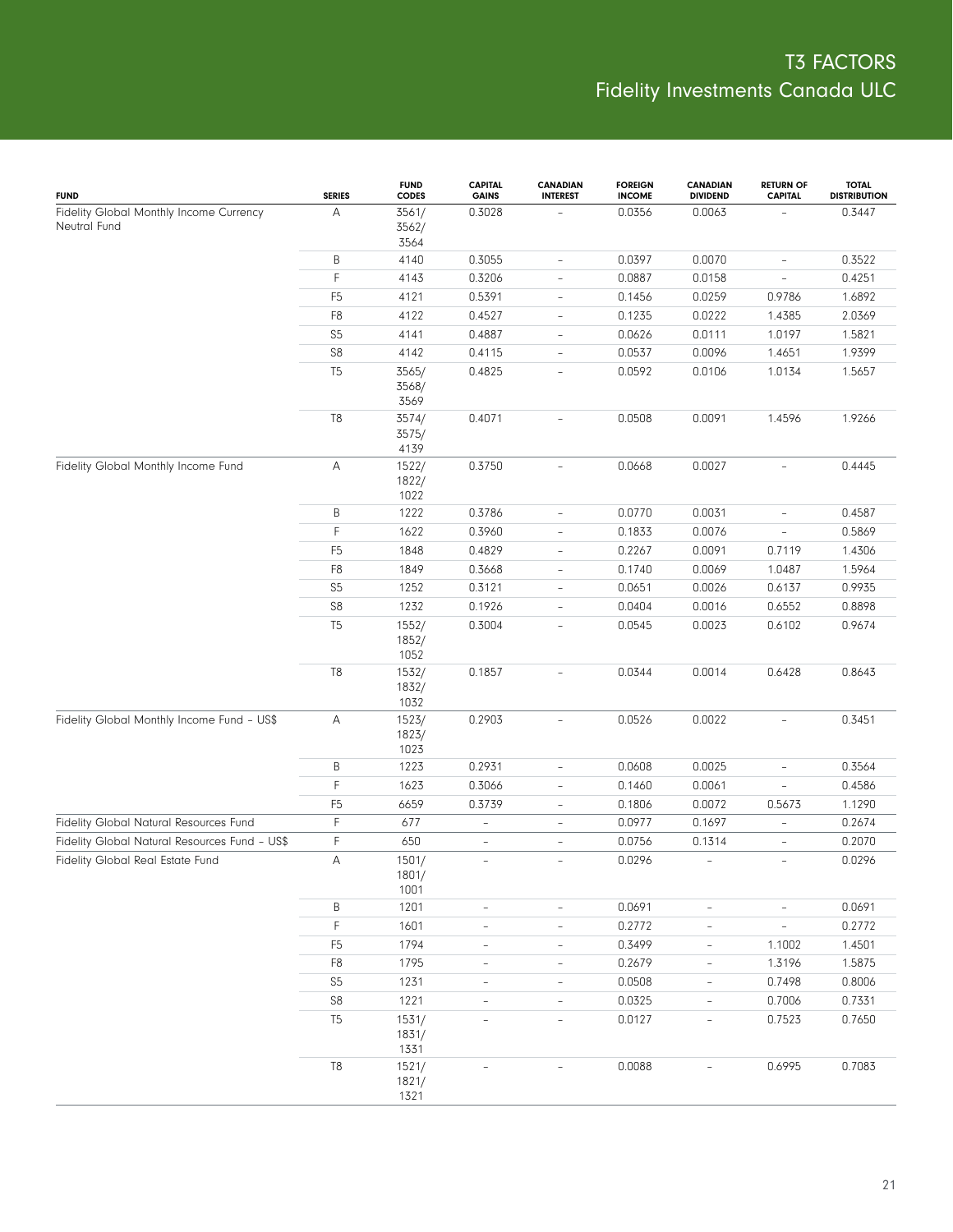# T3 FACTORS
## Fidelity Investments Canada ULC

| FUND | SERIES | FUND CODES | CAPITAL GAINS | CANADIAN INTEREST | FOREIGN INCOME | CANADIAN DIVIDEND | RETURN OF CAPITAL | TOTAL DISTRIBUTION |
|---|---|---|---|---|---|---|---|---|
| Fidelity Global Monthly Income Currency Neutral Fund | A | 3561/ 3562/ 3564 | 0.3028 | – | 0.0356 | 0.0063 | – | 0.3447 |
| | B | 4140 | 0.3055 | – | 0.0397 | 0.0070 | – | 0.3522 |
| | F | 4143 | 0.3206 | – | 0.0887 | 0.0158 | – | 0.4251 |
| | F5 | 4121 | 0.5391 | – | 0.1456 | 0.0259 | 0.9786 | 1.6892 |
| | F8 | 4122 | 0.4527 | – | 0.1235 | 0.0222 | 1.4385 | 2.0369 |
| | S5 | 4141 | 0.4887 | – | 0.0626 | 0.0111 | 1.0197 | 1.5821 |
| | S8 | 4142 | 0.4115 | – | 0.0537 | 0.0096 | 1.4651 | 1.9399 |
| | T5 | 3565/ 3568/ 3569 | 0.4825 | – | 0.0592 | 0.0106 | 1.0134 | 1.5657 |
| | T8 | 3574/ 3575/ 4139 | 0.4071 | – | 0.0508 | 0.0091 | 1.4596 | 1.9266 |
| Fidelity Global Monthly Income Fund | A | 1522/ 1822/ 1022 | 0.3750 | – | 0.0668 | 0.0027 | – | 0.4445 |
| | B | 1222 | 0.3786 | – | 0.0770 | 0.0031 | – | 0.4587 |
| | F | 1622 | 0.3960 | – | 0.1833 | 0.0076 | – | 0.5869 |
| | F5 | 1848 | 0.4829 | – | 0.2267 | 0.0091 | 0.7119 | 1.4306 |
| | F8 | 1849 | 0.3668 | – | 0.1740 | 0.0069 | 1.0487 | 1.5964 |
| | S5 | 1252 | 0.3121 | – | 0.0651 | 0.0026 | 0.6137 | 0.9935 |
| | S8 | 1232 | 0.1926 | – | 0.0404 | 0.0016 | 0.6552 | 0.8898 |
| | T5 | 1552/ 1852/ 1052 | 0.3004 | – | 0.0545 | 0.0023 | 0.6102 | 0.9674 |
| | T8 | 1532/ 1832/ 1032 | 0.1857 | – | 0.0344 | 0.0014 | 0.6428 | 0.8643 |
| Fidelity Global Monthly Income Fund – US$ | A | 1523/ 1823/ 1023 | 0.2903 | – | 0.0526 | 0.0022 | – | 0.3451 |
| | B | 1223 | 0.2931 | – | 0.0608 | 0.0025 | – | 0.3564 |
| | F | 1623 | 0.3066 | – | 0.1460 | 0.0061 | – | 0.4586 |
| | F5 | 6659 | 0.3739 | – | 0.1806 | 0.0072 | 0.5673 | 1.1290 |
| Fidelity Global Natural Resources Fund | F | 677 | – | – | 0.0977 | 0.1697 | – | 0.2674 |
| Fidelity Global Natural Resources Fund – US$ | F | 650 | – | – | 0.0756 | 0.1314 | – | 0.2070 |
| Fidelity Global Real Estate Fund | A | 1501/ 1801/ 1001 | – | – | 0.0296 | – | – | 0.0296 |
| | B | 1201 | – | – | 0.0691 | – | – | 0.0691 |
| | F | 1601 | – | – | 0.2772 | – | – | 0.2772 |
| | F5 | 1794 | – | – | 0.3499 | – | 1.1002 | 1.4501 |
| | F8 | 1795 | – | – | 0.2679 | – | 1.3196 | 1.5875 |
| | S5 | 1231 | – | – | 0.0508 | – | 0.7498 | 0.8006 |
| | S8 | 1221 | – | – | 0.0325 | – | 0.7006 | 0.7331 |
| | T5 | 1531/ 1831/ 1331 | – | – | 0.0127 | – | 0.7523 | 0.7650 |
| | T8 | 1521/ 1821/ 1321 | – | – | 0.0088 | – | 0.6995 | 0.7083 |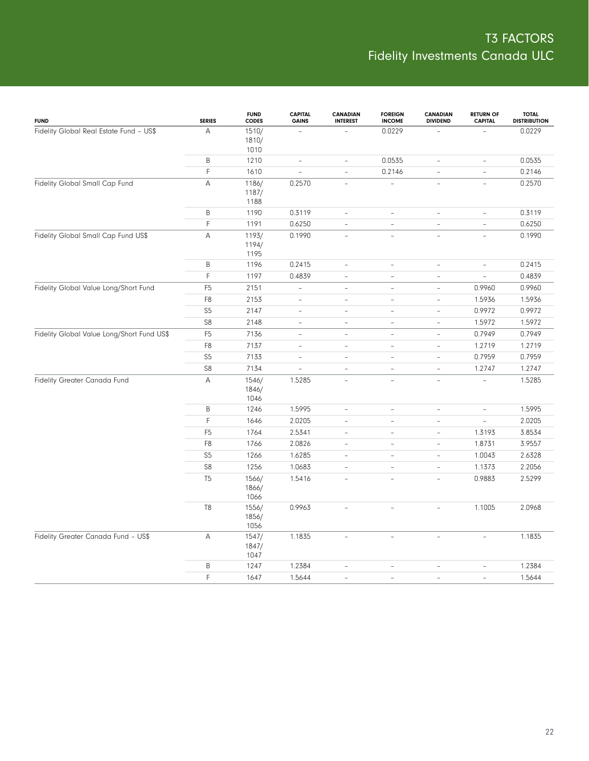# T3 FACTORS
## Fidelity Investments Canada ULC

| FUND | SERIES | FUND CODES | CAPITAL GAINS | CANADIAN INTEREST | FOREIGN INCOME | CANADIAN DIVIDEND | RETURN OF CAPITAL | TOTAL DISTRIBUTION |
|---|---|---|---|---|---|---|---|---|
| Fidelity Global Real Estate Fund – US$ | A | 1510/ 1810/ 1010 | – | – | 0.0229 | – | – | 0.0229 |
| | B | 1210 | – | – | 0.0535 | – | – | 0.0535 |
| | F | 1610 | – | – | 0.2146 | – | – | 0.2146 |
| Fidelity Global Small Cap Fund | A | 1186/ 1187/ 1188 | 0.2570 | – | – | – | – | 0.2570 |
| | B | 1190 | 0.3119 | – | – | – | – | 0.3119 |
| | F | 1191 | 0.6250 | – | – | – | – | 0.6250 |
| Fidelity Global Small Cap Fund US$ | A | 1193/ 1194/ 1195 | 0.1990 | – | – | – | – | 0.1990 |
| | B | 1196 | 0.2415 | – | – | – | – | 0.2415 |
| | F | 1197 | 0.4839 | – | – | – | – | 0.4839 |
| Fidelity Global Value Long/Short Fund | F5 | 2151 | – | – | – | – | 0.9960 | 0.9960 |
| | F8 | 2153 | – | – | – | – | 1.5936 | 1.5936 |
| | S5 | 2147 | – | – | – | – | 0.9972 | 0.9972 |
| | S8 | 2148 | – | – | – | – | 1.5972 | 1.5972 |
| Fidelity Global Value Long/Short Fund US$ | F5 | 7136 | – | – | – | – | 0.7949 | 0.7949 |
| | F8 | 7137 | – | – | – | – | 1.2719 | 1.2719 |
| | S5 | 7133 | – | – | – | – | 0.7959 | 0.7959 |
| | S8 | 7134 | – | – | – | – | 1.2747 | 1.2747 |
| Fidelity Greater Canada Fund | A | 1546/ 1846/ 1046 | 1.5285 | – | – | – | – | 1.5285 |
| | B | 1246 | 1.5995 | – | – | – | – | 1.5995 |
| | F | 1646 | 2.0205 | – | – | – | – | 2.0205 |
| | F5 | 1764 | 2.5341 | – | – | – | 1.3193 | 3.8534 |
| | F8 | 1766 | 2.0826 | – | – | – | 1.8731 | 3.9557 |
| | S5 | 1266 | 1.6285 | – | – | – | 1.0043 | 2.6328 |
| | S8 | 1256 | 1.0683 | – | – | – | 1.1373 | 2.2056 |
| | T5 | 1566/ 1866/ 1066 | 1.5416 | – | – | – | 0.9883 | 2.5299 |
| | T8 | 1556/ 1856/ 1056 | 0.9963 | – | – | – | 1.1005 | 2.0968 |
| Fidelity Greater Canada Fund – US$ | A | 1547/ 1847/ 1047 | 1.1835 | – | – | – | – | 1.1835 |
| | B | 1247 | 1.2384 | – | – | – | – | 1.2384 |
| | F | 1647 | 1.5644 | – | – | – | – | 1.5644 |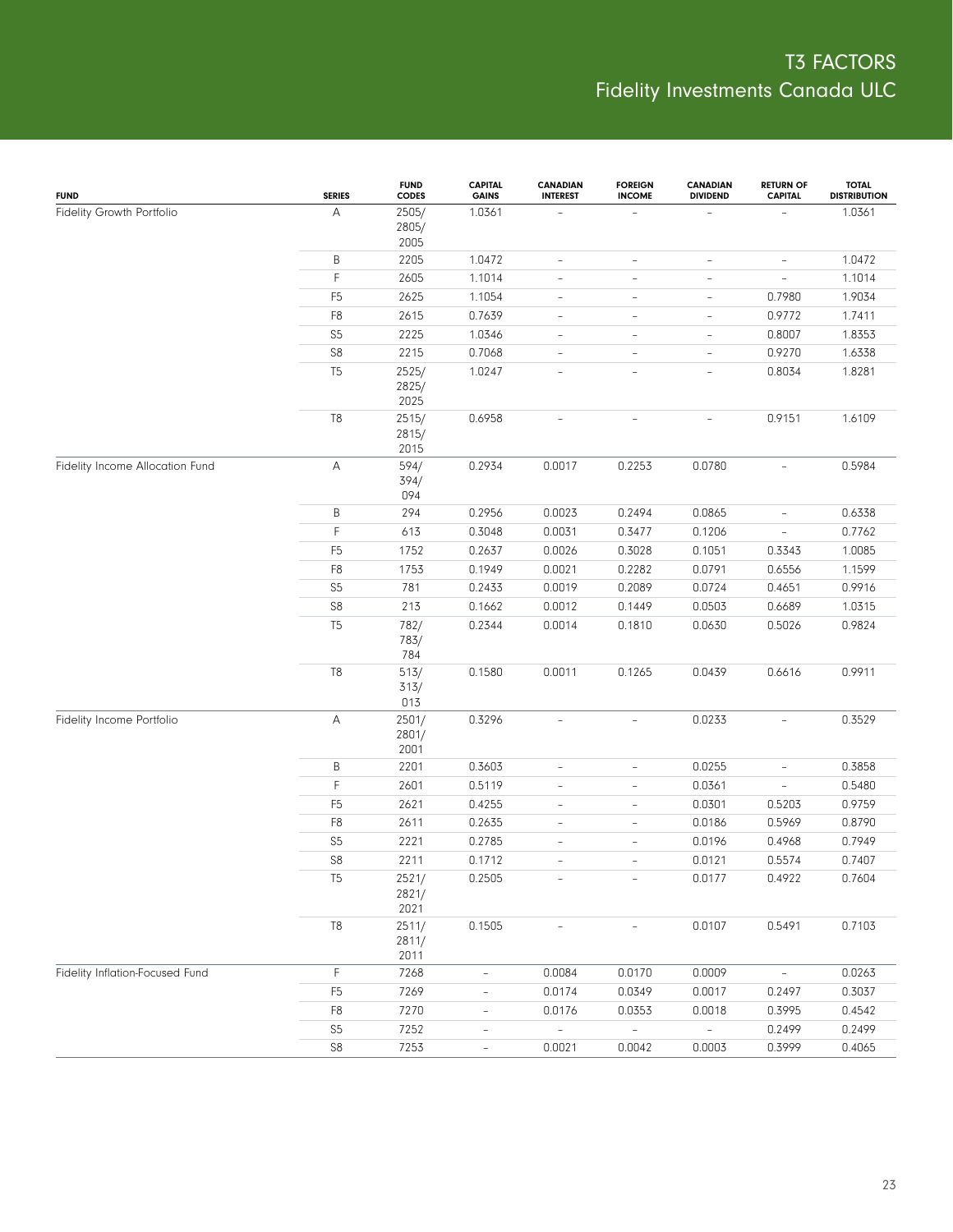| FUND | SERIES | FUND CODES | CAPITAL GAINS | CANADIAN INTEREST | FOREIGN INCOME | CANADIAN DIVIDEND | RETURN OF CAPITAL | TOTAL DISTRIBUTION |
|---|---|---|---|---|---|---|---|---|
| Fidelity Growth Portfolio | A | 2505/ 2805/ 2005 | 1.0361 | – | – | – | – | 1.0361 |
| | B | 2205 | 1.0472 | – | – | – | – | 1.0472 |
| | F | 2605 | 1.1014 | – | – | – | – | 1.1014 |
| | F5 | 2625 | 1.1054 | – | – | – | 0.7980 | 1.9034 |
| | F8 | 2615 | 0.7639 | – | – | – | 0.9772 | 1.7411 |
| | S5 | 2225 | 1.0346 | – | – | – | 0.8007 | 1.8353 |
| | S8 | 2215 | 0.7068 | – | – | – | 0.9270 | 1.6338 |
| | T5 | 2525/ 2825/ 2025 | 1.0247 | – | – | – | 0.8034 | 1.8281 |
| | T8 | 2515/ 2815/ 2015 | 0.6958 | – | – | – | 0.9151 | 1.6109 |
| Fidelity Income Allocation Fund | A | 594/ 394/ 094 | 0.2934 | 0.0017 | 0.2253 | 0.0780 | – | 0.5984 |
| | B | 294 | 0.2956 | 0.0023 | 0.2494 | 0.0865 | – | 0.6338 |
| | F | 613 | 0.3048 | 0.0031 | 0.3477 | 0.1206 | – | 0.7762 |
| | F5 | 1752 | 0.2637 | 0.0026 | 0.3028 | 0.1051 | 0.3343 | 1.0085 |
| | F8 | 1753 | 0.1949 | 0.0021 | 0.2282 | 0.0791 | 0.6556 | 1.1599 |
| | S5 | 781 | 0.2433 | 0.0019 | 0.2089 | 0.0724 | 0.4651 | 0.9916 |
| | S8 | 213 | 0.1662 | 0.0012 | 0.1449 | 0.0503 | 0.6689 | 1.0315 |
| | T5 | 782/ 783/ 784 | 0.2344 | 0.0014 | 0.1810 | 0.0630 | 0.5026 | 0.9824 |
| | T8 | 513/ 313/ 013 | 0.1580 | 0.0011 | 0.1265 | 0.0439 | 0.6616 | 0.9911 |
| Fidelity Income Portfolio | A | 2501/ 2801/ 2001 | 0.3296 | – | – | 0.0233 | – | 0.3529 |
| | B | 2201 | 0.3603 | – | – | 0.0255 | – | 0.3858 |
| | F | 2601 | 0.5119 | – | – | 0.0361 | – | 0.5480 |
| | F5 | 2621 | 0.4255 | – | – | 0.0301 | 0.5203 | 0.9759 |
| | F8 | 2611 | 0.2635 | – | – | 0.0186 | 0.5969 | 0.8790 |
| | S5 | 2221 | 0.2785 | – | – | 0.0196 | 0.4968 | 0.7949 |
| | S8 | 2211 | 0.1712 | – | – | 0.0121 | 0.5574 | 0.7407 |
| | T5 | 2521/ 2821/ 2021 | 0.2505 | – | – | 0.0177 | 0.4922 | 0.7604 |
| | T8 | 2511/ 2811/ 2011 | 0.1505 | – | – | 0.0107 | 0.5491 | 0.7103 |
| Fidelity Inflation-Focused Fund | F | 7268 | – | 0.0084 | 0.0170 | 0.0009 | – | 0.0263 |
| | F5 | 7269 | – | 0.0174 | 0.0349 | 0.0017 | 0.2497 | 0.3037 |
| | F8 | 7270 | – | 0.0176 | 0.0353 | 0.0018 | 0.3995 | 0.4542 |
| | S5 | 7252 | – | – | – | – | 0.2499 | 0.2499 |
| | S8 | 7253 | – | 0.0021 | 0.0042 | 0.0003 | 0.3999 | 0.4065 |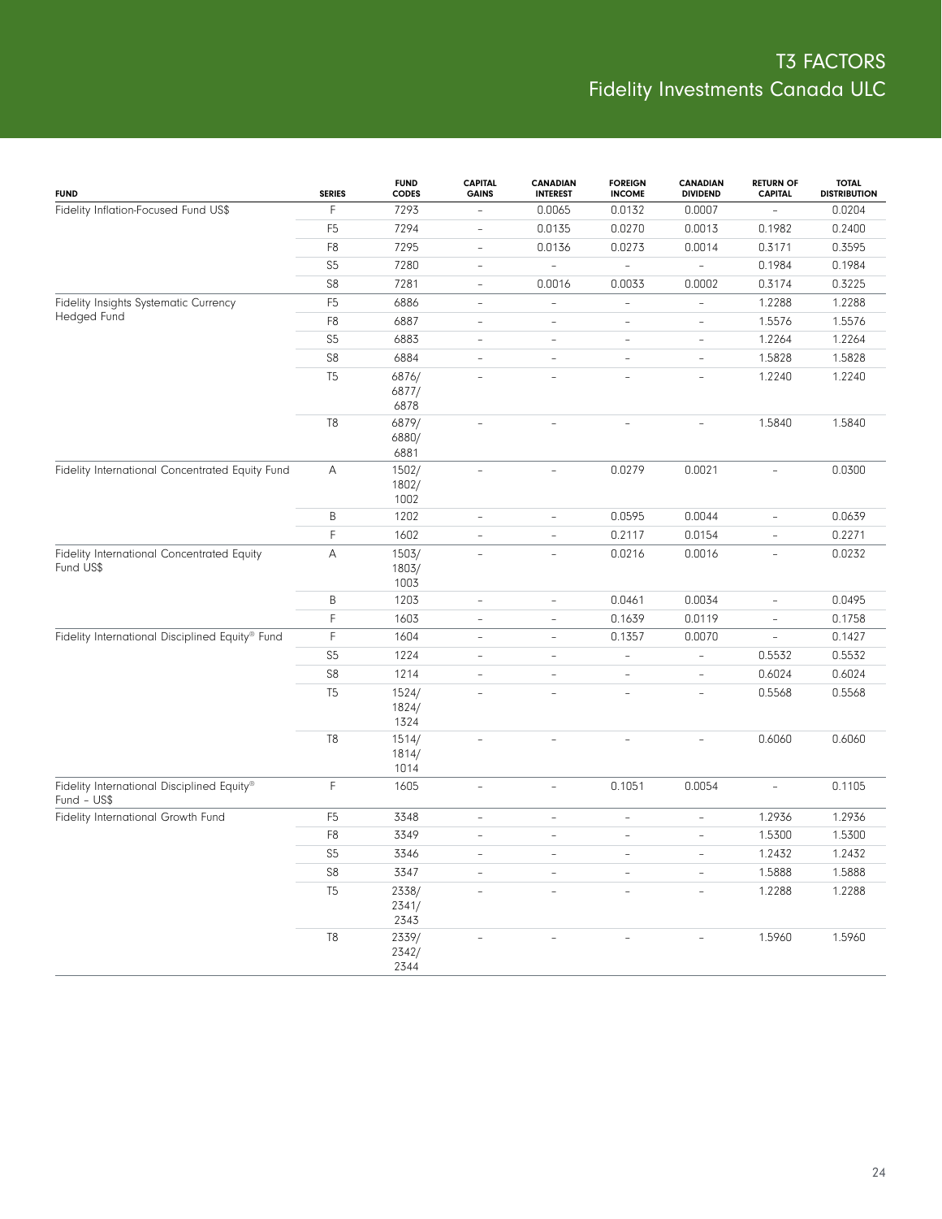# T3 FACTORS
## Fidelity Investments Canada ULC

| FUND | SERIES | FUND CODES | CAPITAL GAINS | CANADIAN INTEREST | FOREIGN INCOME | CANADIAN DIVIDEND | RETURN OF CAPITAL | TOTAL DISTRIBUTION |
|---|---|---|---|---|---|---|---|---|
| Fidelity Inflation-Focused Fund US$ | F | 7293 | – | 0.0065 | 0.0132 | 0.0007 | – | 0.0204 |
| | F5 | 7294 | – | 0.0135 | 0.0270 | 0.0013 | 0.1982 | 0.2400 |
| | F8 | 7295 | – | 0.0136 | 0.0273 | 0.0014 | 0.3171 | 0.3595 |
| | S5 | 7280 | – | – | – | – | 0.1984 | 0.1984 |
| | S8 | 7281 | – | 0.0016 | 0.0033 | 0.0002 | 0.3174 | 0.3225 |
| Fidelity Insights Systematic Currency Hedged Fund | F5 | 6886 | – | – | – | – | 1.2288 | 1.2288 |
| | F8 | 6887 | – | – | – | – | 1.5576 | 1.5576 |
| | S5 | 6883 | – | – | – | – | 1.2264 | 1.2264 |
| | S8 | 6884 | – | – | – | – | 1.5828 | 1.5828 |
| | T5 | 6876/ 6877/ 6878 | – | – | – | – | 1.2240 | 1.2240 |
| | T8 | 6879/ 6880/ 6881 | – | – | – | – | 1.5840 | 1.5840 |
| Fidelity International Concentrated Equity Fund | A | 1502/ 1802/ 1002 | – | – | 0.0279 | 0.0021 | – | 0.0300 |
| | B | 1202 | – | – | 0.0595 | 0.0044 | – | 0.0639 |
| | F | 1602 | – | – | 0.2117 | 0.0154 | – | 0.2271 |
| Fidelity International Concentrated Equity Fund US$ | A | 1503/ 1803/ 1003 | – | – | 0.0216 | 0.0016 | – | 0.0232 |
| | B | 1203 | – | – | 0.0461 | 0.0034 | – | 0.0495 |
| | F | 1603 | – | – | 0.1639 | 0.0119 | – | 0.1758 |
| Fidelity International Disciplined Equity® Fund | F | 1604 | – | – | 0.1357 | 0.0070 | – | 0.1427 |
| | S5 | 1224 | – | – | – | – | 0.5532 | 0.5532 |
| | S8 | 1214 | – | – | – | – | 0.6024 | 0.6024 |
| | T5 | 1524/ 1824/ 1324 | – | – | – | – | 0.5568 | 0.5568 |
| | T8 | 1514/ 1814/ 1014 | – | – | – | – | 0.6060 | 0.6060 |
| Fidelity International Disciplined Equity® Fund – US$ | F | 1605 | – | – | 0.1051 | 0.0054 | – | 0.1105 |
| Fidelity International Growth Fund | F5 | 3348 | – | – | – | – | 1.2936 | 1.2936 |
| | F8 | 3349 | – | – | – | – | 1.5300 | 1.5300 |
| | S5 | 3346 | – | – | – | – | 1.2432 | 1.2432 |
| | S8 | 3347 | – | – | – | – | 1.5888 | 1.5888 |
| | T5 | 2338/ 2341/ 2343 | – | – | – | – | 1.2288 | 1.2288 |
| | T8 | 2339/ 2342/ 2344 | – | – | – | – | 1.5960 | 1.5960 |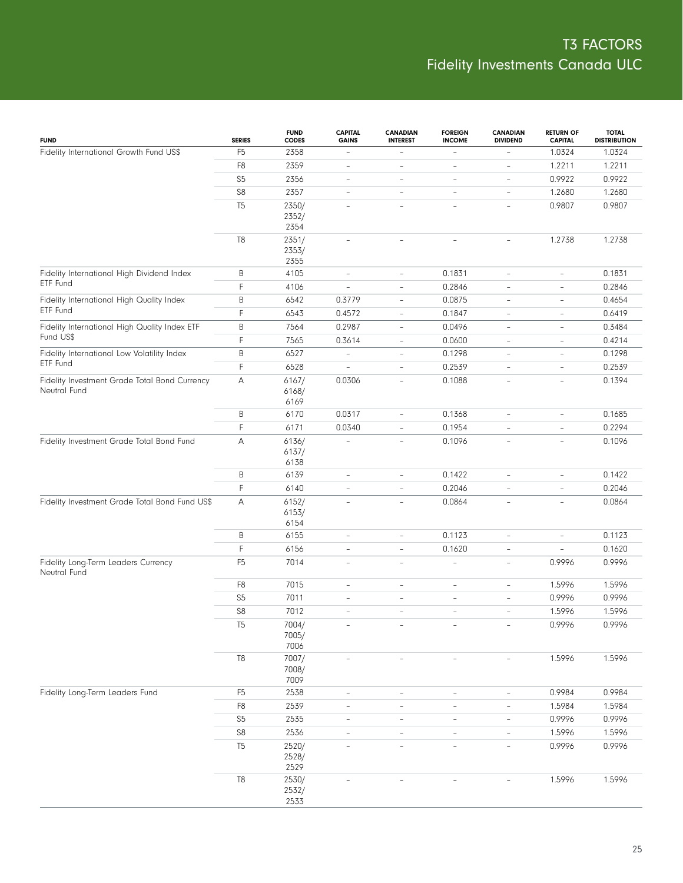# T3 FACTORS
## Fidelity Investments Canada ULC

| FUND | SERIES | FUND CODES | CAPITAL GAINS | CANADIAN INTEREST | FOREIGN INCOME | CANADIAN DIVIDEND | RETURN OF CAPITAL | TOTAL DISTRIBUTION |
|---|---|---|---|---|---|---|---|---|
| Fidelity International Growth Fund US$ | F5 | 2358 | – | – | – | – | 1.0324 | 1.0324 |
| | F8 | 2359 | – | – | – | – | 1.2211 | 1.2211 |
| | S5 | 2356 | – | – | – | – | 0.9922 | 0.9922 |
| | S8 | 2357 | – | – | – | – | 1.2680 | 1.2680 |
| | T5 | 2350/ 2352/ 2354 | – | – | – | – | 0.9807 | 0.9807 |
| | T8 | 2351/ 2353/ 2355 | – | – | – | – | 1.2738 | 1.2738 |
| Fidelity International High Dividend Index ETF Fund | B | 4105 | – | – | 0.1831 | – | – | 0.1831 |
| | F | 4106 | – | – | 0.2846 | – | – | 0.2846 |
| Fidelity International High Quality Index ETF Fund | B | 6542 | 0.3779 | – | 0.0875 | – | – | 0.4654 |
| | F | 6543 | 0.4572 | – | 0.1847 | – | – | 0.6419 |
| Fidelity International High Quality Index ETF Fund US$ | B | 7564 | 0.2987 | – | 0.0496 | – | – | 0.3484 |
| | F | 7565 | 0.3614 | – | 0.0600 | – | – | 0.4214 |
| Fidelity International Low Volatility Index ETF Fund | B | 6527 | – | – | 0.1298 | – | – | 0.1298 |
| | F | 6528 | – | – | 0.2539 | – | – | 0.2539 |
| Fidelity Investment Grade Total Bond Currency Neutral Fund | A | 6167/ 6168/ 6169 | 0.0306 | – | 0.1088 | – | – | 0.1394 |
| | B | 6170 | 0.0317 | – | 0.1368 | – | – | 0.1685 |
| | F | 6171 | 0.0340 | – | 0.1954 | – | – | 0.2294 |
| Fidelity Investment Grade Total Bond Fund | A | 6136/ 6137/ 6138 | – | – | 0.1096 | – | – | 0.1096 |
| | B | 6139 | – | – | 0.1422 | – | – | 0.1422 |
| | F | 6140 | – | – | 0.2046 | – | – | 0.2046 |
| Fidelity Investment Grade Total Bond Fund US$ | A | 6152/ 6153/ 6154 | – | – | 0.0864 | – | – | 0.0864 |
| | B | 6155 | – | – | 0.1123 | – | – | 0.1123 |
| | F | 6156 | – | – | 0.1620 | – | – | 0.1620 |
| Fidelity Long-Term Leaders Currency Neutral Fund | F5 | 7014 | – | – | – | – | 0.9996 | 0.9996 |
| | F8 | 7015 | – | – | – | – | 1.5996 | 1.5996 |
| | S5 | 7011 | – | – | – | – | 0.9996 | 0.9996 |
| | S8 | 7012 | – | – | – | – | 1.5996 | 1.5996 |
| | T5 | 7004/ 7005/ 7006 | – | – | – | – | 0.9996 | 0.9996 |
| | T8 | 7007/ 7008/ 7009 | – | – | – | – | 1.5996 | 1.5996 |
| Fidelity Long-Term Leaders Fund | F5 | 2538 | – | – | – | – | 0.9984 | 0.9984 |
| | F8 | 2539 | – | – | – | – | 1.5984 | 1.5984 |
| | S5 | 2535 | – | – | – | – | 0.9996 | 0.9996 |
| | S8 | 2536 | – | – | – | – | 1.5996 | 1.5996 |
| | T5 | 2520/ 2528/ 2529 | – | – | – | – | 0.9996 | 0.9996 |
| | T8 | 2530/ 2532/ 2533 | – | – | – | – | 1.5996 | 1.5996 |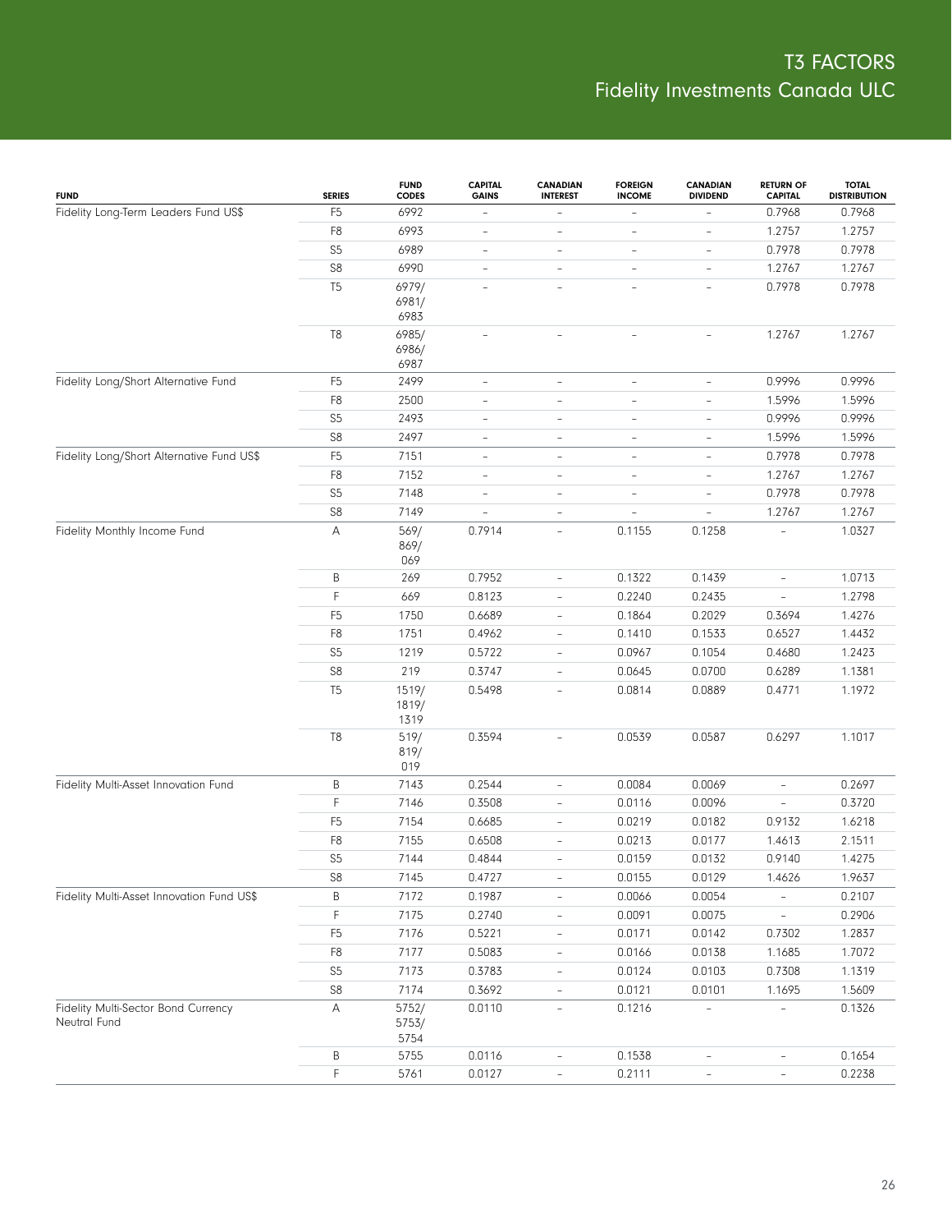# T3 FACTORS
## Fidelity Investments Canada ULC

| FUND | SERIES | FUND CODES | CAPITAL GAINS | CANADIAN INTEREST | FOREIGN INCOME | CANADIAN DIVIDEND | RETURN OF CAPITAL | TOTAL DISTRIBUTION |
|---|---|---|---|---|---|---|---|---|
| Fidelity Long-Term Leaders Fund US$ | F5 | 6992 | – | – | – | – | 0.7968 | 0.7968 |
| | F8 | 6993 | – | – | – | – | 1.2757 | 1.2757 |
| | S5 | 6989 | – | – | – | – | 0.7978 | 0.7978 |
| | S8 | 6990 | – | – | – | – | 1.2767 | 1.2767 |
| | T5 | 6979/ 6981/ 6983 | – | – | – | – | 0.7978 | 0.7978 |
| | T8 | 6985/ 6986/ 6987 | – | – | – | – | 1.2767 | 1.2767 |
| Fidelity Long/Short Alternative Fund | F5 | 2499 | – | – | – | – | 0.9996 | 0.9996 |
| | F8 | 2500 | – | – | – | – | 1.5996 | 1.5996 |
| | S5 | 2493 | – | – | – | – | 0.9996 | 0.9996 |
| | S8 | 2497 | – | – | – | – | 1.5996 | 1.5996 |
| Fidelity Long/Short Alternative Fund US$ | F5 | 7151 | – | – | – | – | 0.7978 | 0.7978 |
| | F8 | 7152 | – | – | – | – | 1.2767 | 1.2767 |
| | S5 | 7148 | – | – | – | – | 0.7978 | 0.7978 |
| | S8 | 7149 | – | – | – | – | 1.2767 | 1.2767 |
| Fidelity Monthly Income Fund | A | 569/ 869/ 069 | 0.7914 | – | 0.1155 | 0.1258 | – | 1.0327 |
| | B | 269 | 0.7952 | – | 0.1322 | 0.1439 | – | 1.0713 |
| | F | 669 | 0.8123 | – | 0.2240 | 0.2435 | – | 1.2798 |
| | F5 | 1750 | 0.6689 | – | 0.1864 | 0.2029 | 0.3694 | 1.4276 |
| | F8 | 1751 | 0.4962 | – | 0.1410 | 0.1533 | 0.6527 | 1.4432 |
| | S5 | 1219 | 0.5722 | – | 0.0967 | 0.1054 | 0.4680 | 1.2423 |
| | S8 | 219 | 0.3747 | – | 0.0645 | 0.0700 | 0.6289 | 1.1381 |
| | T5 | 1519/ 1819/ 1319 | 0.5498 | – | 0.0814 | 0.0889 | 0.4771 | 1.1972 |
| | T8 | 519/ 819/ 019 | 0.3594 | – | 0.0539 | 0.0587 | 0.6297 | 1.1017 |
| Fidelity Multi-Asset Innovation Fund | B | 7143 | 0.2544 | – | 0.0084 | 0.0069 | – | 0.2697 |
| | F | 7146 | 0.3508 | – | 0.0116 | 0.0096 | – | 0.3720 |
| | F5 | 7154 | 0.6685 | – | 0.0219 | 0.0182 | 0.9132 | 1.6218 |
| | F8 | 7155 | 0.6508 | – | 0.0213 | 0.0177 | 1.4613 | 2.1511 |
| | S5 | 7144 | 0.4844 | – | 0.0159 | 0.0132 | 0.9140 | 1.4275 |
| | S8 | 7145 | 0.4727 | – | 0.0155 | 0.0129 | 1.4626 | 1.9637 |
| Fidelity Multi-Asset Innovation Fund US$ | B | 7172 | 0.1987 | – | 0.0066 | 0.0054 | – | 0.2107 |
| | F | 7175 | 0.2740 | – | 0.0091 | 0.0075 | – | 0.2906 |
| | F5 | 7176 | 0.5221 | – | 0.0171 | 0.0142 | 0.7302 | 1.2837 |
| | F8 | 7177 | 0.5083 | – | 0.0166 | 0.0138 | 1.1685 | 1.7072 |
| | S5 | 7173 | 0.3783 | – | 0.0124 | 0.0103 | 0.7308 | 1.1319 |
| | S8 | 7174 | 0.3692 | – | 0.0121 | 0.0101 | 1.1695 | 1.5609 |
| Fidelity Multi-Sector Bond Currency Neutral Fund | A | 5752/ 5753/ 5754 | 0.0110 | – | 0.1216 | – | – | 0.1326 |
| | B | 5755 | 0.0116 | – | 0.1538 | – | – | 0.1654 |
| | F | 5761 | 0.0127 | – | 0.2111 | – | – | 0.2238 |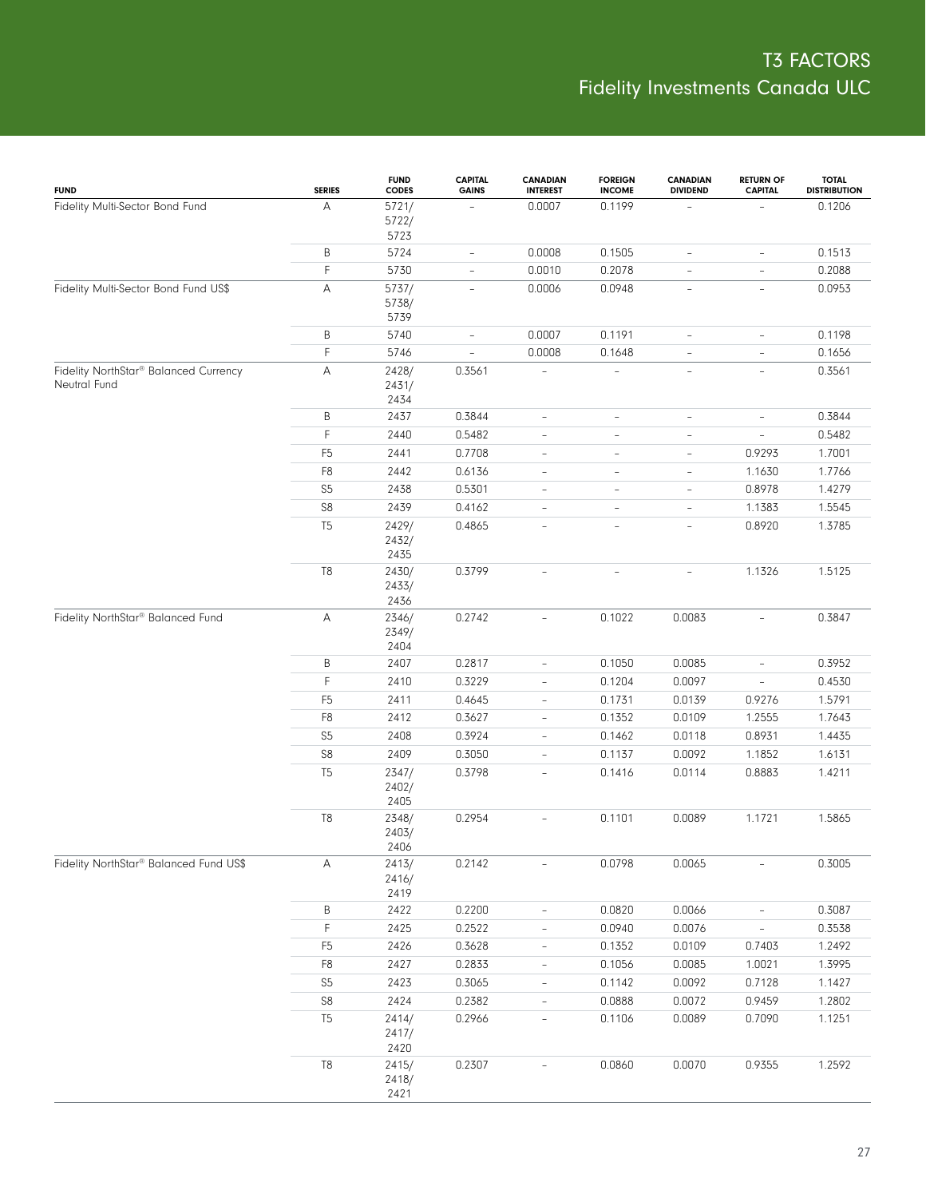# T3 FACTORS
## Fidelity Investments Canada ULC

| FUND | SERIES | FUND CODES | CAPITAL GAINS | CANADIAN INTEREST | FOREIGN INCOME | CANADIAN DIVIDEND | RETURN OF CAPITAL | TOTAL DISTRIBUTION |
|---|---|---|---|---|---|---|---|---|
| Fidelity Multi-Sector Bond Fund | A | 5721/ 5722/ 5723 | – | 0.0007 | 0.1199 | – | – | 0.1206 |
| | B | 5724 | – | 0.0008 | 0.1505 | – | – | 0.1513 |
| | F | 5730 | – | 0.0010 | 0.2078 | – | – | 0.2088 |
| Fidelity Multi-Sector Bond Fund US$ | A | 5737/ 5738/ 5739 | – | 0.0006 | 0.0948 | – | – | 0.0953 |
| | B | 5740 | – | 0.0007 | 0.1191 | – | – | 0.1198 |
| | F | 5746 | – | 0.0008 | 0.1648 | – | – | 0.1656 |
| Fidelity NorthStar® Balanced Currency Neutral Fund | A | 2428/ 2431/ 2434 | 0.3561 | – | – | – | – | 0.3561 |
| | B | 2437 | 0.3844 | – | – | – | – | 0.3844 |
| | F | 2440 | 0.5482 | – | – | – | – | 0.5482 |
| | F5 | 2441 | 0.7708 | – | – | – | 0.9293 | 1.7001 |
| | F8 | 2442 | 0.6136 | – | – | – | 1.1630 | 1.7766 |
| | S5 | 2438 | 0.5301 | – | – | – | 0.8978 | 1.4279 |
| | S8 | 2439 | 0.4162 | – | – | – | 1.1383 | 1.5545 |
| | T5 | 2429/ 2432/ 2435 | 0.4865 | – | – | – | 0.8920 | 1.3785 |
| | T8 | 2430/ 2433/ 2436 | 0.3799 | – | – | – | 1.1326 | 1.5125 |
| Fidelity NorthStar® Balanced Fund | A | 2346/ 2349/ 2404 | 0.2742 | – | 0.1022 | 0.0083 | – | 0.3847 |
| | B | 2407 | 0.2817 | – | 0.1050 | 0.0085 | – | 0.3952 |
| | F | 2410 | 0.3229 | – | 0.1204 | 0.0097 | – | 0.4530 |
| | F5 | 2411 | 0.4645 | – | 0.1731 | 0.0139 | 0.9276 | 1.5791 |
| | F8 | 2412 | 0.3627 | – | 0.1352 | 0.0109 | 1.2555 | 1.7643 |
| | S5 | 2408 | 0.3924 | – | 0.1462 | 0.0118 | 0.8931 | 1.4435 |
| | S8 | 2409 | 0.3050 | – | 0.1137 | 0.0092 | 1.1852 | 1.6131 |
| | T5 | 2347/ 2402/ 2405 | 0.3798 | – | 0.1416 | 0.0114 | 0.8883 | 1.4211 |
| | T8 | 2348/ 2403/ 2406 | 0.2954 | – | 0.1101 | 0.0089 | 1.1721 | 1.5865 |
| Fidelity NorthStar® Balanced Fund US$ | A | 2413/ 2416/ 2419 | 0.2142 | – | 0.0798 | 0.0065 | – | 0.3005 |
| | B | 2422 | 0.2200 | – | 0.0820 | 0.0066 | – | 0.3087 |
| | F | 2425 | 0.2522 | – | 0.0940 | 0.0076 | – | 0.3538 |
| | F5 | 2426 | 0.3628 | – | 0.1352 | 0.0109 | 0.7403 | 1.2492 |
| | F8 | 2427 | 0.2833 | – | 0.1056 | 0.0085 | 1.0021 | 1.3995 |
| | S5 | 2423 | 0.3065 | – | 0.1142 | 0.0092 | 0.7128 | 1.1427 |
| | S8 | 2424 | 0.2382 | – | 0.0888 | 0.0072 | 0.9459 | 1.2802 |
| | T5 | 2414/ 2417/ 2420 | 0.2966 | – | 0.1106 | 0.0089 | 0.7090 | 1.1251 |
| | T8 | 2415/ 2418/ 2421 | 0.2307 | – | 0.0860 | 0.0070 | 0.9355 | 1.2592 |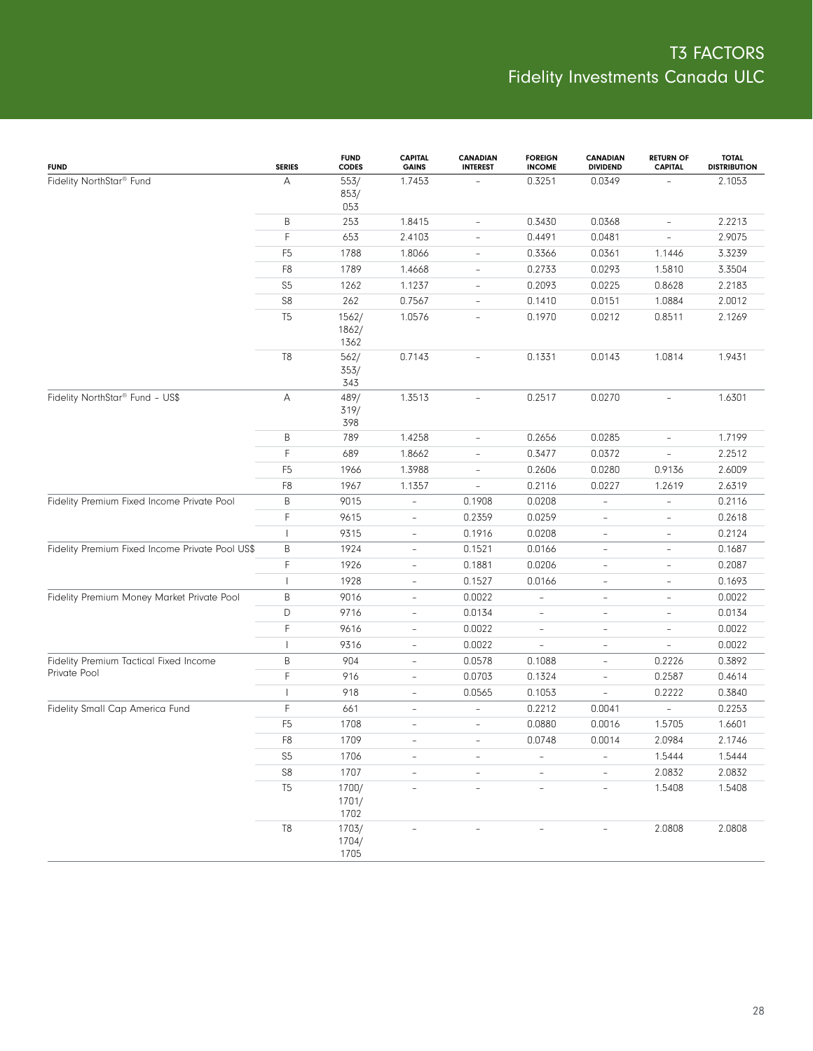# T3 FACTORS
## Fidelity Investments Canada ULC

| FUND | SERIES | FUND CODES | CAPITAL GAINS | CANADIAN INTEREST | FOREIGN INCOME | CANADIAN DIVIDEND | RETURN OF CAPITAL | TOTAL DISTRIBUTION |
|---|---|---|---|---|---|---|---|---|
| Fidelity NorthStar® Fund | A | 553/ 853/ 053 | 1.7453 | – | 0.3251 | 0.0349 | – | 2.1053 |
| | B | 253 | 1.8415 | – | 0.3430 | 0.0368 | – | 2.2213 |
| | F | 653 | 2.4103 | – | 0.4491 | 0.0481 | – | 2.9075 |
| | F5 | 1788 | 1.8066 | – | 0.3366 | 0.0361 | 1.1446 | 3.3239 |
| | F8 | 1789 | 1.4668 | – | 0.2733 | 0.0293 | 1.5810 | 3.3504 |
| | S5 | 1262 | 1.1237 | – | 0.2093 | 0.0225 | 0.8628 | 2.2183 |
| | S8 | 262 | 0.7567 | – | 0.1410 | 0.0151 | 1.0884 | 2.0012 |
| | T5 | 1562/ 1862/ 1362 | 1.0576 | – | 0.1970 | 0.0212 | 0.8511 | 2.1269 |
| | T8 | 562/ 353/ 343 | 0.7143 | – | 0.1331 | 0.0143 | 1.0814 | 1.9431 |
| Fidelity NorthStar® Fund – US$ | A | 489/ 319/ 398 | 1.3513 | – | 0.2517 | 0.0270 | – | 1.6301 |
| | B | 789 | 1.4258 | – | 0.2656 | 0.0285 | – | 1.7199 |
| | F | 689 | 1.8662 | – | 0.3477 | 0.0372 | – | 2.2512 |
| | F5 | 1966 | 1.3988 | – | 0.2606 | 0.0280 | 0.9136 | 2.6009 |
| | F8 | 1967 | 1.1357 | – | 0.2116 | 0.0227 | 1.2619 | 2.6319 |
| Fidelity Premium Fixed Income Private Pool | B | 9015 | – | 0.1908 | 0.0208 | – | – | 0.2116 |
| | F | 9615 | – | 0.2359 | 0.0259 | – | – | 0.2618 |
| | I | 9315 | – | 0.1916 | 0.0208 | – | – | 0.2124 |
| Fidelity Premium Fixed Income Private Pool US$ | B | 1924 | – | 0.1521 | 0.0166 | – | – | 0.1687 |
| | F | 1926 | – | 0.1881 | 0.0206 | – | – | 0.2087 |
| | I | 1928 | – | 0.1527 | 0.0166 | – | – | 0.1693 |
| Fidelity Premium Money Market Private Pool | B | 9016 | – | 0.0022 | – | – | – | 0.0022 |
| | D | 9716 | – | 0.0134 | – | – | – | 0.0134 |
| | F | 9616 | – | 0.0022 | – | – | – | 0.0022 |
| | I | 9316 | – | 0.0022 | – | – | – | 0.0022 |
| Fidelity Premium Tactical Fixed Income Private Pool | B | 904 | – | 0.0578 | 0.1088 | – | 0.2226 | 0.3892 |
| | F | 916 | – | 0.0703 | 0.1324 | – | 0.2587 | 0.4614 |
| | I | 918 | – | 0.0565 | 0.1053 | – | 0.2222 | 0.3840 |
| Fidelity Small Cap America Fund | F | 661 | – | – | 0.2212 | 0.0041 | – | 0.2253 |
| | F5 | 1708 | – | – | 0.0880 | 0.0016 | 1.5705 | 1.6601 |
| | F8 | 1709 | – | – | 0.0748 | 0.0014 | 2.0984 | 2.1746 |
| | S5 | 1706 | – | – | – | – | 1.5444 | 1.5444 |
| | S8 | 1707 | – | – | – | – | 2.0832 | 2.0832 |
| | T5 | 1700/ 1701/ 1702 | – | – | – | – | 1.5408 | 1.5408 |
| | T8 | 1703/ 1704/ 1705 | – | – | – | – | 2.0808 | 2.0808 |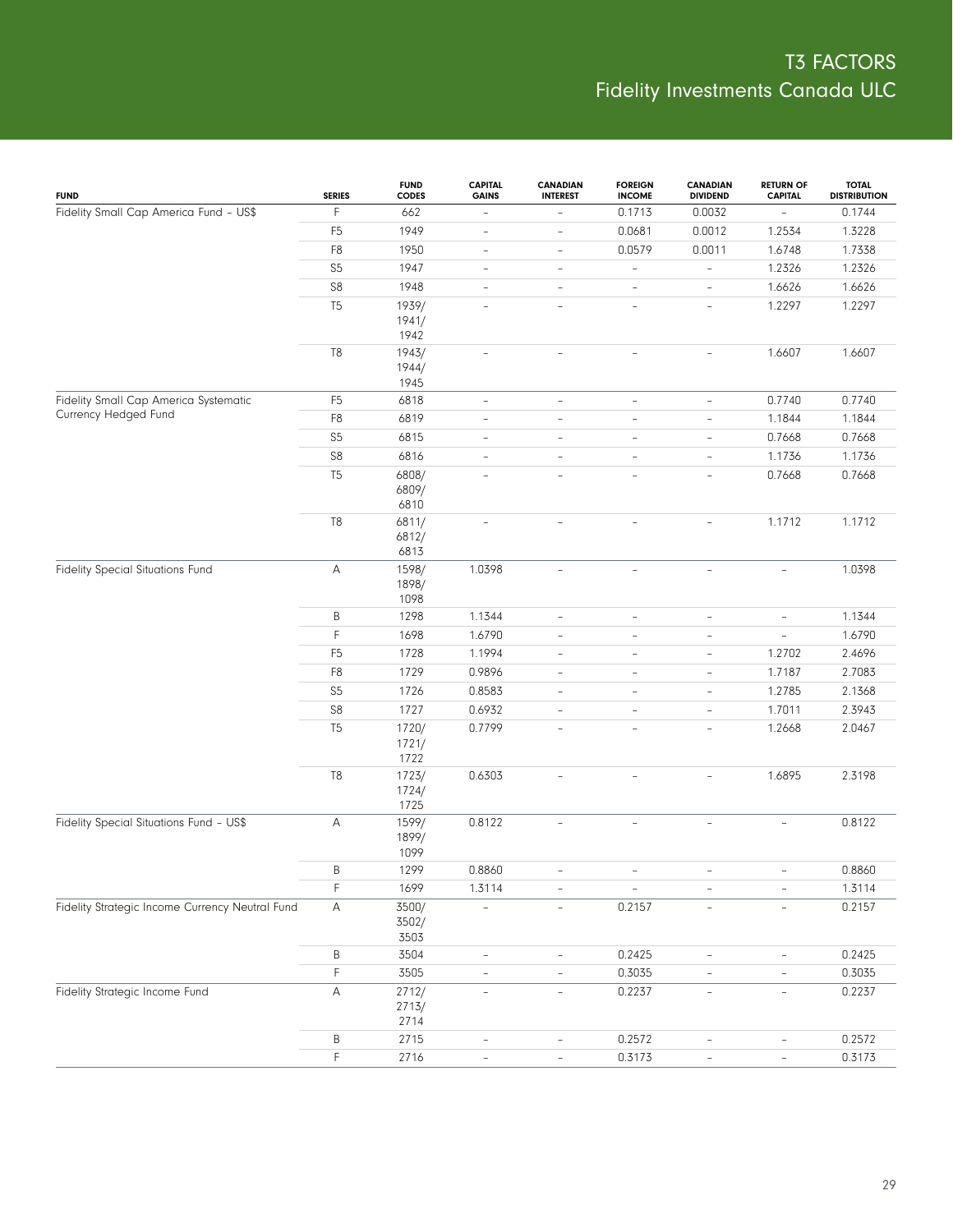# T3 FACTORS
## Fidelity Investments Canada ULC

| FUND | SERIES | FUND CODES | CAPITAL GAINS | CANADIAN INTEREST | FOREIGN INCOME | CANADIAN DIVIDEND | RETURN OF CAPITAL | TOTAL DISTRIBUTION |
|---|---|---|---|---|---|---|---|---|
| Fidelity Small Cap America Fund – US$ | F | 662 | – | – | 0.1713 | 0.0032 | – | 0.1744 |
| | F5 | 1949 | – | – | 0.0681 | 0.0012 | 1.2534 | 1.3228 |
| | F8 | 1950 | – | – | 0.0579 | 0.0011 | 1.6748 | 1.7338 |
| | S5 | 1947 | – | – | – | – | 1.2326 | 1.2326 |
| | S8 | 1948 | – | – | – | – | 1.6626 | 1.6626 |
| | T5 | 1939/ 1941/ 1942 | – | – | – | – | 1.2297 | 1.2297 |
| | T8 | 1943/ 1944/ 1945 | – | – | – | – | 1.6607 | 1.6607 |
| Fidelity Small Cap America Systematic Currency Hedged Fund | F5 | 6818 | – | – | – | – | 0.7740 | 0.7740 |
| | F8 | 6819 | – | – | – | – | 1.1844 | 1.1844 |
| | S5 | 6815 | – | – | – | – | 0.7668 | 0.7668 |
| | S8 | 6816 | – | – | – | – | 1.1736 | 1.1736 |
| | T5 | 6808/ 6809/ 6810 | – | – | – | – | 0.7668 | 0.7668 |
| | T8 | 6811/ 6812/ 6813 | – | – | – | – | 1.1712 | 1.1712 |
| Fidelity Special Situations Fund | A | 1598/ 1898/ 1098 | 1.0398 | – | – | – | – | 1.0398 |
| | B | 1298 | 1.1344 | – | – | – | – | 1.1344 |
| | F | 1698 | 1.6790 | – | – | – | – | 1.6790 |
| | F5 | 1728 | 1.1994 | – | – | – | 1.2702 | 2.4696 |
| | F8 | 1729 | 0.9896 | – | – | – | 1.7187 | 2.7083 |
| | S5 | 1726 | 0.8583 | – | – | – | 1.2785 | 2.1368 |
| | S8 | 1727 | 0.6932 | – | – | – | 1.7011 | 2.3943 |
| | T5 | 1720/ 1721/ 1722 | 0.7799 | – | – | – | 1.2668 | 2.0467 |
| | T8 | 1723/ 1724/ 1725 | 0.6303 | – | – | – | 1.6895 | 2.3198 |
| Fidelity Special Situations Fund – US$ | A | 1599/ 1899/ 1099 | 0.8122 | – | – | – | – | 0.8122 |
| | B | 1299 | 0.8860 | – | – | – | – | 0.8860 |
| | F | 1699 | 1.3114 | – | – | – | – | 1.3114 |
| Fidelity Strategic Income Currency Neutral Fund | A | 3500/ 3502/ 3503 | – | – | 0.2157 | – | – | 0.2157 |
| | B | 3504 | – | – | 0.2425 | – | – | 0.2425 |
| | F | 3505 | – | – | 0.3035 | – | – | 0.3035 |
| Fidelity Strategic Income Fund | A | 2712/ 2713/ 2714 | – | – | 0.2237 | – | – | 0.2237 |
| | B | 2715 | – | – | 0.2572 | – | – | 0.2572 |
| | F | 2716 | – | – | 0.3173 | – | – | 0.3173 |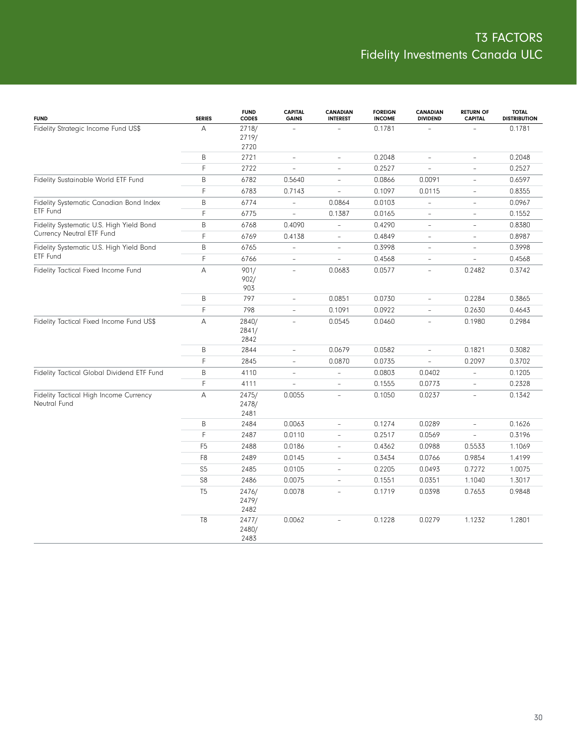# T3 FACTORS
## Fidelity Investments Canada ULC

| FUND | SERIES | FUND CODES | CAPITAL GAINS | CANADIAN INTEREST | FOREIGN INCOME | CANADIAN DIVIDEND | RETURN OF CAPITAL | TOTAL DISTRIBUTION |
|---|---|---|---|---|---|---|---|---|
| Fidelity Strategic Income Fund US$ | A | 2718/ 2719/ 2720 | – | – | 0.1781 | – | – | 0.1781 |
| | B | 2721 | – | – | 0.2048 | – | – | 0.2048 |
| | F | 2722 | – | – | 0.2527 | – | – | 0.2527 |
| Fidelity Sustainable World ETF Fund | B | 6782 | 0.5640 | – | 0.0866 | 0.0091 | – | 0.6597 |
| | F | 6783 | 0.7143 | – | 0.1097 | 0.0115 | – | 0.8355 |
| Fidelity Systematic Canadian Bond Index ETF Fund | B | 6774 | – | 0.0864 | 0.0103 | – | – | 0.0967 |
| | F | 6775 | – | 0.1387 | 0.0165 | – | – | 0.1552 |
| Fidelity Systematic U.S. High Yield Bond Currency Neutral ETF Fund | B | 6768 | 0.4090 | – | 0.4290 | – | – | 0.8380 |
| | F | 6769 | 0.4138 | – | 0.4849 | – | – | 0.8987 |
| Fidelity Systematic U.S. High Yield Bond ETF Fund | B | 6765 | – | – | 0.3998 | – | – | 0.3998 |
| | F | 6766 | – | – | 0.4568 | – | – | 0.4568 |
| Fidelity Tactical Fixed Income Fund | A | 901/ 902/ 903 | – | 0.0683 | 0.0577 | – | 0.2482 | 0.3742 |
| | B | 797 | – | 0.0851 | 0.0730 | – | 0.2284 | 0.3865 |
| | F | 798 | – | 0.1091 | 0.0922 | – | 0.2630 | 0.4643 |
| Fidelity Tactical Fixed Income Fund US$ | A | 2840/ 2841/ 2842 | – | 0.0545 | 0.0460 | – | 0.1980 | 0.2984 |
| | B | 2844 | – | 0.0679 | 0.0582 | – | 0.1821 | 0.3082 |
| | F | 2845 | – | 0.0870 | 0.0735 | – | 0.2097 | 0.3702 |
| Fidelity Tactical Global Dividend ETF Fund | B | 4110 | – | – | 0.0803 | 0.0402 | – | 0.1205 |
| | F | 4111 | – | – | 0.1555 | 0.0773 | – | 0.2328 |
| Fidelity Tactical High Income Currency Neutral Fund | A | 2475/ 2478/ 2481 | 0.0055 | – | 0.1050 | 0.0237 | – | 0.1342 |
| | B | 2484 | 0.0063 | – | 0.1274 | 0.0289 | – | 0.1626 |
| | F | 2487 | 0.0110 | – | 0.2517 | 0.0569 | – | 0.3196 |
| | F5 | 2488 | 0.0186 | – | 0.4362 | 0.0988 | 0.5533 | 1.1069 |
| | F8 | 2489 | 0.0145 | – | 0.3434 | 0.0766 | 0.9854 | 1.4199 |
| | S5 | 2485 | 0.0105 | – | 0.2205 | 0.0493 | 0.7272 | 1.0075 |
| | S8 | 2486 | 0.0075 | – | 0.1551 | 0.0351 | 1.1040 | 1.3017 |
| | T5 | 2476/ 2479/ 2482 | 0.0078 | – | 0.1719 | 0.0398 | 0.7653 | 0.9848 |
| | T8 | 2477/ 2480/ 2483 | 0.0062 | – | 0.1228 | 0.0279 | 1.1232 | 1.2801 |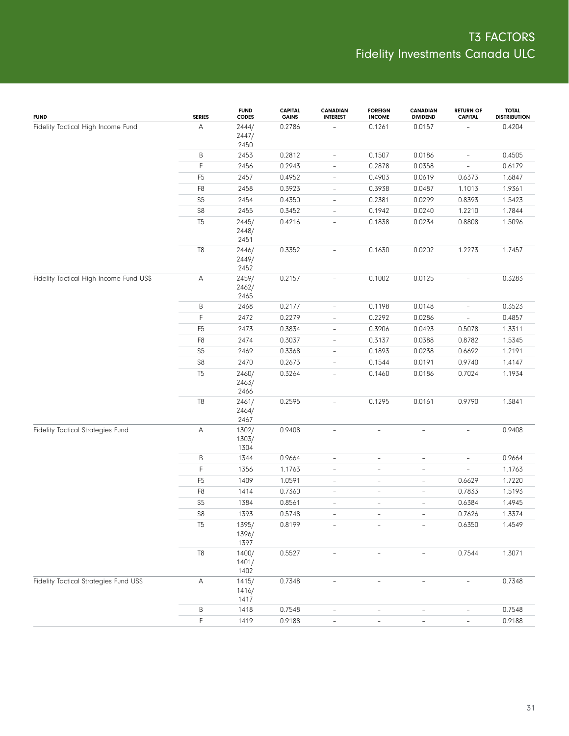# T3 FACTORS
Fidelity Investments Canada ULC

| FUND | SERIES | FUND CODES | CAPITAL GAINS | CANADIAN INTEREST | FOREIGN INCOME | CANADIAN DIVIDEND | RETURN OF CAPITAL | TOTAL DISTRIBUTION |
|---|---|---|---|---|---|---|---|---|
| Fidelity Tactical High Income Fund | A | 2444/ 2447/ 2450 | 0.2786 | – | 0.1261 | 0.0157 | – | 0.4204 |
| | B | 2453 | 0.2812 | – | 0.1507 | 0.0186 | – | 0.4505 |
| | F | 2456 | 0.2943 | – | 0.2878 | 0.0358 | – | 0.6179 |
| | F5 | 2457 | 0.4952 | – | 0.4903 | 0.0619 | 0.6373 | 1.6847 |
| | F8 | 2458 | 0.3923 | – | 0.3938 | 0.0487 | 1.1013 | 1.9361 |
| | S5 | 2454 | 0.4350 | – | 0.2381 | 0.0299 | 0.8393 | 1.5423 |
| | S8 | 2455 | 0.3452 | – | 0.1942 | 0.0240 | 1.2210 | 1.7844 |
| | T5 | 2445/ 2448/ 2451 | 0.4216 | – | 0.1838 | 0.0234 | 0.8808 | 1.5096 |
| | T8 | 2446/ 2449/ 2452 | 0.3352 | – | 0.1630 | 0.0202 | 1.2273 | 1.7457 |
| Fidelity Tactical High Income Fund US$ | A | 2459/ 2462/ 2465 | 0.2157 | – | 0.1002 | 0.0125 | – | 0.3283 |
| | B | 2468 | 0.2177 | – | 0.1198 | 0.0148 | – | 0.3523 |
| | F | 2472 | 0.2279 | – | 0.2292 | 0.0286 | – | 0.4857 |
| | F5 | 2473 | 0.3834 | – | 0.3906 | 0.0493 | 0.5078 | 1.3311 |
| | F8 | 2474 | 0.3037 | – | 0.3137 | 0.0388 | 0.8782 | 1.5345 |
| | S5 | 2469 | 0.3368 | – | 0.1893 | 0.0238 | 0.6692 | 1.2191 |
| | S8 | 2470 | 0.2673 | – | 0.1544 | 0.0191 | 0.9740 | 1.4147 |
| | T5 | 2460/ 2463/ 2466 | 0.3264 | – | 0.1460 | 0.0186 | 0.7024 | 1.1934 |
| | T8 | 2461/ 2464/ 2467 | 0.2595 | – | 0.1295 | 0.0161 | 0.9790 | 1.3841 |
| Fidelity Tactical Strategies Fund | A | 1302/ 1303/ 1304 | 0.9408 | – | – | – | – | 0.9408 |
| | B | 1344 | 0.9664 | – | – | – | – | 0.9664 |
| | F | 1356 | 1.1763 | – | – | – | – | 1.1763 |
| | F5 | 1409 | 1.0591 | – | – | – | 0.6629 | 1.7220 |
| | F8 | 1414 | 0.7360 | – | – | – | 0.7833 | 1.5193 |
| | S5 | 1384 | 0.8561 | – | – | – | 0.6384 | 1.4945 |
| | S8 | 1393 | 0.5748 | – | – | – | 0.7626 | 1.3374 |
| | T5 | 1395/ 1396/ 1397 | 0.8199 | – | – | – | 0.6350 | 1.4549 |
| | T8 | 1400/ 1401/ 1402 | 0.5527 | – | – | – | 0.7544 | 1.3071 |
| Fidelity Tactical Strategies Fund US$ | A | 1415/ 1416/ 1417 | 0.7348 | – | – | – | – | 0.7348 |
| | B | 1418 | 0.7548 | – | – | – | – | 0.7548 |
| | F | 1419 | 0.9188 | – | – | – | – | 0.9188 |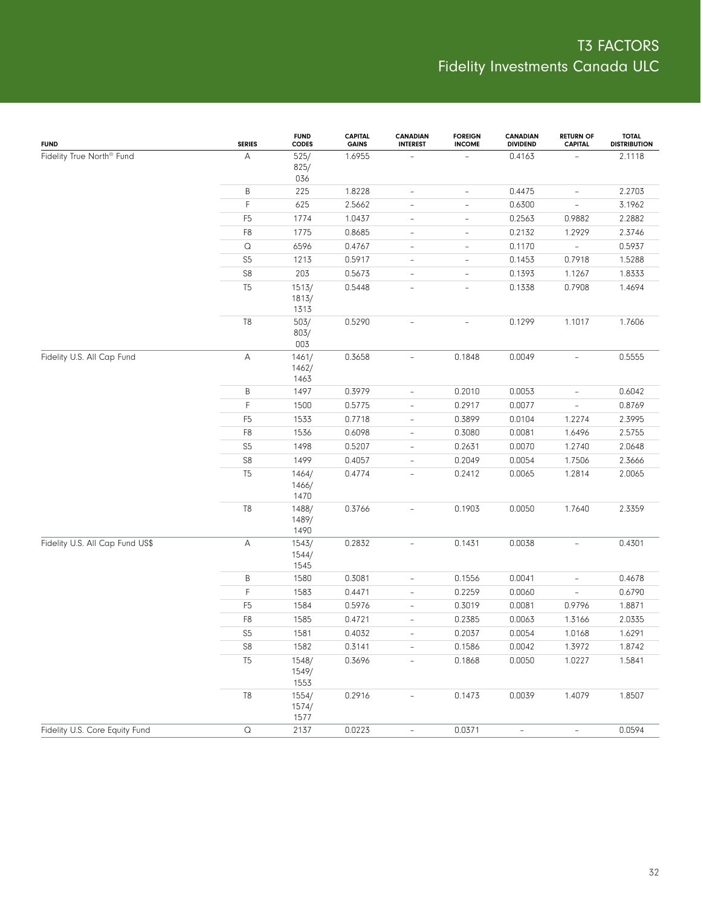| FUND | SERIES | FUND CODES | CAPITAL GAINS | CANADIAN INTEREST | FOREIGN INCOME | CANADIAN DIVIDEND | RETURN OF CAPITAL | TOTAL DISTRIBUTION |
|---|---|---|---|---|---|---|---|---|
| Fidelity True North® Fund | A | 525/ 825/ 036 | 1.6955 | – | – | 0.4163 | – | 2.1118 |
| | B | 225 | 1.8228 | – | – | 0.4475 | – | 2.2703 |
| | F | 625 | 2.5662 | – | – | 0.6300 | – | 3.1962 |
| | F5 | 1774 | 1.0437 | – | – | 0.2563 | 0.9882 | 2.2882 |
| | F8 | 1775 | 0.8685 | – | – | 0.2132 | 1.2929 | 2.3746 |
| | Q | 6596 | 0.4767 | – | – | 0.1170 | – | 0.5937 |
| | S5 | 1213 | 0.5917 | – | – | 0.1453 | 0.7918 | 1.5288 |
| | S8 | 203 | 0.5673 | – | – | 0.1393 | 1.1267 | 1.8333 |
| | T5 | 1513/ 1813/ 1313 | 0.5448 | – | – | 0.1338 | 0.7908 | 1.4694 |
| | T8 | 503/ 803/ 003 | 0.5290 | – | – | 0.1299 | 1.1017 | 1.7606 |
| Fidelity U.S. All Cap Fund | A | 1461/ 1462/ 1463 | 0.3658 | – | 0.1848 | 0.0049 | – | 0.5555 |
| | B | 1497 | 0.3979 | – | 0.2010 | 0.0053 | – | 0.6042 |
| | F | 1500 | 0.5775 | – | 0.2917 | 0.0077 | – | 0.8769 |
| | F5 | 1533 | 0.7718 | – | 0.3899 | 0.0104 | 1.2274 | 2.3995 |
| | F8 | 1536 | 0.6098 | – | 0.3080 | 0.0081 | 1.6496 | 2.5755 |
| | S5 | 1498 | 0.5207 | – | 0.2631 | 0.0070 | 1.2740 | 2.0648 |
| | S8 | 1499 | 0.4057 | – | 0.2049 | 0.0054 | 1.7506 | 2.3666 |
| | T5 | 1464/ 1466/ 1470 | 0.4774 | – | 0.2412 | 0.0065 | 1.2814 | 2.0065 |
| | T8 | 1488/ 1489/ 1490 | 0.3766 | – | 0.1903 | 0.0050 | 1.7640 | 2.3359 |
| Fidelity U.S. All Cap Fund US$ | A | 1543/ 1544/ 1545 | 0.2832 | – | 0.1431 | 0.0038 | – | 0.4301 |
| | B | 1580 | 0.3081 | – | 0.1556 | 0.0041 | – | 0.4678 |
| | F | 1583 | 0.4471 | – | 0.2259 | 0.0060 | – | 0.6790 |
| | F5 | 1584 | 0.5976 | – | 0.3019 | 0.0081 | 0.9796 | 1.8871 |
| | F8 | 1585 | 0.4721 | – | 0.2385 | 0.0063 | 1.3166 | 2.0335 |
| | S5 | 1581 | 0.4032 | – | 0.2037 | 0.0054 | 1.0168 | 1.6291 |
| | S8 | 1582 | 0.3141 | – | 0.1586 | 0.0042 | 1.3972 | 1.8742 |
| | T5 | 1548/ 1549/ 1553 | 0.3696 | – | 0.1868 | 0.0050 | 1.0227 | 1.5841 |
| | T8 | 1554/ 1574/ 1577 | 0.2916 | – | 0.1473 | 0.0039 | 1.4079 | 1.8507 |
| Fidelity U.S. Core Equity Fund | Q | 2137 | 0.0223 | – | 0.0371 | – | – | 0.0594 |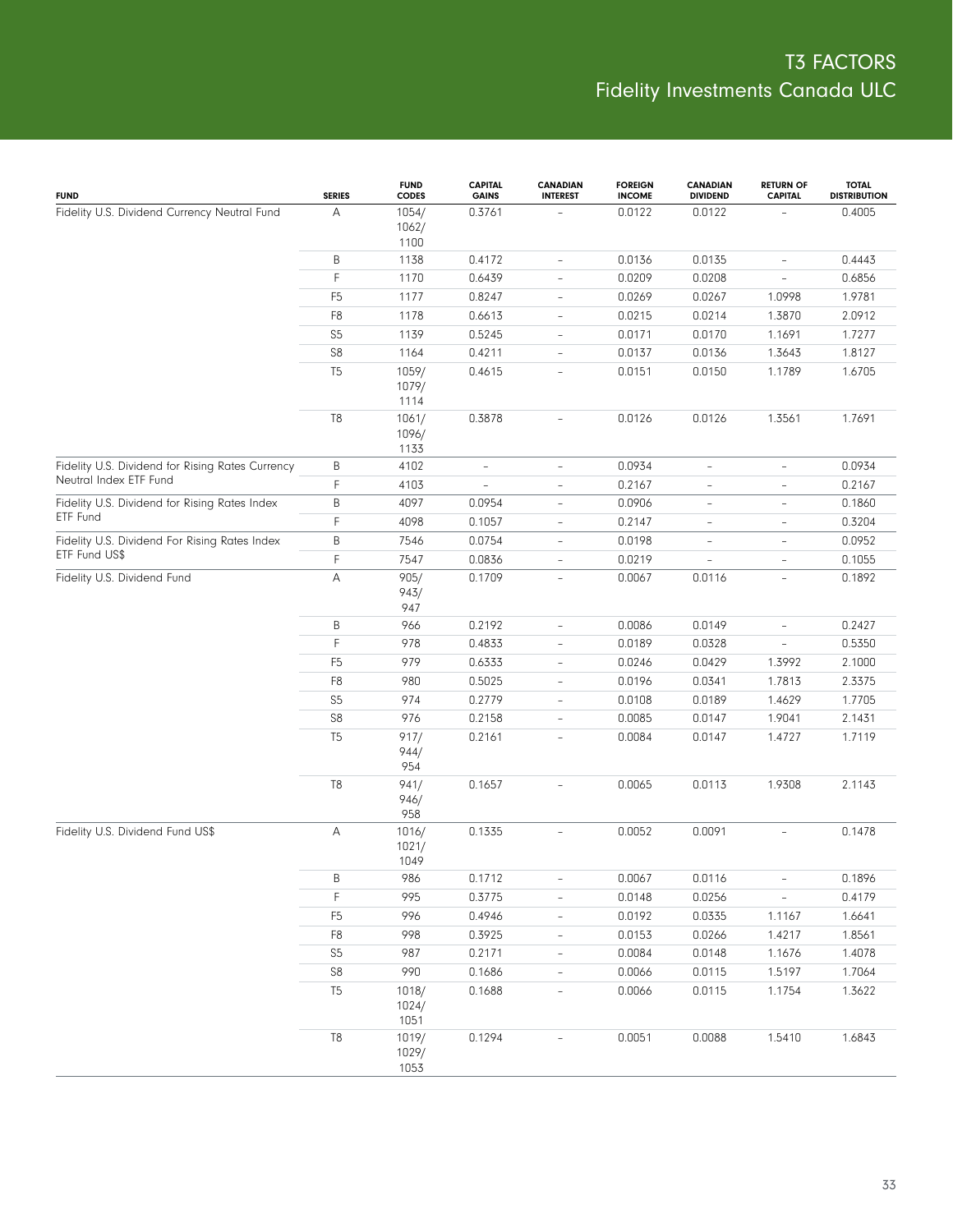# T3 FACTORS
## Fidelity Investments Canada ULC

| FUND | SERIES | FUND CODES | CAPITAL GAINS | CANADIAN INTEREST | FOREIGN INCOME | CANADIAN DIVIDEND | RETURN OF CAPITAL | TOTAL DISTRIBUTION |
|---|---|---|---|---|---|---|---|---|
| Fidelity U.S. Dividend Currency Neutral Fund | A | 1054/ 1062/ 1100 | 0.3761 | – | 0.0122 | 0.0122 | – | 0.4005 |
| | B | 1138 | 0.4172 | – | 0.0136 | 0.0135 | – | 0.4443 |
| | F | 1170 | 0.6439 | – | 0.0209 | 0.0208 | – | 0.6856 |
| | F5 | 1177 | 0.8247 | – | 0.0269 | 0.0267 | 1.0998 | 1.9781 |
| | F8 | 1178 | 0.6613 | – | 0.0215 | 0.0214 | 1.3870 | 2.0912 |
| | S5 | 1139 | 0.5245 | – | 0.0171 | 0.0170 | 1.1691 | 1.7277 |
| | S8 | 1164 | 0.4211 | – | 0.0137 | 0.0136 | 1.3643 | 1.8127 |
| | T5 | 1059/ 1079/ 1114 | 0.4615 | – | 0.0151 | 0.0150 | 1.1789 | 1.6705 |
| | T8 | 1061/ 1096/ 1133 | 0.3878 | – | 0.0126 | 0.0126 | 1.3561 | 1.7691 |
| Fidelity U.S. Dividend for Rising Rates Currency Neutral Index ETF Fund | B | 4102 | – | – | 0.0934 | – | – | 0.0934 |
| | F | 4103 | – | – | 0.2167 | – | – | 0.2167 |
| Fidelity U.S. Dividend for Rising Rates Index ETF Fund | B | 4097 | 0.0954 | – | 0.0906 | – | – | 0.1860 |
| | F | 4098 | 0.1057 | – | 0.2147 | – | – | 0.3204 |
| Fidelity U.S. Dividend For Rising Rates Index ETF Fund US$ | B | 7546 | 0.0754 | – | 0.0198 | – | – | 0.0952 |
| | F | 7547 | 0.0836 | – | 0.0219 | – | – | 0.1055 |
| Fidelity U.S. Dividend Fund | A | 905/ 943/ 947 | 0.1709 | – | 0.0067 | 0.0116 | – | 0.1892 |
| | B | 966 | 0.2192 | – | 0.0086 | 0.0149 | – | 0.2427 |
| | F | 978 | 0.4833 | – | 0.0189 | 0.0328 | – | 0.5350 |
| | F5 | 979 | 0.6333 | – | 0.0246 | 0.0429 | 1.3992 | 2.1000 |
| | F8 | 980 | 0.5025 | – | 0.0196 | 0.0341 | 1.7813 | 2.3375 |
| | S5 | 974 | 0.2779 | – | 0.0108 | 0.0189 | 1.4629 | 1.7705 |
| | S8 | 976 | 0.2158 | – | 0.0085 | 0.0147 | 1.9041 | 2.1431 |
| | T5 | 917/ 944/ 954 | 0.2161 | – | 0.0084 | 0.0147 | 1.4727 | 1.7119 |
| | T8 | 941/ 946/ 958 | 0.1657 | – | 0.0065 | 0.0113 | 1.9308 | 2.1143 |
| Fidelity U.S. Dividend Fund US$ | A | 1016/ 1021/ 1049 | 0.1335 | – | 0.0052 | 0.0091 | – | 0.1478 |
| | B | 986 | 0.1712 | – | 0.0067 | 0.0116 | – | 0.1896 |
| | F | 995 | 0.3775 | – | 0.0148 | 0.0256 | – | 0.4179 |
| | F5 | 996 | 0.4946 | – | 0.0192 | 0.0335 | 1.1167 | 1.6641 |
| | F8 | 998 | 0.3925 | – | 0.0153 | 0.0266 | 1.4217 | 1.8561 |
| | S5 | 987 | 0.2171 | – | 0.0084 | 0.0148 | 1.1676 | 1.4078 |
| | S8 | 990 | 0.1686 | – | 0.0066 | 0.0115 | 1.5197 | 1.7064 |
| | T5 | 1018/ 1024/ 1051 | 0.1688 | – | 0.0066 | 0.0115 | 1.1754 | 1.3622 |
| | T8 | 1019/ 1029/ 1053 | 0.1294 | – | 0.0051 | 0.0088 | 1.5410 | 1.6843 |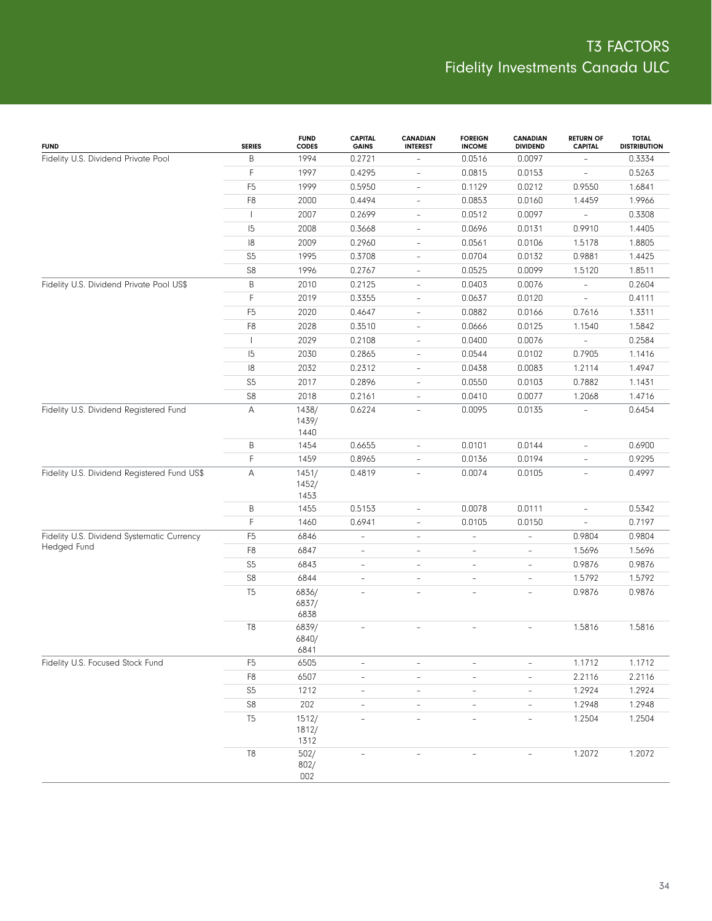# T3 FACTORS
## Fidelity Investments Canada ULC

| FUND | SERIES | FUND CODES | CAPITAL GAINS | CANADIAN INTEREST | FOREIGN INCOME | CANADIAN DIVIDEND | RETURN OF CAPITAL | TOTAL DISTRIBUTION |
|---|---|---|---|---|---|---|---|---|
| Fidelity U.S. Dividend Private Pool | B | 1994 | 0.2721 | – | 0.0516 | 0.0097 | – | 0.3334 |
| | F | 1997 | 0.4295 | – | 0.0815 | 0.0153 | – | 0.5263 |
| | F5 | 1999 | 0.5950 | – | 0.1129 | 0.0212 | 0.9550 | 1.6841 |
| | F8 | 2000 | 0.4494 | – | 0.0853 | 0.0160 | 1.4459 | 1.9966 |
| | I | 2007 | 0.2699 | – | 0.0512 | 0.0097 | – | 0.3308 |
| | I5 | 2008 | 0.3668 | – | 0.0696 | 0.0131 | 0.9910 | 1.4405 |
| | I8 | 2009 | 0.2960 | – | 0.0561 | 0.0106 | 1.5178 | 1.8805 |
| | S5 | 1995 | 0.3708 | – | 0.0704 | 0.0132 | 0.9881 | 1.4425 |
| | S8 | 1996 | 0.2767 | – | 0.0525 | 0.0099 | 1.5120 | 1.8511 |
| Fidelity U.S. Dividend Private Pool US$ | B | 2010 | 0.2125 | – | 0.0403 | 0.0076 | – | 0.2604 |
| | F | 2019 | 0.3355 | – | 0.0637 | 0.0120 | – | 0.4111 |
| | F5 | 2020 | 0.4647 | – | 0.0882 | 0.0166 | 0.7616 | 1.3311 |
| | F8 | 2028 | 0.3510 | – | 0.0666 | 0.0125 | 1.1540 | 1.5842 |
| | I | 2029 | 0.2108 | – | 0.0400 | 0.0076 | – | 0.2584 |
| | I5 | 2030 | 0.2865 | – | 0.0544 | 0.0102 | 0.7905 | 1.1416 |
| | I8 | 2032 | 0.2312 | – | 0.0438 | 0.0083 | 1.2114 | 1.4947 |
| | S5 | 2017 | 0.2896 | – | 0.0550 | 0.0103 | 0.7882 | 1.1431 |
| | S8 | 2018 | 0.2161 | – | 0.0410 | 0.0077 | 1.2068 | 1.4716 |
| Fidelity U.S. Dividend Registered Fund | A | 1438/ 1439/ 1440 | 0.6224 | – | 0.0095 | 0.0135 | – | 0.6454 |
| | B | 1454 | 0.6655 | – | 0.0101 | 0.0144 | – | 0.6900 |
| | F | 1459 | 0.8965 | – | 0.0136 | 0.0194 | – | 0.9295 |
| Fidelity U.S. Dividend Registered Fund US$ | A | 1451/ 1452/ 1453 | 0.4819 | – | 0.0074 | 0.0105 | – | 0.4997 |
| | B | 1455 | 0.5153 | – | 0.0078 | 0.0111 | – | 0.5342 |
| | F | 1460 | 0.6941 | – | 0.0105 | 0.0150 | – | 0.7197 |
| Fidelity U.S. Dividend Systematic Currency Hedged Fund | F5 | 6846 | – | – | – | – | 0.9804 | 0.9804 |
| | F8 | 6847 | – | – | – | – | 1.5696 | 1.5696 |
| | S5 | 6843 | – | – | – | – | 0.9876 | 0.9876 |
| | S8 | 6844 | – | – | – | – | 1.5792 | 1.5792 |
| | T5 | 6836/ 6837/ 6838 | – | – | – | – | 0.9876 | 0.9876 |
| | T8 | 6839/ 6840/ 6841 | – | – | – | – | 1.5816 | 1.5816 |
| Fidelity U.S. Focused Stock Fund | F5 | 6505 | – | – | – | – | 1.1712 | 1.1712 |
| | F8 | 6507 | – | – | – | – | 2.2116 | 2.2116 |
| | S5 | 1212 | – | – | – | – | 1.2924 | 1.2924 |
| | S8 | 202 | – | – | – | – | 1.2948 | 1.2948 |
| | T5 | 1512/ 1812/ 1312 | – | – | – | – | 1.2504 | 1.2504 |
| | T8 | 502/ 802/ 002 | – | – | – | – | 1.2072 | 1.2072 |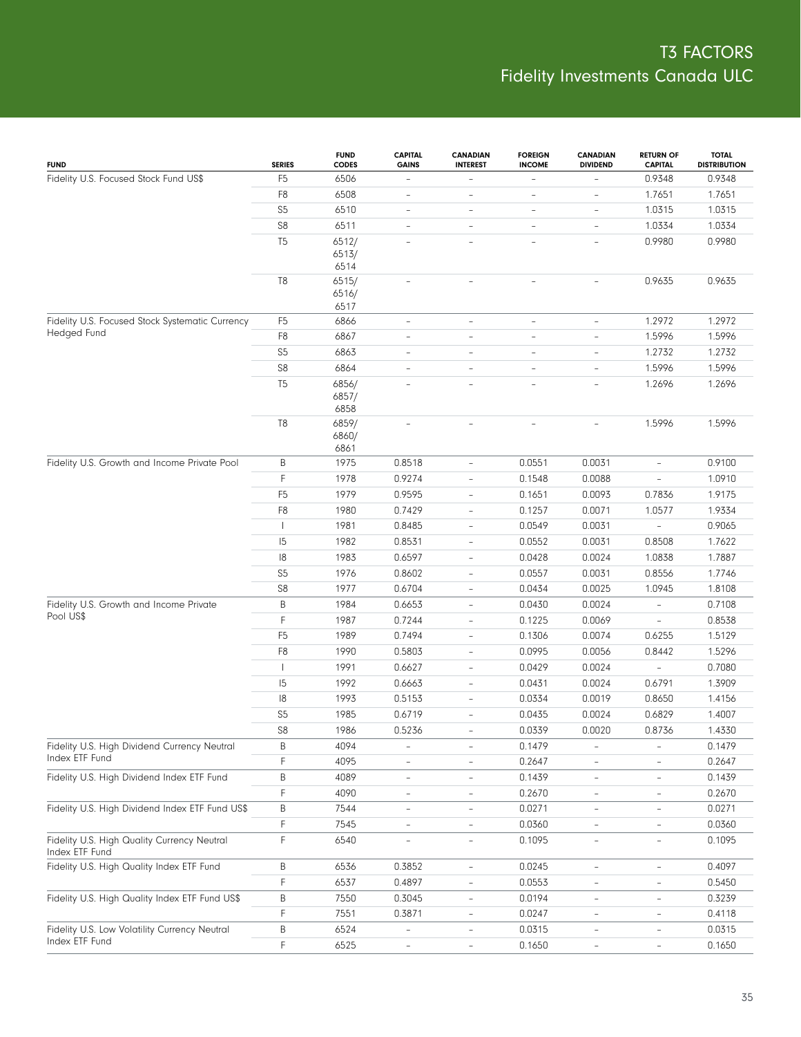# T3 FACTORS
Fidelity Investments Canada ULC

| FUND | SERIES | FUND CODES | CAPITAL GAINS | CANADIAN INTEREST | FOREIGN INCOME | CANADIAN DIVIDEND | RETURN OF CAPITAL | TOTAL DISTRIBUTION |
|---|---|---|---|---|---|---|---|---|
| Fidelity U.S. Focused Stock Fund US$ | F5 | 6506 | – | – | – | – | 0.9348 | 0.9348 |
| | F8 | 6508 | – | – | – | – | 1.7651 | 1.7651 |
| | S5 | 6510 | – | – | – | – | 1.0315 | 1.0315 |
| | S8 | 6511 | – | – | – | – | 1.0334 | 1.0334 |
| | T5 | 6512/ 6513/ 6514 | – | – | – | – | 0.9980 | 0.9980 |
| | T8 | 6515/ 6516/ 6517 | – | – | – | – | 0.9635 | 0.9635 |
| Fidelity U.S. Focused Stock Systematic Currency Hedged Fund | F5 | 6866 | – | – | – | – | 1.2972 | 1.2972 |
| | F8 | 6867 | – | – | – | – | 1.5996 | 1.5996 |
| | S5 | 6863 | – | – | – | – | 1.2732 | 1.2732 |
| | S8 | 6864 | – | – | – | – | 1.5996 | 1.5996 |
| | T5 | 6856/ 6857/ 6858 | – | – | – | – | 1.2696 | 1.2696 |
| | T8 | 6859/ 6860/ 6861 | – | – | – | – | 1.5996 | 1.5996 |
| Fidelity U.S. Growth and Income Private Pool | B | 1975 | 0.8518 | – | 0.0551 | 0.0031 | – | 0.9100 |
| | F | 1978 | 0.9274 | – | 0.1548 | 0.0088 | – | 1.0910 |
| | F5 | 1979 | 0.9595 | – | 0.1651 | 0.0093 | 0.7836 | 1.9175 |
| | F8 | 1980 | 0.7429 | – | 0.1257 | 0.0071 | 1.0577 | 1.9334 |
| | I | 1981 | 0.8485 | – | 0.0549 | 0.0031 | – | 0.9065 |
| | I5 | 1982 | 0.8531 | – | 0.0552 | 0.0031 | 0.8508 | 1.7622 |
| | I8 | 1983 | 0.6597 | – | 0.0428 | 0.0024 | 1.0838 | 1.7887 |
| | S5 | 1976 | 0.8602 | – | 0.0557 | 0.0031 | 0.8556 | 1.7746 |
| | S8 | 1977 | 0.6704 | – | 0.0434 | 0.0025 | 1.0945 | 1.8108 |
| Fidelity U.S. Growth and Income Private Pool US$ | B | 1984 | 0.6653 | – | 0.0430 | 0.0024 | – | 0.7108 |
| | F | 1987 | 0.7244 | – | 0.1225 | 0.0069 | – | 0.8538 |
| | F5 | 1989 | 0.7494 | – | 0.1306 | 0.0074 | 0.6255 | 1.5129 |
| | F8 | 1990 | 0.5803 | – | 0.0995 | 0.0056 | 0.8442 | 1.5296 |
| | I | 1991 | 0.6627 | – | 0.0429 | 0.0024 | – | 0.7080 |
| | I5 | 1992 | 0.6663 | – | 0.0431 | 0.0024 | 0.6791 | 1.3909 |
| | I8 | 1993 | 0.5153 | – | 0.0334 | 0.0019 | 0.8650 | 1.4156 |
| | S5 | 1985 | 0.6719 | – | 0.0435 | 0.0024 | 0.6829 | 1.4007 |
| | S8 | 1986 | 0.5236 | – | 0.0339 | 0.0020 | 0.8736 | 1.4330 |
| Fidelity U.S. High Dividend Currency Neutral Index ETF Fund | B | 4094 | – | – | 0.1479 | – | – | 0.1479 |
| | F | 4095 | – | – | 0.2647 | – | – | 0.2647 |
| Fidelity U.S. High Dividend Index ETF Fund | B | 4089 | – | – | 0.1439 | – | – | 0.1439 |
| | F | 4090 | – | – | 0.2670 | – | – | 0.2670 |
| Fidelity U.S. High Dividend Index ETF Fund US$ | B | 7544 | – | – | 0.0271 | – | – | 0.0271 |
| | F | 7545 | – | – | 0.0360 | – | – | 0.0360 |
| Fidelity U.S. High Quality Currency Neutral Index ETF Fund | F | 6540 | – | – | 0.1095 | – | – | 0.1095 |
| Fidelity U.S. High Quality Index ETF Fund | B | 6536 | 0.3852 | – | 0.0245 | – | – | 0.4097 |
| | F | 6537 | 0.4897 | – | 0.0553 | – | – | 0.5450 |
| Fidelity U.S. High Quality Index ETF Fund US$ | B | 7550 | 0.3045 | – | 0.0194 | – | – | 0.3239 |
| | F | 7551 | 0.3871 | – | 0.0247 | – | – | 0.4118 |
| Fidelity U.S. Low Volatility Currency Neutral Index ETF Fund | B | 6524 | – | – | 0.0315 | – | – | 0.0315 |
| | F | 6525 | – | – | 0.1650 | – | – | 0.1650 |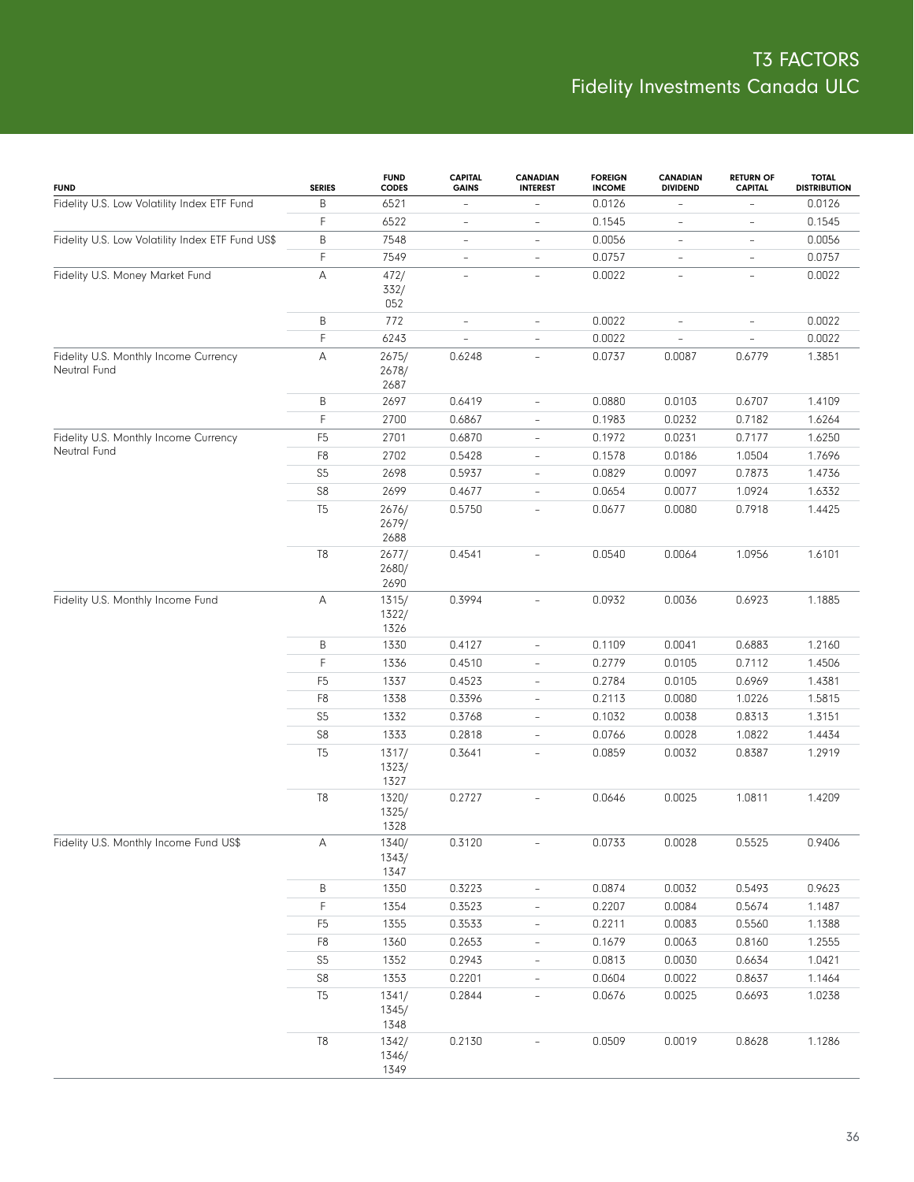# T3 FACTORS
## Fidelity Investments Canada ULC

| FUND | SERIES | FUND CODES | CAPITAL GAINS | CANADIAN INTEREST | FOREIGN INCOME | CANADIAN DIVIDEND | RETURN OF CAPITAL | TOTAL DISTRIBUTION |
|---|---|---|---|---|---|---|---|---|
| Fidelity U.S. Low Volatility Index ETF Fund | B | 6521 | – | – | 0.0126 | – | – | 0.0126 |
| | F | 6522 | – | – | 0.1545 | – | – | 0.1545 |
| Fidelity U.S. Low Volatility Index ETF Fund US$ | B | 7548 | – | – | 0.0056 | – | – | 0.0056 |
| | F | 7549 | – | – | 0.0757 | – | – | 0.0757 |
| Fidelity U.S. Money Market Fund | A | 472/ 332/ 052 | – | – | 0.0022 | – | – | 0.0022 |
| | B | 772 | – | – | 0.0022 | – | – | 0.0022 |
| | F | 6243 | – | – | 0.0022 | – | – | 0.0022 |
| Fidelity U.S. Monthly Income Currency Neutral Fund | A | 2675/ 2678/ 2687 | 0.6248 | – | 0.0737 | 0.0087 | 0.6779 | 1.3851 |
| | B | 2697 | 0.6419 | – | 0.0880 | 0.0103 | 0.6707 | 1.4109 |
| | F | 2700 | 0.6867 | – | 0.1983 | 0.0232 | 0.7182 | 1.6264 |
| Fidelity U.S. Monthly Income Currency Neutral Fund | F5 | 2701 | 0.6870 | – | 0.1972 | 0.0231 | 0.7177 | 1.6250 |
| | F8 | 2702 | 0.5428 | – | 0.1578 | 0.0186 | 1.0504 | 1.7696 |
| | S5 | 2698 | 0.5937 | – | 0.0829 | 0.0097 | 0.7873 | 1.4736 |
| | S8 | 2699 | 0.4677 | – | 0.0654 | 0.0077 | 1.0924 | 1.6332 |
| | T5 | 2676/ 2679/ 2688 | 0.5750 | – | 0.0677 | 0.0080 | 0.7918 | 1.4425 |
| | T8 | 2677/ 2680/ 2690 | 0.4541 | – | 0.0540 | 0.0064 | 1.0956 | 1.6101 |
| Fidelity U.S. Monthly Income Fund | A | 1315/ 1322/ 1326 | 0.3994 | – | 0.0932 | 0.0036 | 0.6923 | 1.1885 |
| | B | 1330 | 0.4127 | – | 0.1109 | 0.0041 | 0.6883 | 1.2160 |
| | F | 1336 | 0.4510 | – | 0.2779 | 0.0105 | 0.7112 | 1.4506 |
| | F5 | 1337 | 0.4523 | – | 0.2784 | 0.0105 | 0.6969 | 1.4381 |
| | F8 | 1338 | 0.3396 | – | 0.2113 | 0.0080 | 1.0226 | 1.5815 |
| | S5 | 1332 | 0.3768 | – | 0.1032 | 0.0038 | 0.8313 | 1.3151 |
| | S8 | 1333 | 0.2818 | – | 0.0766 | 0.0028 | 1.0822 | 1.4434 |
| | T5 | 1317/ 1323/ 1327 | 0.3641 | – | 0.0859 | 0.0032 | 0.8387 | 1.2919 |
| | T8 | 1320/ 1325/ 1328 | 0.2727 | – | 0.0646 | 0.0025 | 1.0811 | 1.4209 |
| Fidelity U.S. Monthly Income Fund US$ | A | 1340/ 1343/ 1347 | 0.3120 | – | 0.0733 | 0.0028 | 0.5525 | 0.9406 |
| | B | 1350 | 0.3223 | – | 0.0874 | 0.0032 | 0.5493 | 0.9623 |
| | F | 1354 | 0.3523 | – | 0.2207 | 0.0084 | 0.5674 | 1.1487 |
| | F5 | 1355 | 0.3533 | – | 0.2211 | 0.0083 | 0.5560 | 1.1388 |
| | F8 | 1360 | 0.2653 | – | 0.1679 | 0.0063 | 0.8160 | 1.2555 |
| | S5 | 1352 | 0.2943 | – | 0.0813 | 0.0030 | 0.6634 | 1.0421 |
| | S8 | 1353 | 0.2201 | – | 0.0604 | 0.0022 | 0.8637 | 1.1464 |
| | T5 | 1341/ 1345/ 1348 | 0.2844 | – | 0.0676 | 0.0025 | 0.6693 | 1.0238 |
| | T8 | 1342/ 1346/ 1349 | 0.2130 | – | 0.0509 | 0.0019 | 0.8628 | 1.1286 |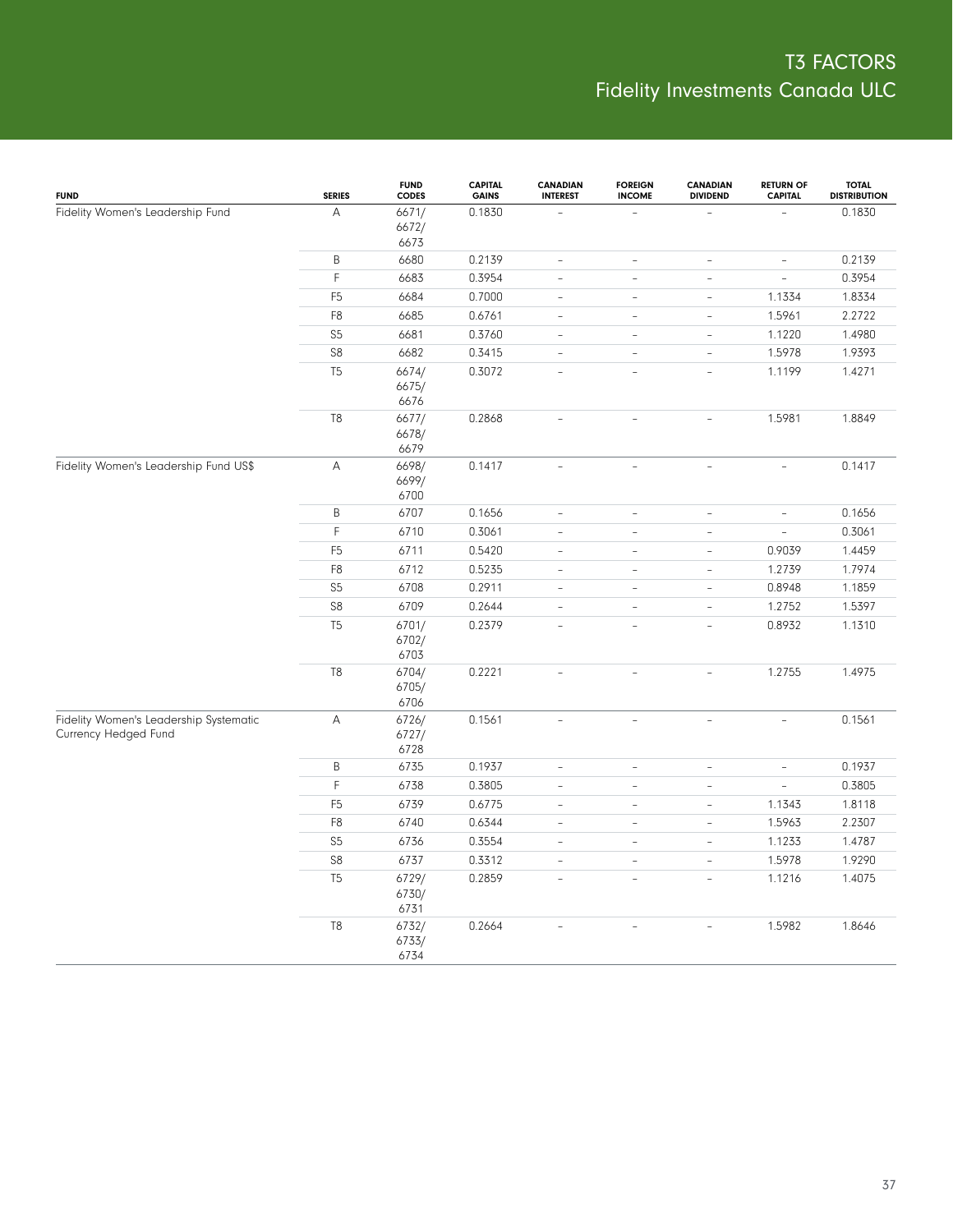# T3 FACTORS
## Fidelity Investments Canada ULC

| FUND | SERIES | FUND CODES | CAPITAL GAINS | CANADIAN INTEREST | FOREIGN INCOME | CANADIAN DIVIDEND | RETURN OF CAPITAL | TOTAL DISTRIBUTION |
|---|---|---|---|---|---|---|---|---|
| Fidelity Women's Leadership Fund | A | 6671/ 6672/ 6673 | 0.1830 | – | – | – | – | 0.1830 |
| | B | 6680 | 0.2139 | – | – | – | – | 0.2139 |
| | F | 6683 | 0.3954 | – | – | – | – | 0.3954 |
| | F5 | 6684 | 0.7000 | – | – | – | 1.1334 | 1.8334 |
| | F8 | 6685 | 0.6761 | – | – | – | 1.5961 | 2.2722 |
| | S5 | 6681 | 0.3760 | – | – | – | 1.1220 | 1.4980 |
| | S8 | 6682 | 0.3415 | – | – | – | 1.5978 | 1.9393 |
| | T5 | 6674/ 6675/ 6676 | 0.3072 | – | – | – | 1.1199 | 1.4271 |
| | T8 | 6677/ 6678/ 6679 | 0.2868 | – | – | – | 1.5981 | 1.8849 |
| Fidelity Women's Leadership Fund US$ | A | 6698/ 6699/ 6700 | 0.1417 | – | – | – | – | 0.1417 |
| | B | 6707 | 0.1656 | – | – | – | – | 0.1656 |
| | F | 6710 | 0.3061 | – | – | – | – | 0.3061 |
| | F5 | 6711 | 0.5420 | – | – | – | 0.9039 | 1.4459 |
| | F8 | 6712 | 0.5235 | – | – | – | 1.2739 | 1.7974 |
| | S5 | 6708 | 0.2911 | – | – | – | 0.8948 | 1.1859 |
| | S8 | 6709 | 0.2644 | – | – | – | 1.2752 | 1.5397 |
| | T5 | 6701/ 6702/ 6703 | 0.2379 | – | – | – | 0.8932 | 1.1310 |
| | T8 | 6704/ 6705/ 6706 | 0.2221 | – | – | – | 1.2755 | 1.4975 |
| Fidelity Women's Leadership Systematic Currency Hedged Fund | A | 6726/ 6727/ 6728 | 0.1561 | – | – | – | – | 0.1561 |
| | B | 6735 | 0.1937 | – | – | – | – | 0.1937 |
| | F | 6738 | 0.3805 | – | – | – | – | 0.3805 |
| | F5 | 6739 | 0.6775 | – | – | – | 1.1343 | 1.8118 |
| | F8 | 6740 | 0.6344 | – | – | – | 1.5963 | 2.2307 |
| | S5 | 6736 | 0.3554 | – | – | – | 1.1233 | 1.4787 |
| | S8 | 6737 | 0.3312 | – | – | – | 1.5978 | 1.9290 |
| | T5 | 6729/ 6730/ 6731 | 0.2859 | – | – | – | 1.1216 | 1.4075 |
| | T8 | 6732/ 6733/ 6734 | 0.2664 | – | – | – | 1.5982 | 1.8646 |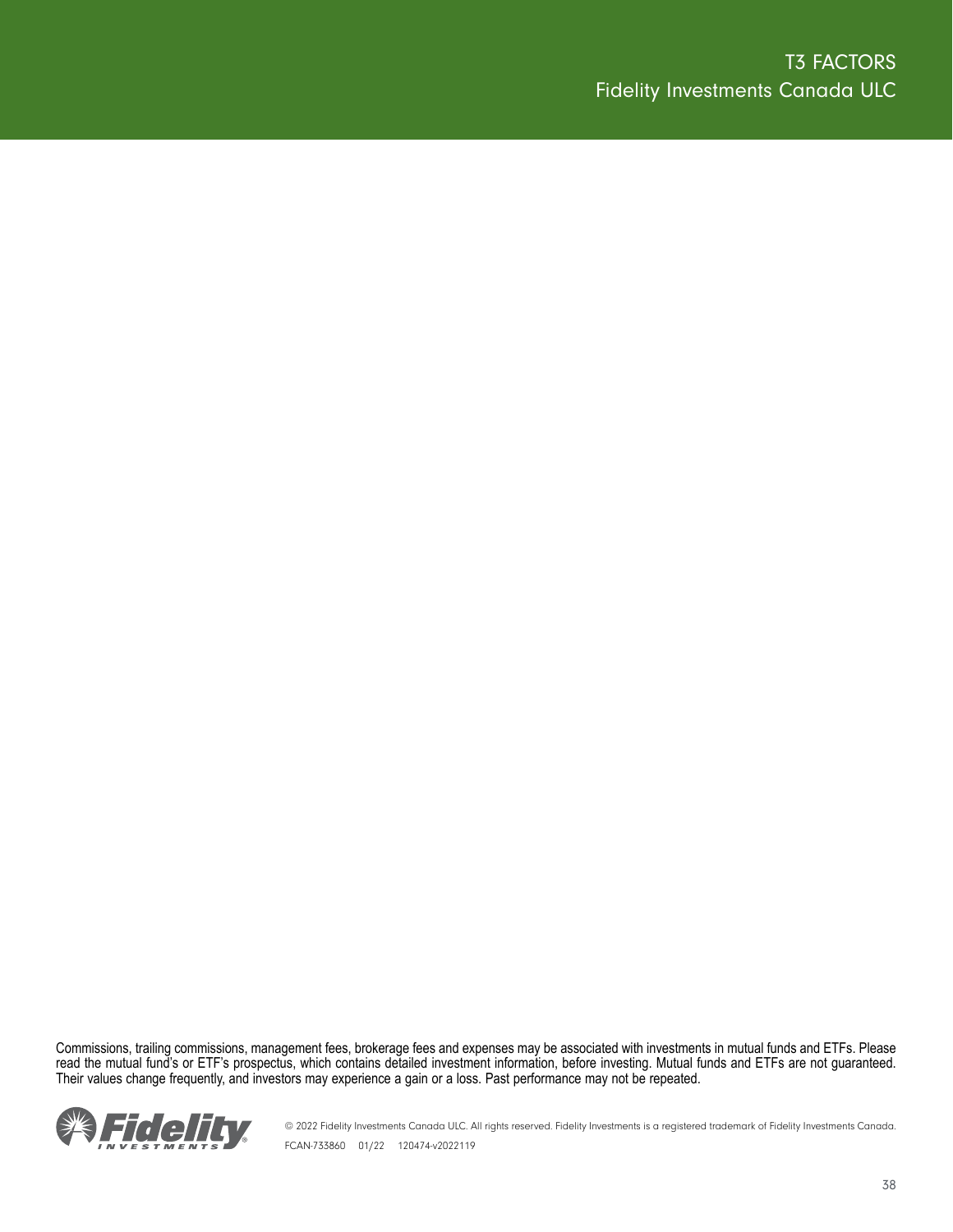Commissions, trailing commissions, management fees, brokerage fees and expenses may be associated with investments in mutual funds and ETFs. Please read the mutual fund's or ETF's prospectus, which contains detailed investment information, before investing. Mutual funds and ETFs are not guaranteed. Their values change frequently, and investors may experience a gain or a loss. Past performance may not be repeated.

© 2022 Fidelity Investments Canada ULC. All rights reserved. Fidelity Investments is a registered trademark of Fidelity Investments Canada.

FCAN-733860 01/22 120474-v2022119